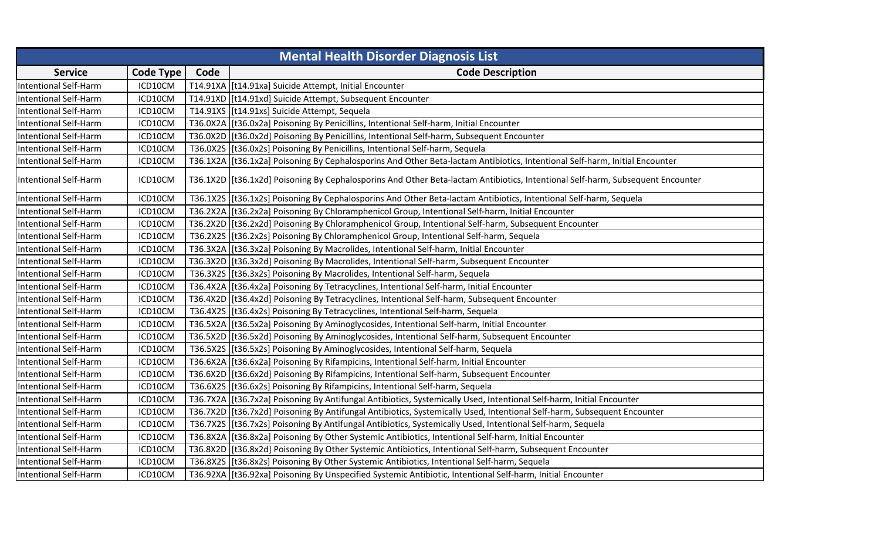| Mental Health Disorder Diagnosis List | | | |
|---|---|---|---|
| **Service** | **Code Type** | **Code** | **Code Description** |
| Intentional Self-Harm | ICD10CM | T14.91XA | [t14.91xa] Suicide Attempt, Initial Encounter |
| Intentional Self-Harm | ICD10CM | T14.91XD | [t14.91xd] Suicide Attempt, Subsequent Encounter |
| Intentional Self-Harm | ICD10CM | T14.91XS | [t14.91xs] Suicide Attempt, Sequela |
| Intentional Self-Harm | ICD10CM | T36.0X2A | [t36.0x2a] Poisoning By Penicillins, Intentional Self-harm, Initial Encounter |
| Intentional Self-Harm | ICD10CM | T36.0X2D | [t36.0x2d] Poisoning By Penicillins, Intentional Self-harm, Subsequent Encounter |
| Intentional Self-Harm | ICD10CM | T36.0X2S | [t36.0x2s] Poisoning By Penicillins, Intentional Self-harm, Sequela |
| Intentional Self-Harm | ICD10CM | T36.1X2A | [t36.1x2a] Poisoning By Cephalosporins And Other Beta-lactam Antibiotics, Intentional Self-harm, Initial Encounter |
| Intentional Self-Harm | ICD10CM | T36.1X2D | [t36.1x2d] Poisoning By Cephalosporins And Other Beta-lactam Antibiotics, Intentional Self-harm, Subsequent Encounter |
| Intentional Self-Harm | ICD10CM | T36.1X2S | [t36.1x2s] Poisoning By Cephalosporins And Other Beta-lactam Antibiotics, Intentional Self-harm, Sequela |
| Intentional Self-Harm | ICD10CM | T36.2X2A | [t36.2x2a] Poisoning By Chloramphenicol Group, Intentional Self-harm, Initial Encounter |
| Intentional Self-Harm | ICD10CM | T36.2X2D | [t36.2x2d] Poisoning By Chloramphenicol Group, Intentional Self-harm, Subsequent Encounter |
| Intentional Self-Harm | ICD10CM | T36.2X2S | [t36.2x2s] Poisoning By Chloramphenicol Group, Intentional Self-harm, Sequela |
| Intentional Self-Harm | ICD10CM | T36.3X2A | [t36.3x2a] Poisoning By Macrolides, Intentional Self-harm, Initial Encounter |
| Intentional Self-Harm | ICD10CM | T36.3X2D | [t36.3x2d] Poisoning By Macrolides, Intentional Self-harm, Subsequent Encounter |
| Intentional Self-Harm | ICD10CM | T36.3X2S | [t36.3x2s] Poisoning By Macrolides, Intentional Self-harm, Sequela |
| Intentional Self-Harm | ICD10CM | T36.4X2A | [t36.4x2a] Poisoning By Tetracyclines, Intentional Self-harm, Initial Encounter |
| Intentional Self-Harm | ICD10CM | T36.4X2D | [t36.4x2d] Poisoning By Tetracyclines, Intentional Self-harm, Subsequent Encounter |
| Intentional Self-Harm | ICD10CM | T36.4X2S | [t36.4x2s] Poisoning By Tetracyclines, Intentional Self-harm, Sequela |
| Intentional Self-Harm | ICD10CM | T36.5X2A | [t36.5x2a] Poisoning By Aminoglycosides, Intentional Self-harm, Initial Encounter |
| Intentional Self-Harm | ICD10CM | T36.5X2D | [t36.5x2d] Poisoning By Aminoglycosides, Intentional Self-harm, Subsequent Encounter |
| Intentional Self-Harm | ICD10CM | T36.5X2S | [t36.5x2s] Poisoning By Aminoglycosides, Intentional Self-harm, Sequela |
| Intentional Self-Harm | ICD10CM | T36.6X2A | [t36.6x2a] Poisoning By Rifampicins, Intentional Self-harm, Initial Encounter |
| Intentional Self-Harm | ICD10CM | T36.6X2D | [t36.6x2d] Poisoning By Rifampicins, Intentional Self-harm, Subsequent Encounter |
| Intentional Self-Harm | ICD10CM | T36.6X2S | [t36.6x2s] Poisoning By Rifampicins, Intentional Self-harm, Sequela |
| Intentional Self-Harm | ICD10CM | T36.7X2A | [t36.7x2a] Poisoning By Antifungal Antibiotics, Systemically Used, Intentional Self-harm, Initial Encounter |
| Intentional Self-Harm | ICD10CM | T36.7X2D | [t36.7x2d] Poisoning By Antifungal Antibiotics, Systemically Used, Intentional Self-harm, Subsequent Encounter |
| Intentional Self-Harm | ICD10CM | T36.7X2S | [t36.7x2s] Poisoning By Antifungal Antibiotics, Systemically Used, Intentional Self-harm, Sequela |
| Intentional Self-Harm | ICD10CM | T36.8X2A | [t36.8x2a] Poisoning By Other Systemic Antibiotics, Intentional Self-harm, Initial Encounter |
| Intentional Self-Harm | ICD10CM | T36.8X2D | [t36.8x2d] Poisoning By Other Systemic Antibiotics, Intentional Self-harm, Subsequent Encounter |
| Intentional Self-Harm | ICD10CM | T36.8X2S | [t36.8x2s] Poisoning By Other Systemic Antibiotics, Intentional Self-harm, Sequela |
| Intentional Self-Harm | ICD10CM | T36.92XA | [t36.92xa] Poisoning By Unspecified Systemic Antibiotic, Intentional Self-harm, Initial Encounter |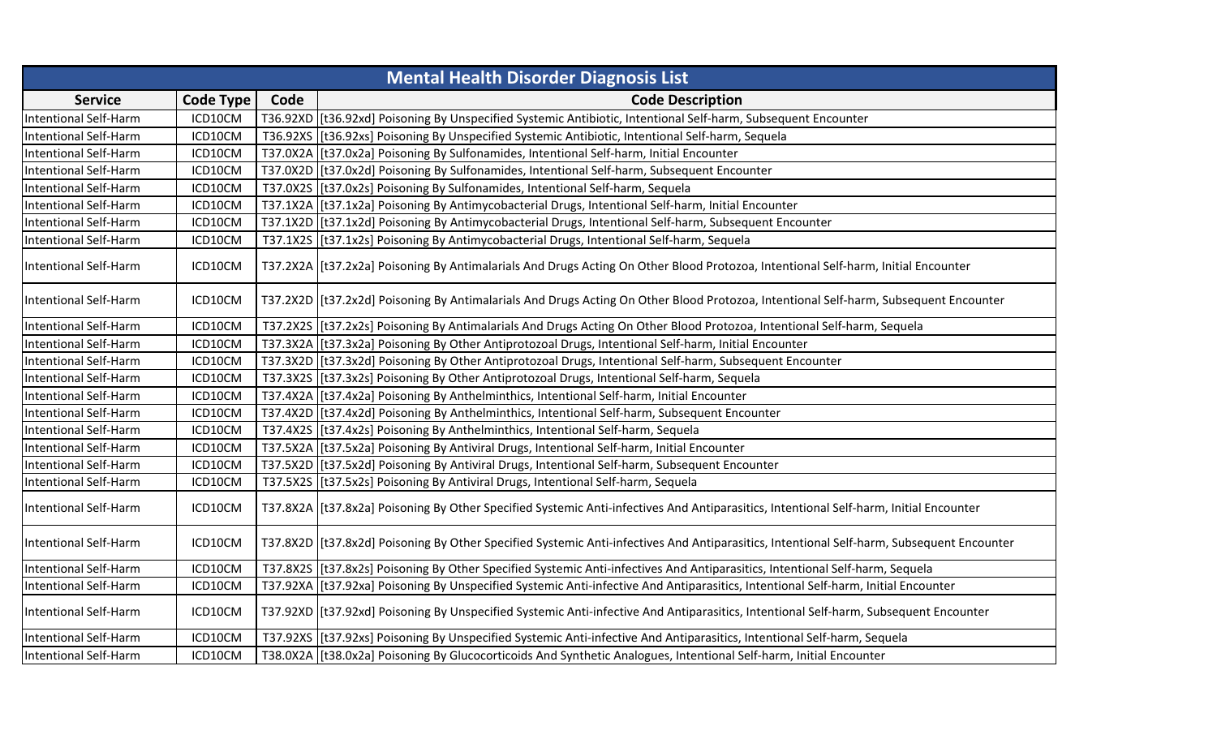| Mental Health Disorder Diagnosis List | | | |
|---|---|---|---|
| **Service** | **Code Type** | **Code** | **Code Description** |
| Intentional Self-Harm | ICD10CM | T36.92XD | [t36.92xd] Poisoning By Unspecified Systemic Antibiotic, Intentional Self-harm, Subsequent Encounter |
| Intentional Self-Harm | ICD10CM | T36.92XS | [t36.92xs] Poisoning By Unspecified Systemic Antibiotic, Intentional Self-harm, Sequela |
| Intentional Self-Harm | ICD10CM | T37.0X2A | [t37.0x2a] Poisoning By Sulfonamides, Intentional Self-harm, Initial Encounter |
| Intentional Self-Harm | ICD10CM | T37.0X2D | [t37.0x2d] Poisoning By Sulfonamides, Intentional Self-harm, Subsequent Encounter |
| Intentional Self-Harm | ICD10CM | T37.0X2S | [t37.0x2s] Poisoning By Sulfonamides, Intentional Self-harm, Sequela |
| Intentional Self-Harm | ICD10CM | T37.1X2A | [t37.1x2a] Poisoning By Antimycobacterial Drugs, Intentional Self-harm, Initial Encounter |
| Intentional Self-Harm | ICD10CM | T37.1X2D | [t37.1x2d] Poisoning By Antimycobacterial Drugs, Intentional Self-harm, Subsequent Encounter |
| Intentional Self-Harm | ICD10CM | T37.1X2S | [t37.1x2s] Poisoning By Antimycobacterial Drugs, Intentional Self-harm, Sequela |
| Intentional Self-Harm | ICD10CM | T37.2X2A | [t37.2x2a] Poisoning By Antimalarials And Drugs Acting On Other Blood Protozoa, Intentional Self-harm, Initial Encounter |
| Intentional Self-Harm | ICD10CM | T37.2X2D | [t37.2x2d] Poisoning By Antimalarials And Drugs Acting On Other Blood Protozoa, Intentional Self-harm, Subsequent Encounter |
| Intentional Self-Harm | ICD10CM | T37.2X2S | [t37.2x2s] Poisoning By Antimalarials And Drugs Acting On Other Blood Protozoa, Intentional Self-harm, Sequela |
| Intentional Self-Harm | ICD10CM | T37.3X2A | [t37.3x2a] Poisoning By Other Antiprotozoal Drugs, Intentional Self-harm, Initial Encounter |
| Intentional Self-Harm | ICD10CM | T37.3X2D | [t37.3x2d] Poisoning By Other Antiprotozoal Drugs, Intentional Self-harm, Subsequent Encounter |
| Intentional Self-Harm | ICD10CM | T37.3X2S | [t37.3x2s] Poisoning By Other Antiprotozoal Drugs, Intentional Self-harm, Sequela |
| Intentional Self-Harm | ICD10CM | T37.4X2A | [t37.4x2a] Poisoning By Anthelminthics, Intentional Self-harm, Initial Encounter |
| Intentional Self-Harm | ICD10CM | T37.4X2D | [t37.4x2d] Poisoning By Anthelminthics, Intentional Self-harm, Subsequent Encounter |
| Intentional Self-Harm | ICD10CM | T37.4X2S | [t37.4x2s] Poisoning By Anthelminthics, Intentional Self-harm, Sequela |
| Intentional Self-Harm | ICD10CM | T37.5X2A | [t37.5x2a] Poisoning By Antiviral Drugs, Intentional Self-harm, Initial Encounter |
| Intentional Self-Harm | ICD10CM | T37.5X2D | [t37.5x2d] Poisoning By Antiviral Drugs, Intentional Self-harm, Subsequent Encounter |
| Intentional Self-Harm | ICD10CM | T37.5X2S | [t37.5x2s] Poisoning By Antiviral Drugs, Intentional Self-harm, Sequela |
| Intentional Self-Harm | ICD10CM | T37.8X2A | [t37.8x2a] Poisoning By Other Specified Systemic Anti-infectives And Antiparasitics, Intentional Self-harm, Initial Encounter |
| Intentional Self-Harm | ICD10CM | T37.8X2D | [t37.8x2d] Poisoning By Other Specified Systemic Anti-infectives And Antiparasitics, Intentional Self-harm, Subsequent Encounter |
| Intentional Self-Harm | ICD10CM | T37.8X2S | [t37.8x2s] Poisoning By Other Specified Systemic Anti-infectives And Antiparasitics, Intentional Self-harm, Sequela |
| Intentional Self-Harm | ICD10CM | T37.92XA | [t37.92xa] Poisoning By Unspecified Systemic Anti-infective And Antiparasitics, Intentional Self-harm, Initial Encounter |
| Intentional Self-Harm | ICD10CM | T37.92XD | [t37.92xd] Poisoning By Unspecified Systemic Anti-infective And Antiparasitics, Intentional Self-harm, Subsequent Encounter |
| Intentional Self-Harm | ICD10CM | T37.92XS | [t37.92xs] Poisoning By Unspecified Systemic Anti-infective And Antiparasitics, Intentional Self-harm, Sequela |
| Intentional Self-Harm | ICD10CM | T38.0X2A | [t38.0x2a] Poisoning By Glucocorticoids And Synthetic Analogues, Intentional Self-harm, Initial Encounter |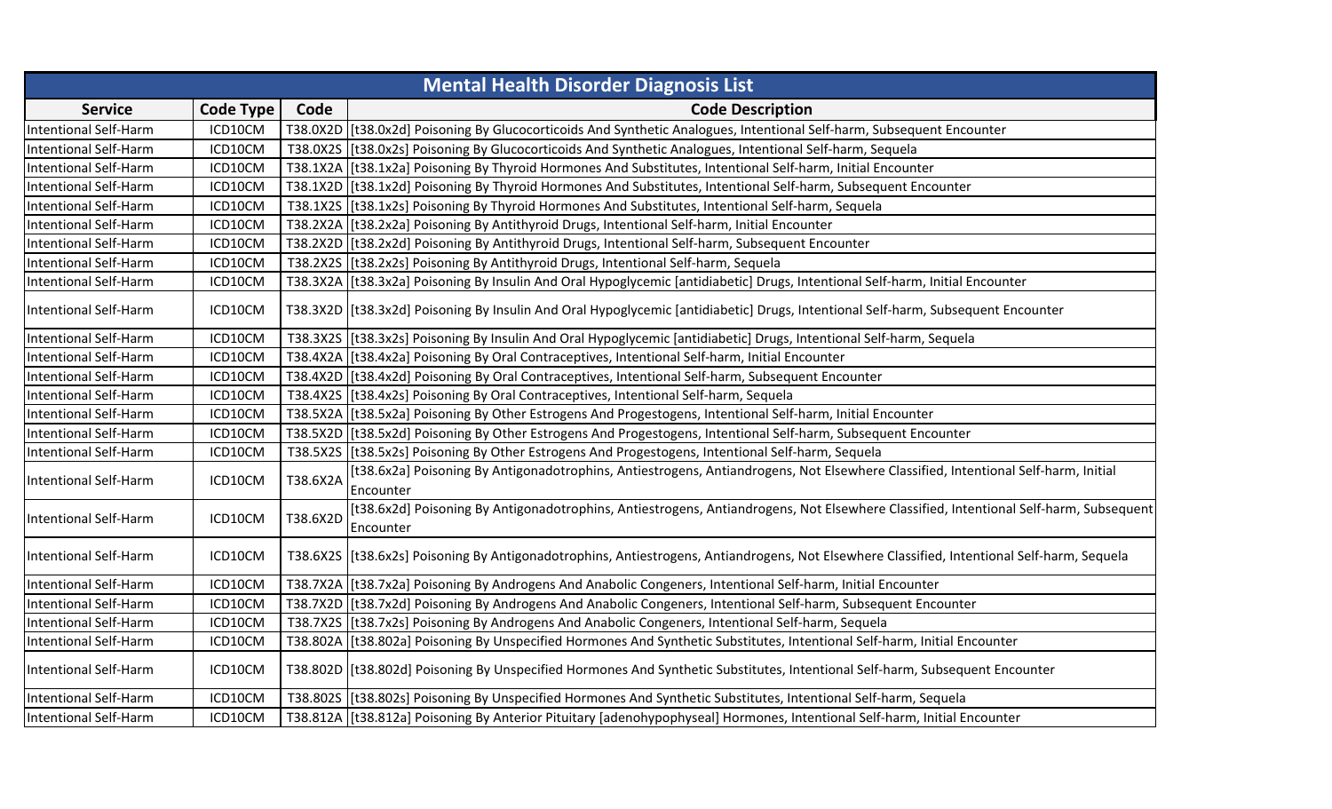| Mental Health Disorder Diagnosis List | | | |
|---|---|---|---|
| **Service** | **Code Type** | **Code** | **Code Description** |
| Intentional Self-Harm | ICD10CM | T38.0X2D | [t38.0x2d] Poisoning By Glucocorticoids And Synthetic Analogues, Intentional Self-harm, Subsequent Encounter |
| Intentional Self-Harm | ICD10CM | T38.0X2S | [t38.0x2s] Poisoning By Glucocorticoids And Synthetic Analogues, Intentional Self-harm, Sequela |
| Intentional Self-Harm | ICD10CM | T38.1X2A | [t38.1x2a] Poisoning By Thyroid Hormones And Substitutes, Intentional Self-harm, Initial Encounter |
| Intentional Self-Harm | ICD10CM | T38.1X2D | [t38.1x2d] Poisoning By Thyroid Hormones And Substitutes, Intentional Self-harm, Subsequent Encounter |
| Intentional Self-Harm | ICD10CM | T38.1X2S | [t38.1x2s] Poisoning By Thyroid Hormones And Substitutes, Intentional Self-harm, Sequela |
| Intentional Self-Harm | ICD10CM | T38.2X2A | [t38.2x2a] Poisoning By Antithyroid Drugs, Intentional Self-harm, Initial Encounter |
| Intentional Self-Harm | ICD10CM | T38.2X2D | [t38.2x2d] Poisoning By Antithyroid Drugs, Intentional Self-harm, Subsequent Encounter |
| Intentional Self-Harm | ICD10CM | T38.2X2S | [t38.2x2s] Poisoning By Antithyroid Drugs, Intentional Self-harm, Sequela |
| Intentional Self-Harm | ICD10CM | T38.3X2A | [t38.3x2a] Poisoning By Insulin And Oral Hypoglycemic [antidiabetic] Drugs, Intentional Self-harm, Initial Encounter |
| Intentional Self-Harm | ICD10CM | T38.3X2D | [t38.3x2d] Poisoning By Insulin And Oral Hypoglycemic [antidiabetic] Drugs, Intentional Self-harm, Subsequent Encounter |
| Intentional Self-Harm | ICD10CM | T38.3X2S | [t38.3x2s] Poisoning By Insulin And Oral Hypoglycemic [antidiabetic] Drugs, Intentional Self-harm, Sequela |
| Intentional Self-Harm | ICD10CM | T38.4X2A | [t38.4x2a] Poisoning By Oral Contraceptives, Intentional Self-harm, Initial Encounter |
| Intentional Self-Harm | ICD10CM | T38.4X2D | [t38.4x2d] Poisoning By Oral Contraceptives, Intentional Self-harm, Subsequent Encounter |
| Intentional Self-Harm | ICD10CM | T38.4X2S | [t38.4x2s] Poisoning By Oral Contraceptives, Intentional Self-harm, Sequela |
| Intentional Self-Harm | ICD10CM | T38.5X2A | [t38.5x2a] Poisoning By Other Estrogens And Progestogens, Intentional Self-harm, Initial Encounter |
| Intentional Self-Harm | ICD10CM | T38.5X2D | [t38.5x2d] Poisoning By Other Estrogens And Progestogens, Intentional Self-harm, Subsequent Encounter |
| Intentional Self-Harm | ICD10CM | T38.5X2S | [t38.5x2s] Poisoning By Other Estrogens And Progestogens, Intentional Self-harm, Sequela |
| Intentional Self-Harm | ICD10CM | T38.6X2A | [t38.6x2a] Poisoning By Antigonadotrophins, Antiestrogens, Antiandrogens, Not Elsewhere Classified, Intentional Self-harm, Initial Encounter |
| Intentional Self-Harm | ICD10CM | T38.6X2D | [t38.6x2d] Poisoning By Antigonadotrophins, Antiestrogens, Antiandrogens, Not Elsewhere Classified, Intentional Self-harm, Subsequent Encounter |
| Intentional Self-Harm | ICD10CM | T38.6X2S | [t38.6x2s] Poisoning By Antigonadotrophins, Antiestrogens, Antiandrogens, Not Elsewhere Classified, Intentional Self-harm, Sequela |
| Intentional Self-Harm | ICD10CM | T38.7X2A | [t38.7x2a] Poisoning By Androgens And Anabolic Congeners, Intentional Self-harm, Initial Encounter |
| Intentional Self-Harm | ICD10CM | T38.7X2D | [t38.7x2d] Poisoning By Androgens And Anabolic Congeners, Intentional Self-harm, Subsequent Encounter |
| Intentional Self-Harm | ICD10CM | T38.7X2S | [t38.7x2s] Poisoning By Androgens And Anabolic Congeners, Intentional Self-harm, Sequela |
| Intentional Self-Harm | ICD10CM | T38.802A | [t38.802a] Poisoning By Unspecified Hormones And Synthetic Substitutes, Intentional Self-harm, Initial Encounter |
| Intentional Self-Harm | ICD10CM | T38.802D | [t38.802d] Poisoning By Unspecified Hormones And Synthetic Substitutes, Intentional Self-harm, Subsequent Encounter |
| Intentional Self-Harm | ICD10CM | T38.802S | [t38.802s] Poisoning By Unspecified Hormones And Synthetic Substitutes, Intentional Self-harm, Sequela |
| Intentional Self-Harm | ICD10CM | T38.812A | [t38.812a] Poisoning By Anterior Pituitary [adenohypophyseal] Hormones, Intentional Self-harm, Initial Encounter |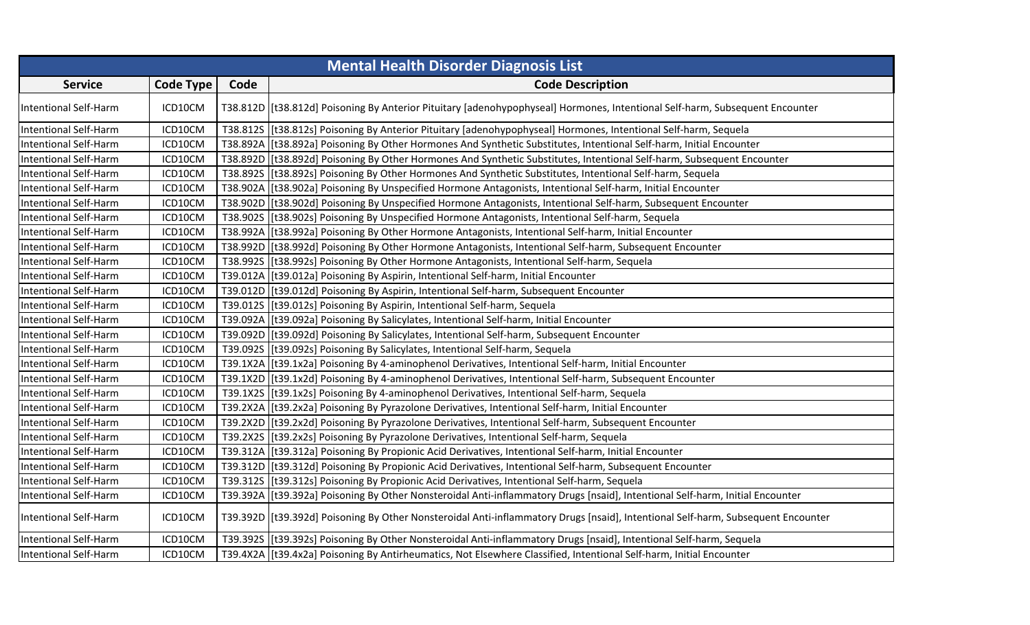| Mental Health Disorder Diagnosis List | | | |
|---|---|---|---|
| **Service** | **Code Type** | **Code** | **Code Description** |
| Intentional Self-Harm | ICD10CM | T38.812D | [t38.812d] Poisoning By Anterior Pituitary [adenohypophyseal] Hormones, Intentional Self-harm, Subsequent Encounter |
| Intentional Self-Harm | ICD10CM | T38.812S | [t38.812s] Poisoning By Anterior Pituitary [adenohypophyseal] Hormones, Intentional Self-harm, Sequela |
| Intentional Self-Harm | ICD10CM | T38.892A | [t38.892a] Poisoning By Other Hormones And Synthetic Substitutes, Intentional Self-harm, Initial Encounter |
| Intentional Self-Harm | ICD10CM | T38.892D | [t38.892d] Poisoning By Other Hormones And Synthetic Substitutes, Intentional Self-harm, Subsequent Encounter |
| Intentional Self-Harm | ICD10CM | T38.892S | [t38.892s] Poisoning By Other Hormones And Synthetic Substitutes, Intentional Self-harm, Sequela |
| Intentional Self-Harm | ICD10CM | T38.902A | [t38.902a] Poisoning By Unspecified Hormone Antagonists, Intentional Self-harm, Initial Encounter |
| Intentional Self-Harm | ICD10CM | T38.902D | [t38.902d] Poisoning By Unspecified Hormone Antagonists, Intentional Self-harm, Subsequent Encounter |
| Intentional Self-Harm | ICD10CM | T38.902S | [t38.902s] Poisoning By Unspecified Hormone Antagonists, Intentional Self-harm, Sequela |
| Intentional Self-Harm | ICD10CM | T38.992A | [t38.992a] Poisoning By Other Hormone Antagonists, Intentional Self-harm, Initial Encounter |
| Intentional Self-Harm | ICD10CM | T38.992D | [t38.992d] Poisoning By Other Hormone Antagonists, Intentional Self-harm, Subsequent Encounter |
| Intentional Self-Harm | ICD10CM | T38.992S | [t38.992s] Poisoning By Other Hormone Antagonists, Intentional Self-harm, Sequela |
| Intentional Self-Harm | ICD10CM | T39.012A | [t39.012a] Poisoning By Aspirin, Intentional Self-harm, Initial Encounter |
| Intentional Self-Harm | ICD10CM | T39.012D | [t39.012d] Poisoning By Aspirin, Intentional Self-harm, Subsequent Encounter |
| Intentional Self-Harm | ICD10CM | T39.012S | [t39.012s] Poisoning By Aspirin, Intentional Self-harm, Sequela |
| Intentional Self-Harm | ICD10CM | T39.092A | [t39.092a] Poisoning By Salicylates, Intentional Self-harm, Initial Encounter |
| Intentional Self-Harm | ICD10CM | T39.092D | [t39.092d] Poisoning By Salicylates, Intentional Self-harm, Subsequent Encounter |
| Intentional Self-Harm | ICD10CM | T39.092S | [t39.092s] Poisoning By Salicylates, Intentional Self-harm, Sequela |
| Intentional Self-Harm | ICD10CM | T39.1X2A | [t39.1x2a] Poisoning By 4-aminophenol Derivatives, Intentional Self-harm, Initial Encounter |
| Intentional Self-Harm | ICD10CM | T39.1X2D | [t39.1x2d] Poisoning By 4-aminophenol Derivatives, Intentional Self-harm, Subsequent Encounter |
| Intentional Self-Harm | ICD10CM | T39.1X2S | [t39.1x2s] Poisoning By 4-aminophenol Derivatives, Intentional Self-harm, Sequela |
| Intentional Self-Harm | ICD10CM | T39.2X2A | [t39.2x2a] Poisoning By Pyrazolone Derivatives, Intentional Self-harm, Initial Encounter |
| Intentional Self-Harm | ICD10CM | T39.2X2D | [t39.2x2d] Poisoning By Pyrazolone Derivatives, Intentional Self-harm, Subsequent Encounter |
| Intentional Self-Harm | ICD10CM | T39.2X2S | [t39.2x2s] Poisoning By Pyrazolone Derivatives, Intentional Self-harm, Sequela |
| Intentional Self-Harm | ICD10CM | T39.312A | [t39.312a] Poisoning By Propionic Acid Derivatives, Intentional Self-harm, Initial Encounter |
| Intentional Self-Harm | ICD10CM | T39.312D | [t39.312d] Poisoning By Propionic Acid Derivatives, Intentional Self-harm, Subsequent Encounter |
| Intentional Self-Harm | ICD10CM | T39.312S | [t39.312s] Poisoning By Propionic Acid Derivatives, Intentional Self-harm, Sequela |
| Intentional Self-Harm | ICD10CM | T39.392A | [t39.392a] Poisoning By Other Nonsteroidal Anti-inflammatory Drugs [nsaid], Intentional Self-harm, Initial Encounter |
| Intentional Self-Harm | ICD10CM | T39.392D | [t39.392d] Poisoning By Other Nonsteroidal Anti-inflammatory Drugs [nsaid], Intentional Self-harm, Subsequent Encounter |
| Intentional Self-Harm | ICD10CM | T39.392S | [t39.392s] Poisoning By Other Nonsteroidal Anti-inflammatory Drugs [nsaid], Intentional Self-harm, Sequela |
| Intentional Self-Harm | ICD10CM | T39.4X2A | [t39.4x2a] Poisoning By Antirheumatics, Not Elsewhere Classified, Intentional Self-harm, Initial Encounter |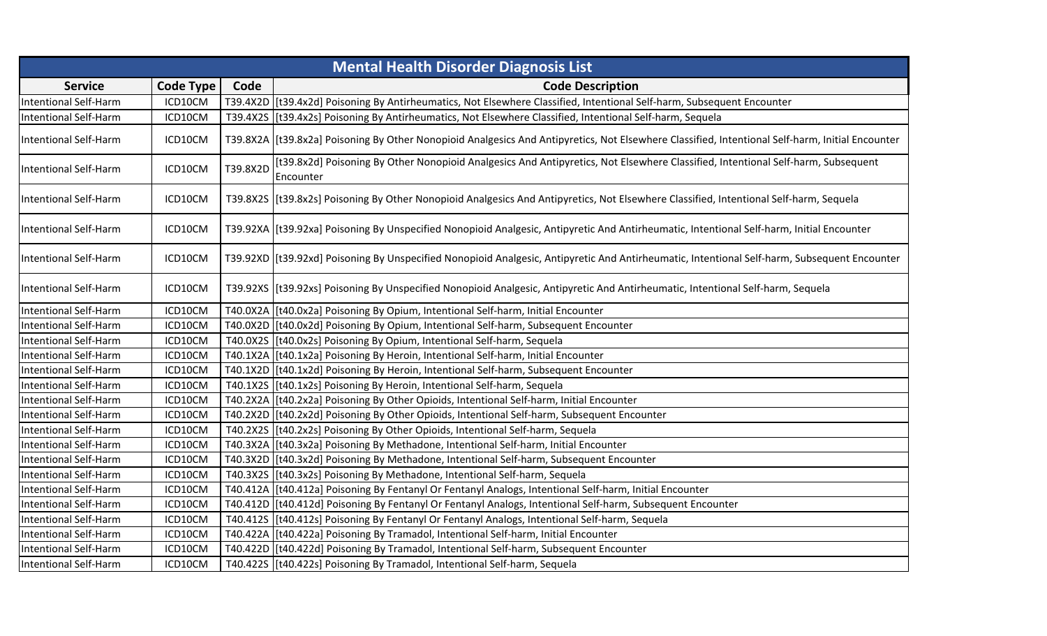| Mental Health Disorder Diagnosis List | | | |
|---|---|---|---|
| **Service** | **Code Type** | **Code** | **Code Description** |
| Intentional Self-Harm | ICD10CM | T39.4X2D | [t39.4x2d] Poisoning By Antirheumatics, Not Elsewhere Classified, Intentional Self-harm, Subsequent Encounter |
| Intentional Self-Harm | ICD10CM | T39.4X2S | [t39.4x2s] Poisoning By Antirheumatics, Not Elsewhere Classified, Intentional Self-harm, Sequela |
| Intentional Self-Harm | ICD10CM | T39.8X2A | [t39.8x2a] Poisoning By Other Nonopioid Analgesics And Antipyretics, Not Elsewhere Classified, Intentional Self-harm, Initial Encounter |
| Intentional Self-Harm | ICD10CM | T39.8X2D | [t39.8x2d] Poisoning By Other Nonopioid Analgesics And Antipyretics, Not Elsewhere Classified, Intentional Self-harm, Subsequent Encounter |
| Intentional Self-Harm | ICD10CM | T39.8X2S | [t39.8x2s] Poisoning By Other Nonopioid Analgesics And Antipyretics, Not Elsewhere Classified, Intentional Self-harm, Sequela |
| Intentional Self-Harm | ICD10CM | T39.92XA | [t39.92xa] Poisoning By Unspecified Nonopioid Analgesic, Antipyretic And Antirheumatic, Intentional Self-harm, Initial Encounter |
| Intentional Self-Harm | ICD10CM | T39.92XD | [t39.92xd] Poisoning By Unspecified Nonopioid Analgesic, Antipyretic And Antirheumatic, Intentional Self-harm, Subsequent Encounter |
| Intentional Self-Harm | ICD10CM | T39.92XS | [t39.92xs] Poisoning By Unspecified Nonopioid Analgesic, Antipyretic And Antirheumatic, Intentional Self-harm, Sequela |
| Intentional Self-Harm | ICD10CM | T40.0X2A | [t40.0x2a] Poisoning By Opium, Intentional Self-harm, Initial Encounter |
| Intentional Self-Harm | ICD10CM | T40.0X2D | [t40.0x2d] Poisoning By Opium, Intentional Self-harm, Subsequent Encounter |
| Intentional Self-Harm | ICD10CM | T40.0X2S | [t40.0x2s] Poisoning By Opium, Intentional Self-harm, Sequela |
| Intentional Self-Harm | ICD10CM | T40.1X2A | [t40.1x2a] Poisoning By Heroin, Intentional Self-harm, Initial Encounter |
| Intentional Self-Harm | ICD10CM | T40.1X2D | [t40.1x2d] Poisoning By Heroin, Intentional Self-harm, Subsequent Encounter |
| Intentional Self-Harm | ICD10CM | T40.1X2S | [t40.1x2s] Poisoning By Heroin, Intentional Self-harm, Sequela |
| Intentional Self-Harm | ICD10CM | T40.2X2A | [t40.2x2a] Poisoning By Other Opioids, Intentional Self-harm, Initial Encounter |
| Intentional Self-Harm | ICD10CM | T40.2X2D | [t40.2x2d] Poisoning By Other Opioids, Intentional Self-harm, Subsequent Encounter |
| Intentional Self-Harm | ICD10CM | T40.2X2S | [t40.2x2s] Poisoning By Other Opioids, Intentional Self-harm, Sequela |
| Intentional Self-Harm | ICD10CM | T40.3X2A | [t40.3x2a] Poisoning By Methadone, Intentional Self-harm, Initial Encounter |
| Intentional Self-Harm | ICD10CM | T40.3X2D | [t40.3x2d] Poisoning By Methadone, Intentional Self-harm, Subsequent Encounter |
| Intentional Self-Harm | ICD10CM | T40.3X2S | [t40.3x2s] Poisoning By Methadone, Intentional Self-harm, Sequela |
| Intentional Self-Harm | ICD10CM | T40.412A | [t40.412a] Poisoning By Fentanyl Or Fentanyl Analogs, Intentional Self-harm, Initial Encounter |
| Intentional Self-Harm | ICD10CM | T40.412D | [t40.412d] Poisoning By Fentanyl Or Fentanyl Analogs, Intentional Self-harm, Subsequent Encounter |
| Intentional Self-Harm | ICD10CM | T40.412S | [t40.412s] Poisoning By Fentanyl Or Fentanyl Analogs, Intentional Self-harm, Sequela |
| Intentional Self-Harm | ICD10CM | T40.422A | [t40.422a] Poisoning By Tramadol, Intentional Self-harm, Initial Encounter |
| Intentional Self-Harm | ICD10CM | T40.422D | [t40.422d] Poisoning By Tramadol, Intentional Self-harm, Subsequent Encounter |
| Intentional Self-Harm | ICD10CM | T40.422S | [t40.422s] Poisoning By Tramadol, Intentional Self-harm, Sequela |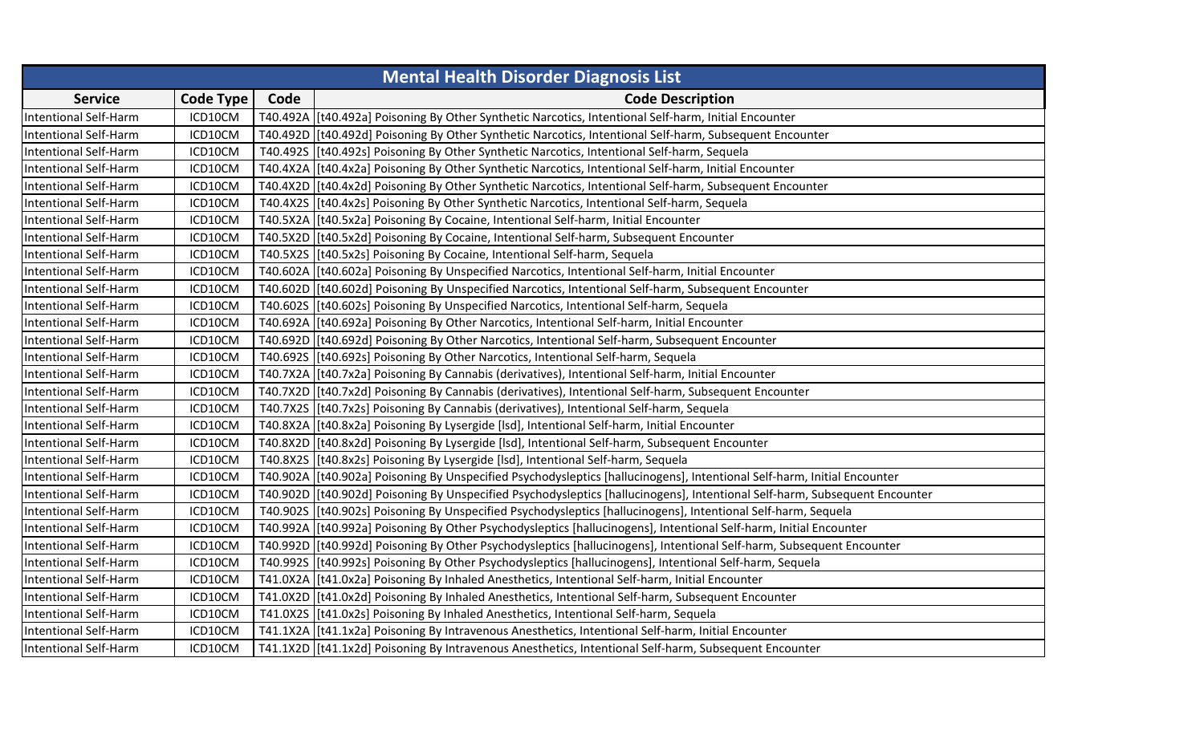| Mental Health Disorder Diagnosis List | | | |
|---|---|---|---|
| **Service** | **Code Type** | **Code** | **Code Description** |
| Intentional Self-Harm | ICD10CM | T40.492A | [t40.492a] Poisoning By Other Synthetic Narcotics, Intentional Self-harm, Initial Encounter |
| Intentional Self-Harm | ICD10CM | T40.492D | [t40.492d] Poisoning By Other Synthetic Narcotics, Intentional Self-harm, Subsequent Encounter |
| Intentional Self-Harm | ICD10CM | T40.492S | [t40.492s] Poisoning By Other Synthetic Narcotics, Intentional Self-harm, Sequela |
| Intentional Self-Harm | ICD10CM | T40.4X2A | [t40.4x2a] Poisoning By Other Synthetic Narcotics, Intentional Self-harm, Initial Encounter |
| Intentional Self-Harm | ICD10CM | T40.4X2D | [t40.4x2d] Poisoning By Other Synthetic Narcotics, Intentional Self-harm, Subsequent Encounter |
| Intentional Self-Harm | ICD10CM | T40.4X2S | [t40.4x2s] Poisoning By Other Synthetic Narcotics, Intentional Self-harm, Sequela |
| Intentional Self-Harm | ICD10CM | T40.5X2A | [t40.5x2a] Poisoning By Cocaine, Intentional Self-harm, Initial Encounter |
| Intentional Self-Harm | ICD10CM | T40.5X2D | [t40.5x2d] Poisoning By Cocaine, Intentional Self-harm, Subsequent Encounter |
| Intentional Self-Harm | ICD10CM | T40.5X2S | [t40.5x2s] Poisoning By Cocaine, Intentional Self-harm, Sequela |
| Intentional Self-Harm | ICD10CM | T40.602A | [t40.602a] Poisoning By Unspecified Narcotics, Intentional Self-harm, Initial Encounter |
| Intentional Self-Harm | ICD10CM | T40.602D | [t40.602d] Poisoning By Unspecified Narcotics, Intentional Self-harm, Subsequent Encounter |
| Intentional Self-Harm | ICD10CM | T40.602S | [t40.602s] Poisoning By Unspecified Narcotics, Intentional Self-harm, Sequela |
| Intentional Self-Harm | ICD10CM | T40.692A | [t40.692a] Poisoning By Other Narcotics, Intentional Self-harm, Initial Encounter |
| Intentional Self-Harm | ICD10CM | T40.692D | [t40.692d] Poisoning By Other Narcotics, Intentional Self-harm, Subsequent Encounter |
| Intentional Self-Harm | ICD10CM | T40.692S | [t40.692s] Poisoning By Other Narcotics, Intentional Self-harm, Sequela |
| Intentional Self-Harm | ICD10CM | T40.7X2A | [t40.7x2a] Poisoning By Cannabis (derivatives), Intentional Self-harm, Initial Encounter |
| Intentional Self-Harm | ICD10CM | T40.7X2D | [t40.7x2d] Poisoning By Cannabis (derivatives), Intentional Self-harm, Subsequent Encounter |
| Intentional Self-Harm | ICD10CM | T40.7X2S | [t40.7x2s] Poisoning By Cannabis (derivatives), Intentional Self-harm, Sequela |
| Intentional Self-Harm | ICD10CM | T40.8X2A | [t40.8x2a] Poisoning By Lysergide [lsd], Intentional Self-harm, Initial Encounter |
| Intentional Self-Harm | ICD10CM | T40.8X2D | [t40.8x2d] Poisoning By Lysergide [lsd], Intentional Self-harm, Subsequent Encounter |
| Intentional Self-Harm | ICD10CM | T40.8X2S | [t40.8x2s] Poisoning By Lysergide [lsd], Intentional Self-harm, Sequela |
| Intentional Self-Harm | ICD10CM | T40.902A | [t40.902a] Poisoning By Unspecified Psychodysleptics [hallucinogens], Intentional Self-harm, Initial Encounter |
| Intentional Self-Harm | ICD10CM | T40.902D | [t40.902d] Poisoning By Unspecified Psychodysleptics [hallucinogens], Intentional Self-harm, Subsequent Encounter |
| Intentional Self-Harm | ICD10CM | T40.902S | [t40.902s] Poisoning By Unspecified Psychodysleptics [hallucinogens], Intentional Self-harm, Sequela |
| Intentional Self-Harm | ICD10CM | T40.992A | [t40.992a] Poisoning By Other Psychodysleptics [hallucinogens], Intentional Self-harm, Initial Encounter |
| Intentional Self-Harm | ICD10CM | T40.992D | [t40.992d] Poisoning By Other Psychodysleptics [hallucinogens], Intentional Self-harm, Subsequent Encounter |
| Intentional Self-Harm | ICD10CM | T40.992S | [t40.992s] Poisoning By Other Psychodysleptics [hallucinogens], Intentional Self-harm, Sequela |
| Intentional Self-Harm | ICD10CM | T41.0X2A | [t41.0x2a] Poisoning By Inhaled Anesthetics, Intentional Self-harm, Initial Encounter |
| Intentional Self-Harm | ICD10CM | T41.0X2D | [t41.0x2d] Poisoning By Inhaled Anesthetics, Intentional Self-harm, Subsequent Encounter |
| Intentional Self-Harm | ICD10CM | T41.0X2S | [t41.0x2s] Poisoning By Inhaled Anesthetics, Intentional Self-harm, Sequela |
| Intentional Self-Harm | ICD10CM | T41.1X2A | [t41.1x2a] Poisoning By Intravenous Anesthetics, Intentional Self-harm, Initial Encounter |
| Intentional Self-Harm | ICD10CM | T41.1X2D | [t41.1x2d] Poisoning By Intravenous Anesthetics, Intentional Self-harm, Subsequent Encounter |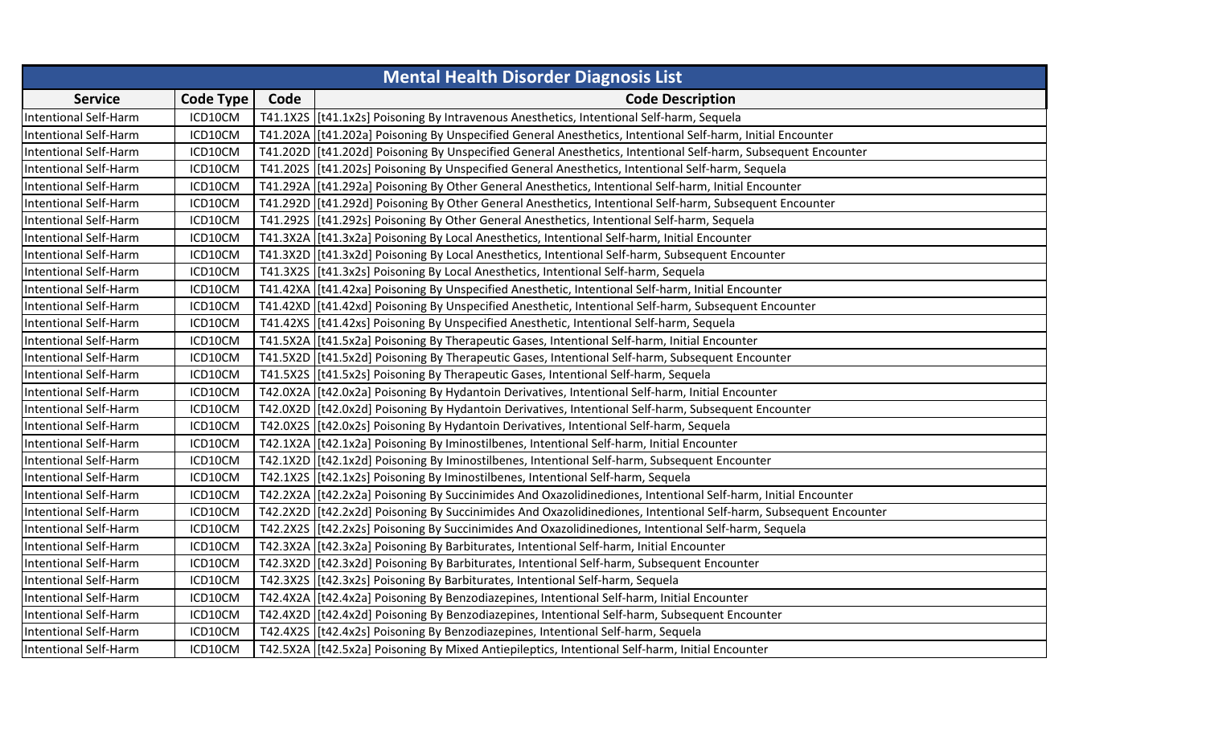| Mental Health Disorder Diagnosis List | | | |
|---|---|---|---|
| **Service** | **Code Type** | **Code** | **Code Description** |
| Intentional Self-Harm | ICD10CM | T41.1X2S | [t41.1x2s] Poisoning By Intravenous Anesthetics, Intentional Self-harm, Sequela |
| Intentional Self-Harm | ICD10CM | T41.202A | [t41.202a] Poisoning By Unspecified General Anesthetics, Intentional Self-harm, Initial Encounter |
| Intentional Self-Harm | ICD10CM | T41.202D | [t41.202d] Poisoning By Unspecified General Anesthetics, Intentional Self-harm, Subsequent Encounter |
| Intentional Self-Harm | ICD10CM | T41.202S | [t41.202s] Poisoning By Unspecified General Anesthetics, Intentional Self-harm, Sequela |
| Intentional Self-Harm | ICD10CM | T41.292A | [t41.292a] Poisoning By Other General Anesthetics, Intentional Self-harm, Initial Encounter |
| Intentional Self-Harm | ICD10CM | T41.292D | [t41.292d] Poisoning By Other General Anesthetics, Intentional Self-harm, Subsequent Encounter |
| Intentional Self-Harm | ICD10CM | T41.292S | [t41.292s] Poisoning By Other General Anesthetics, Intentional Self-harm, Sequela |
| Intentional Self-Harm | ICD10CM | T41.3X2A | [t41.3x2a] Poisoning By Local Anesthetics, Intentional Self-harm, Initial Encounter |
| Intentional Self-Harm | ICD10CM | T41.3X2D | [t41.3x2d] Poisoning By Local Anesthetics, Intentional Self-harm, Subsequent Encounter |
| Intentional Self-Harm | ICD10CM | T41.3X2S | [t41.3x2s] Poisoning By Local Anesthetics, Intentional Self-harm, Sequela |
| Intentional Self-Harm | ICD10CM | T41.42XA | [t41.42xa] Poisoning By Unspecified Anesthetic, Intentional Self-harm, Initial Encounter |
| Intentional Self-Harm | ICD10CM | T41.42XD | [t41.42xd] Poisoning By Unspecified Anesthetic, Intentional Self-harm, Subsequent Encounter |
| Intentional Self-Harm | ICD10CM | T41.42XS | [t41.42xs] Poisoning By Unspecified Anesthetic, Intentional Self-harm, Sequela |
| Intentional Self-Harm | ICD10CM | T41.5X2A | [t41.5x2a] Poisoning By Therapeutic Gases, Intentional Self-harm, Initial Encounter |
| Intentional Self-Harm | ICD10CM | T41.5X2D | [t41.5x2d] Poisoning By Therapeutic Gases, Intentional Self-harm, Subsequent Encounter |
| Intentional Self-Harm | ICD10CM | T41.5X2S | [t41.5x2s] Poisoning By Therapeutic Gases, Intentional Self-harm, Sequela |
| Intentional Self-Harm | ICD10CM | T42.0X2A | [t42.0x2a] Poisoning By Hydantoin Derivatives, Intentional Self-harm, Initial Encounter |
| Intentional Self-Harm | ICD10CM | T42.0X2D | [t42.0x2d] Poisoning By Hydantoin Derivatives, Intentional Self-harm, Subsequent Encounter |
| Intentional Self-Harm | ICD10CM | T42.0X2S | [t42.0x2s] Poisoning By Hydantoin Derivatives, Intentional Self-harm, Sequela |
| Intentional Self-Harm | ICD10CM | T42.1X2A | [t42.1x2a] Poisoning By Iminostilbenes, Intentional Self-harm, Initial Encounter |
| Intentional Self-Harm | ICD10CM | T42.1X2D | [t42.1x2d] Poisoning By Iminostilbenes, Intentional Self-harm, Subsequent Encounter |
| Intentional Self-Harm | ICD10CM | T42.1X2S | [t42.1x2s] Poisoning By Iminostilbenes, Intentional Self-harm, Sequela |
| Intentional Self-Harm | ICD10CM | T42.2X2A | [t42.2x2a] Poisoning By Succinimides And Oxazolidinediones, Intentional Self-harm, Initial Encounter |
| Intentional Self-Harm | ICD10CM | T42.2X2D | [t42.2x2d] Poisoning By Succinimides And Oxazolidinediones, Intentional Self-harm, Subsequent Encounter |
| Intentional Self-Harm | ICD10CM | T42.2X2S | [t42.2x2s] Poisoning By Succinimides And Oxazolidinediones, Intentional Self-harm, Sequela |
| Intentional Self-Harm | ICD10CM | T42.3X2A | [t42.3x2a] Poisoning By Barbiturates, Intentional Self-harm, Initial Encounter |
| Intentional Self-Harm | ICD10CM | T42.3X2D | [t42.3x2d] Poisoning By Barbiturates, Intentional Self-harm, Subsequent Encounter |
| Intentional Self-Harm | ICD10CM | T42.3X2S | [t42.3x2s] Poisoning By Barbiturates, Intentional Self-harm, Sequela |
| Intentional Self-Harm | ICD10CM | T42.4X2A | [t42.4x2a] Poisoning By Benzodiazepines, Intentional Self-harm, Initial Encounter |
| Intentional Self-Harm | ICD10CM | T42.4X2D | [t42.4x2d] Poisoning By Benzodiazepines, Intentional Self-harm, Subsequent Encounter |
| Intentional Self-Harm | ICD10CM | T42.4X2S | [t42.4x2s] Poisoning By Benzodiazepines, Intentional Self-harm, Sequela |
| Intentional Self-Harm | ICD10CM | T42.5X2A | [t42.5x2a] Poisoning By Mixed Antiepileptics, Intentional Self-harm, Initial Encounter |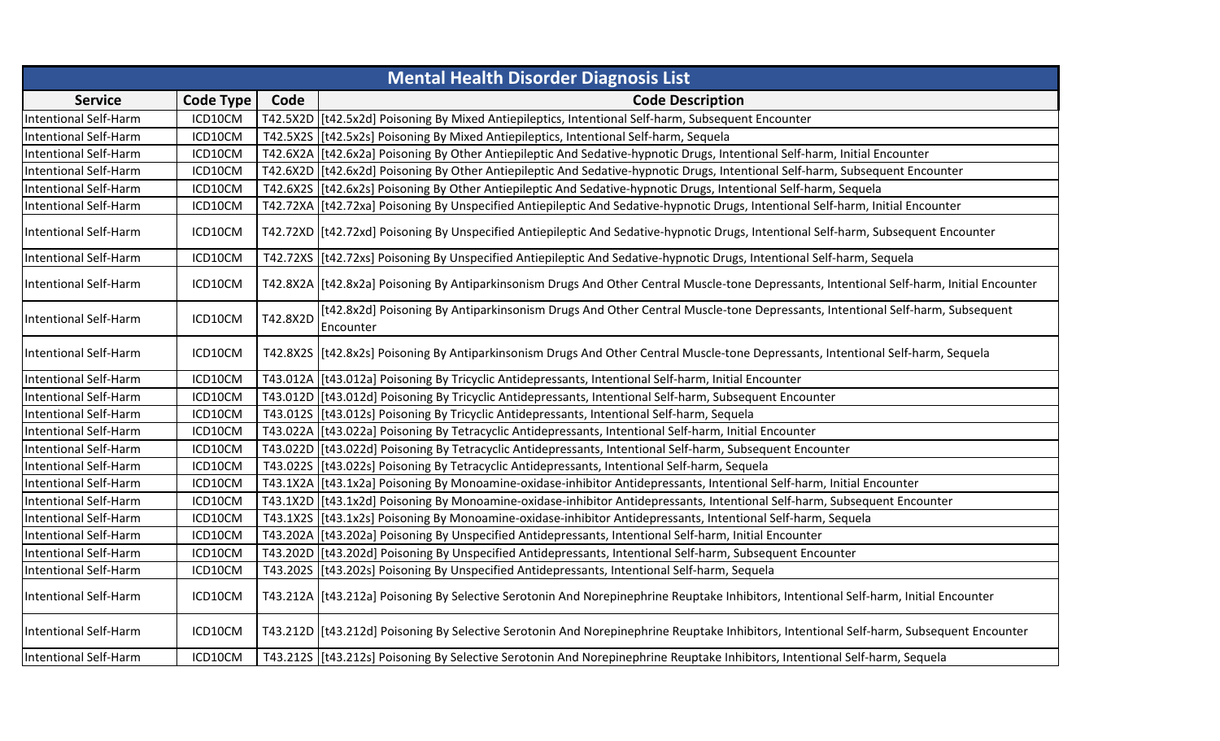| Mental Health Disorder Diagnosis List | | | |
|---|---|---|---|
| **Service** | **Code Type** | **Code** | **Code Description** |
| Intentional Self-Harm | ICD10CM | T42.5X2D | [t42.5x2d] Poisoning By Mixed Antiepileptics, Intentional Self-harm, Subsequent Encounter |
| Intentional Self-Harm | ICD10CM | T42.5X2S | [t42.5x2s] Poisoning By Mixed Antiepileptics, Intentional Self-harm, Sequela |
| Intentional Self-Harm | ICD10CM | T42.6X2A | [t42.6x2a] Poisoning By Other Antiepileptic And Sedative-hypnotic Drugs, Intentional Self-harm, Initial Encounter |
| Intentional Self-Harm | ICD10CM | T42.6X2D | [t42.6x2d] Poisoning By Other Antiepileptic And Sedative-hypnotic Drugs, Intentional Self-harm, Subsequent Encounter |
| Intentional Self-Harm | ICD10CM | T42.6X2S | [t42.6x2s] Poisoning By Other Antiepileptic And Sedative-hypnotic Drugs, Intentional Self-harm, Sequela |
| Intentional Self-Harm | ICD10CM | T42.72XA | [t42.72xa] Poisoning By Unspecified Antiepileptic And Sedative-hypnotic Drugs, Intentional Self-harm, Initial Encounter |
| Intentional Self-Harm | ICD10CM | T42.72XD | [t42.72xd] Poisoning By Unspecified Antiepileptic And Sedative-hypnotic Drugs, Intentional Self-harm, Subsequent Encounter |
| Intentional Self-Harm | ICD10CM | T42.72XS | [t42.72xs] Poisoning By Unspecified Antiepileptic And Sedative-hypnotic Drugs, Intentional Self-harm, Sequela |
| Intentional Self-Harm | ICD10CM | T42.8X2A | [t42.8x2a] Poisoning By Antiparkinsonism Drugs And Other Central Muscle-tone Depressants, Intentional Self-harm, Initial Encounter |
| Intentional Self-Harm | ICD10CM | T42.8X2D | [t42.8x2d] Poisoning By Antiparkinsonism Drugs And Other Central Muscle-tone Depressants, Intentional Self-harm, Subsequent Encounter |
| Intentional Self-Harm | ICD10CM | T42.8X2S | [t42.8x2s] Poisoning By Antiparkinsonism Drugs And Other Central Muscle-tone Depressants, Intentional Self-harm, Sequela |
| Intentional Self-Harm | ICD10CM | T43.012A | [t43.012a] Poisoning By Tricyclic Antidepressants, Intentional Self-harm, Initial Encounter |
| Intentional Self-Harm | ICD10CM | T43.012D | [t43.012d] Poisoning By Tricyclic Antidepressants, Intentional Self-harm, Subsequent Encounter |
| Intentional Self-Harm | ICD10CM | T43.012S | [t43.012s] Poisoning By Tricyclic Antidepressants, Intentional Self-harm, Sequela |
| Intentional Self-Harm | ICD10CM | T43.022A | [t43.022a] Poisoning By Tetracyclic Antidepressants, Intentional Self-harm, Initial Encounter |
| Intentional Self-Harm | ICD10CM | T43.022D | [t43.022d] Poisoning By Tetracyclic Antidepressants, Intentional Self-harm, Subsequent Encounter |
| Intentional Self-Harm | ICD10CM | T43.022S | [t43.022s] Poisoning By Tetracyclic Antidepressants, Intentional Self-harm, Sequela |
| Intentional Self-Harm | ICD10CM | T43.1X2A | [t43.1x2a] Poisoning By Monoamine-oxidase-inhibitor Antidepressants, Intentional Self-harm, Initial Encounter |
| Intentional Self-Harm | ICD10CM | T43.1X2D | [t43.1x2d] Poisoning By Monoamine-oxidase-inhibitor Antidepressants, Intentional Self-harm, Subsequent Encounter |
| Intentional Self-Harm | ICD10CM | T43.1X2S | [t43.1x2s] Poisoning By Monoamine-oxidase-inhibitor Antidepressants, Intentional Self-harm, Sequela |
| Intentional Self-Harm | ICD10CM | T43.202A | [t43.202a] Poisoning By Unspecified Antidepressants, Intentional Self-harm, Initial Encounter |
| Intentional Self-Harm | ICD10CM | T43.202D | [t43.202d] Poisoning By Unspecified Antidepressants, Intentional Self-harm, Subsequent Encounter |
| Intentional Self-Harm | ICD10CM | T43.202S | [t43.202s] Poisoning By Unspecified Antidepressants, Intentional Self-harm, Sequela |
| Intentional Self-Harm | ICD10CM | T43.212A | [t43.212a] Poisoning By Selective Serotonin And Norepinephrine Reuptake Inhibitors, Intentional Self-harm, Initial Encounter |
| Intentional Self-Harm | ICD10CM | T43.212D | [t43.212d] Poisoning By Selective Serotonin And Norepinephrine Reuptake Inhibitors, Intentional Self-harm, Subsequent Encounter |
| Intentional Self-Harm | ICD10CM | T43.212S | [t43.212s] Poisoning By Selective Serotonin And Norepinephrine Reuptake Inhibitors, Intentional Self-harm, Sequela |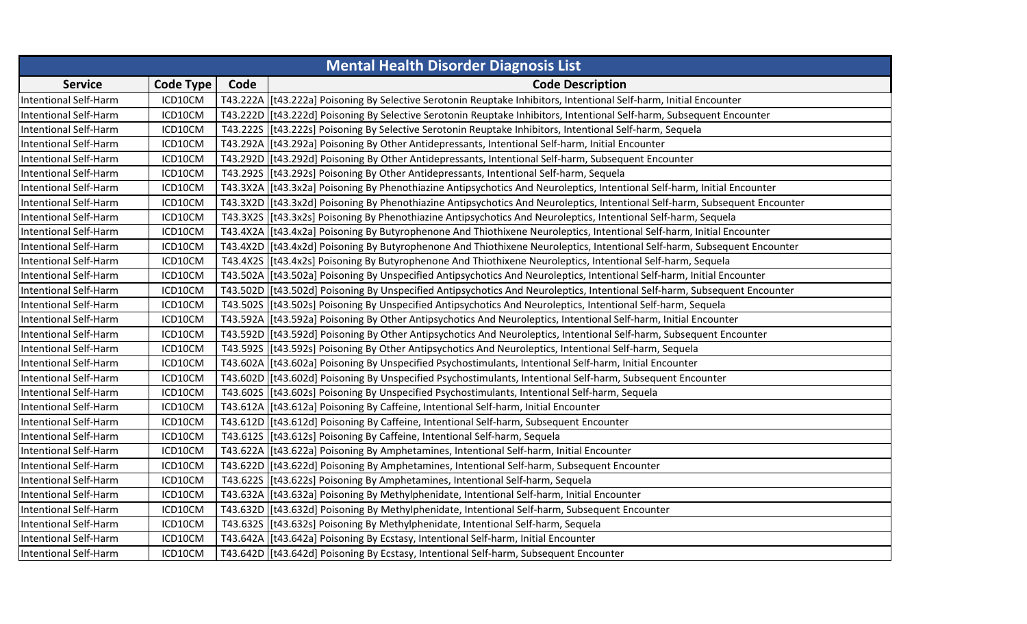| Mental Health Disorder Diagnosis List | | | |
|---|---|---|---|
| **Service** | **Code Type** | **Code** | **Code Description** |
| Intentional Self-Harm | ICD10CM | T43.222A | [t43.222a] Poisoning By Selective Serotonin Reuptake Inhibitors, Intentional Self-harm, Initial Encounter |
| Intentional Self-Harm | ICD10CM | T43.222D | [t43.222d] Poisoning By Selective Serotonin Reuptake Inhibitors, Intentional Self-harm, Subsequent Encounter |
| Intentional Self-Harm | ICD10CM | T43.222S | [t43.222s] Poisoning By Selective Serotonin Reuptake Inhibitors, Intentional Self-harm, Sequela |
| Intentional Self-Harm | ICD10CM | T43.292A | [t43.292a] Poisoning By Other Antidepressants, Intentional Self-harm, Initial Encounter |
| Intentional Self-Harm | ICD10CM | T43.292D | [t43.292d] Poisoning By Other Antidepressants, Intentional Self-harm, Subsequent Encounter |
| Intentional Self-Harm | ICD10CM | T43.292S | [t43.292s] Poisoning By Other Antidepressants, Intentional Self-harm, Sequela |
| Intentional Self-Harm | ICD10CM | T43.3X2A | [t43.3x2a] Poisoning By Phenothiazine Antipsychotics And Neuroleptics, Intentional Self-harm, Initial Encounter |
| Intentional Self-Harm | ICD10CM | T43.3X2D | [t43.3x2d] Poisoning By Phenothiazine Antipsychotics And Neuroleptics, Intentional Self-harm, Subsequent Encounter |
| Intentional Self-Harm | ICD10CM | T43.3X2S | [t43.3x2s] Poisoning By Phenothiazine Antipsychotics And Neuroleptics, Intentional Self-harm, Sequela |
| Intentional Self-Harm | ICD10CM | T43.4X2A | [t43.4x2a] Poisoning By Butyrophenone And Thiothixene Neuroleptics, Intentional Self-harm, Initial Encounter |
| Intentional Self-Harm | ICD10CM | T43.4X2D | [t43.4x2d] Poisoning By Butyrophenone And Thiothixene Neuroleptics, Intentional Self-harm, Subsequent Encounter |
| Intentional Self-Harm | ICD10CM | T43.4X2S | [t43.4x2s] Poisoning By Butyrophenone And Thiothixene Neuroleptics, Intentional Self-harm, Sequela |
| Intentional Self-Harm | ICD10CM | T43.502A | [t43.502a] Poisoning By Unspecified Antipsychotics And Neuroleptics, Intentional Self-harm, Initial Encounter |
| Intentional Self-Harm | ICD10CM | T43.502D | [t43.502d] Poisoning By Unspecified Antipsychotics And Neuroleptics, Intentional Self-harm, Subsequent Encounter |
| Intentional Self-Harm | ICD10CM | T43.502S | [t43.502s] Poisoning By Unspecified Antipsychotics And Neuroleptics, Intentional Self-harm, Sequela |
| Intentional Self-Harm | ICD10CM | T43.592A | [t43.592a] Poisoning By Other Antipsychotics And Neuroleptics, Intentional Self-harm, Initial Encounter |
| Intentional Self-Harm | ICD10CM | T43.592D | [t43.592d] Poisoning By Other Antipsychotics And Neuroleptics, Intentional Self-harm, Subsequent Encounter |
| Intentional Self-Harm | ICD10CM | T43.592S | [t43.592s] Poisoning By Other Antipsychotics And Neuroleptics, Intentional Self-harm, Sequela |
| Intentional Self-Harm | ICD10CM | T43.602A | [t43.602a] Poisoning By Unspecified Psychostimulants, Intentional Self-harm, Initial Encounter |
| Intentional Self-Harm | ICD10CM | T43.602D | [t43.602d] Poisoning By Unspecified Psychostimulants, Intentional Self-harm, Subsequent Encounter |
| Intentional Self-Harm | ICD10CM | T43.602S | [t43.602s] Poisoning By Unspecified Psychostimulants, Intentional Self-harm, Sequela |
| Intentional Self-Harm | ICD10CM | T43.612A | [t43.612a] Poisoning By Caffeine, Intentional Self-harm, Initial Encounter |
| Intentional Self-Harm | ICD10CM | T43.612D | [t43.612d] Poisoning By Caffeine, Intentional Self-harm, Subsequent Encounter |
| Intentional Self-Harm | ICD10CM | T43.612S | [t43.612s] Poisoning By Caffeine, Intentional Self-harm, Sequela |
| Intentional Self-Harm | ICD10CM | T43.622A | [t43.622a] Poisoning By Amphetamines, Intentional Self-harm, Initial Encounter |
| Intentional Self-Harm | ICD10CM | T43.622D | [t43.622d] Poisoning By Amphetamines, Intentional Self-harm, Subsequent Encounter |
| Intentional Self-Harm | ICD10CM | T43.622S | [t43.622s] Poisoning By Amphetamines, Intentional Self-harm, Sequela |
| Intentional Self-Harm | ICD10CM | T43.632A | [t43.632a] Poisoning By Methylphenidate, Intentional Self-harm, Initial Encounter |
| Intentional Self-Harm | ICD10CM | T43.632D | [t43.632d] Poisoning By Methylphenidate, Intentional Self-harm, Subsequent Encounter |
| Intentional Self-Harm | ICD10CM | T43.632S | [t43.632s] Poisoning By Methylphenidate, Intentional Self-harm, Sequela |
| Intentional Self-Harm | ICD10CM | T43.642A | [t43.642a] Poisoning By Ecstasy, Intentional Self-harm, Initial Encounter |
| Intentional Self-Harm | ICD10CM | T43.642D | [t43.642d] Poisoning By Ecstasy, Intentional Self-harm, Subsequent Encounter |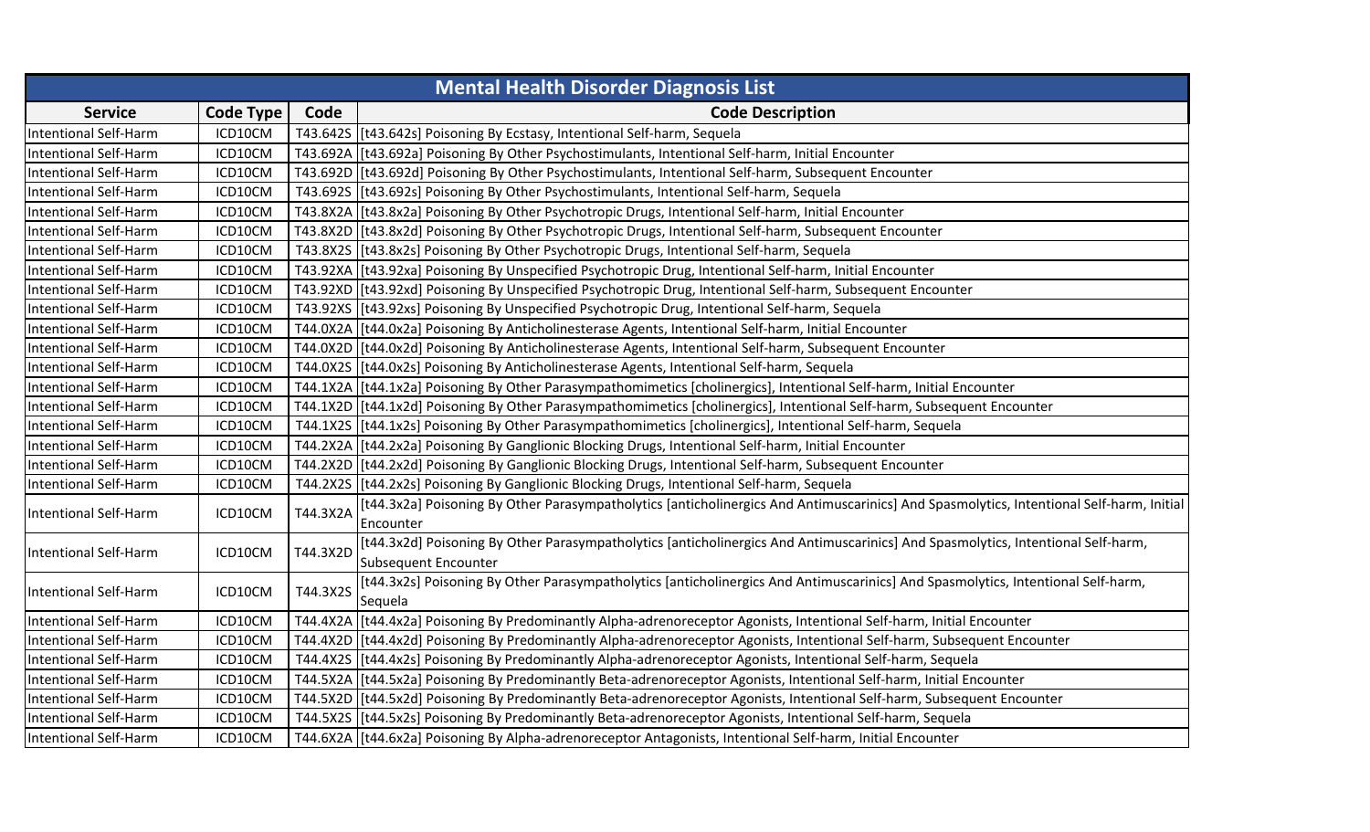| Mental Health Disorder Diagnosis List | | | |
|---|---|---|---|
| **Service** | **Code Type** | **Code** | **Code Description** |
| Intentional Self-Harm | ICD10CM | T43.642S | [t43.642s] Poisoning By Ecstasy, Intentional Self-harm, Sequela |
| Intentional Self-Harm | ICD10CM | T43.692A | [t43.692a] Poisoning By Other Psychostimulants, Intentional Self-harm, Initial Encounter |
| Intentional Self-Harm | ICD10CM | T43.692D | [t43.692d] Poisoning By Other Psychostimulants, Intentional Self-harm, Subsequent Encounter |
| Intentional Self-Harm | ICD10CM | T43.692S | [t43.692s] Poisoning By Other Psychostimulants, Intentional Self-harm, Sequela |
| Intentional Self-Harm | ICD10CM | T43.8X2A | [t43.8x2a] Poisoning By Other Psychotropic Drugs, Intentional Self-harm, Initial Encounter |
| Intentional Self-Harm | ICD10CM | T43.8X2D | [t43.8x2d] Poisoning By Other Psychotropic Drugs, Intentional Self-harm, Subsequent Encounter |
| Intentional Self-Harm | ICD10CM | T43.8X2S | [t43.8x2s] Poisoning By Other Psychotropic Drugs, Intentional Self-harm, Sequela |
| Intentional Self-Harm | ICD10CM | T43.92XA | [t43.92xa] Poisoning By Unspecified Psychotropic Drug, Intentional Self-harm, Initial Encounter |
| Intentional Self-Harm | ICD10CM | T43.92XD | [t43.92xd] Poisoning By Unspecified Psychotropic Drug, Intentional Self-harm, Subsequent Encounter |
| Intentional Self-Harm | ICD10CM | T43.92XS | [t43.92xs] Poisoning By Unspecified Psychotropic Drug, Intentional Self-harm, Sequela |
| Intentional Self-Harm | ICD10CM | T44.0X2A | [t44.0x2a] Poisoning By Anticholinesterase Agents, Intentional Self-harm, Initial Encounter |
| Intentional Self-Harm | ICD10CM | T44.0X2D | [t44.0x2d] Poisoning By Anticholinesterase Agents, Intentional Self-harm, Subsequent Encounter |
| Intentional Self-Harm | ICD10CM | T44.0X2S | [t44.0x2s] Poisoning By Anticholinesterase Agents, Intentional Self-harm, Sequela |
| Intentional Self-Harm | ICD10CM | T44.1X2A | [t44.1x2a] Poisoning By Other Parasympathomimetics [cholinergics], Intentional Self-harm, Initial Encounter |
| Intentional Self-Harm | ICD10CM | T44.1X2D | [t44.1x2d] Poisoning By Other Parasympathomimetics [cholinergics], Intentional Self-harm, Subsequent Encounter |
| Intentional Self-Harm | ICD10CM | T44.1X2S | [t44.1x2s] Poisoning By Other Parasympathomimetics [cholinergics], Intentional Self-harm, Sequela |
| Intentional Self-Harm | ICD10CM | T44.2X2A | [t44.2x2a] Poisoning By Ganglionic Blocking Drugs, Intentional Self-harm, Initial Encounter |
| Intentional Self-Harm | ICD10CM | T44.2X2D | [t44.2x2d] Poisoning By Ganglionic Blocking Drugs, Intentional Self-harm, Subsequent Encounter |
| Intentional Self-Harm | ICD10CM | T44.2X2S | [t44.2x2s] Poisoning By Ganglionic Blocking Drugs, Intentional Self-harm, Sequela |
| Intentional Self-Harm | ICD10CM | T44.3X2A | [t44.3x2a] Poisoning By Other Parasympatholytics [anticholinergics And Antimuscarinics] And Spasmolytics, Intentional Self-harm, Initial Encounter |
| Intentional Self-Harm | ICD10CM | T44.3X2D | [t44.3x2d] Poisoning By Other Parasympatholytics [anticholinergics And Antimuscarinics] And Spasmolytics, Intentional Self-harm, Subsequent Encounter |
| Intentional Self-Harm | ICD10CM | T44.3X2S | [t44.3x2s] Poisoning By Other Parasympatholytics [anticholinergics And Antimuscarinics] And Spasmolytics, Intentional Self-harm, Sequela |
| Intentional Self-Harm | ICD10CM | T44.4X2A | [t44.4x2a] Poisoning By Predominantly Alpha-adrenoreceptor Agonists, Intentional Self-harm, Initial Encounter |
| Intentional Self-Harm | ICD10CM | T44.4X2D | [t44.4x2d] Poisoning By Predominantly Alpha-adrenoreceptor Agonists, Intentional Self-harm, Subsequent Encounter |
| Intentional Self-Harm | ICD10CM | T44.4X2S | [t44.4x2s] Poisoning By Predominantly Alpha-adrenoreceptor Agonists, Intentional Self-harm, Sequela |
| Intentional Self-Harm | ICD10CM | T44.5X2A | [t44.5x2a] Poisoning By Predominantly Beta-adrenoreceptor Agonists, Intentional Self-harm, Initial Encounter |
| Intentional Self-Harm | ICD10CM | T44.5X2D | [t44.5x2d] Poisoning By Predominantly Beta-adrenoreceptor Agonists, Intentional Self-harm, Subsequent Encounter |
| Intentional Self-Harm | ICD10CM | T44.5X2S | [t44.5x2s] Poisoning By Predominantly Beta-adrenoreceptor Agonists, Intentional Self-harm, Sequela |
| Intentional Self-Harm | ICD10CM | T44.6X2A | [t44.6x2a] Poisoning By Alpha-adrenoreceptor Antagonists, Intentional Self-harm, Initial Encounter |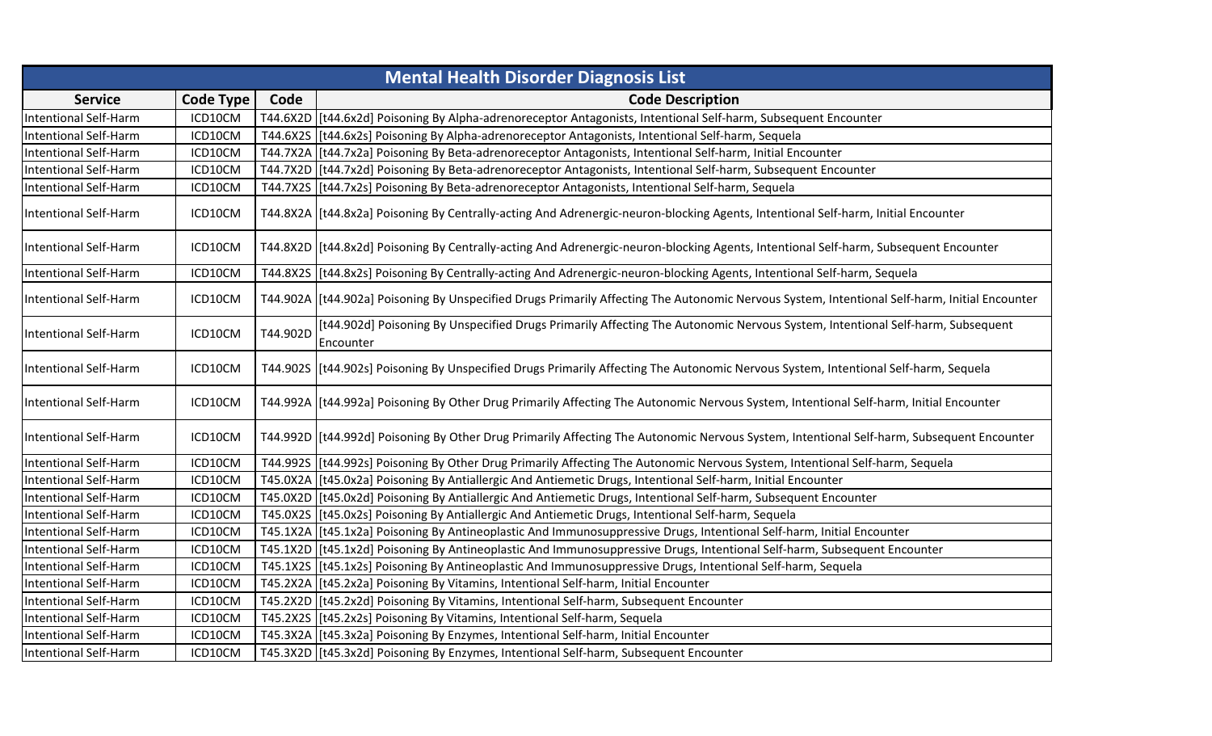| Mental Health Disorder Diagnosis List | | | |
|---|---|---|---|
| **Service** | **Code Type** | **Code** | **Code Description** |
| Intentional Self-Harm | ICD10CM | T44.6X2D | [t44.6x2d] Poisoning By Alpha-adrenoreceptor Antagonists, Intentional Self-harm, Subsequent Encounter |
| Intentional Self-Harm | ICD10CM | T44.6X2S | [t44.6x2s] Poisoning By Alpha-adrenoreceptor Antagonists, Intentional Self-harm, Sequela |
| Intentional Self-Harm | ICD10CM | T44.7X2A | [t44.7x2a] Poisoning By Beta-adrenoreceptor Antagonists, Intentional Self-harm, Initial Encounter |
| Intentional Self-Harm | ICD10CM | T44.7X2D | [t44.7x2d] Poisoning By Beta-adrenoreceptor Antagonists, Intentional Self-harm, Subsequent Encounter |
| Intentional Self-Harm | ICD10CM | T44.7X2S | [t44.7x2s] Poisoning By Beta-adrenoreceptor Antagonists, Intentional Self-harm, Sequela |
| Intentional Self-Harm | ICD10CM | T44.8X2A | [t44.8x2a] Poisoning By Centrally-acting And Adrenergic-neuron-blocking Agents, Intentional Self-harm, Initial Encounter |
| Intentional Self-Harm | ICD10CM | T44.8X2D | [t44.8x2d] Poisoning By Centrally-acting And Adrenergic-neuron-blocking Agents, Intentional Self-harm, Subsequent Encounter |
| Intentional Self-Harm | ICD10CM | T44.8X2S | [t44.8x2s] Poisoning By Centrally-acting And Adrenergic-neuron-blocking Agents, Intentional Self-harm, Sequela |
| Intentional Self-Harm | ICD10CM | T44.902A | [t44.902a] Poisoning By Unspecified Drugs Primarily Affecting The Autonomic Nervous System, Intentional Self-harm, Initial Encounter |
| Intentional Self-Harm | ICD10CM | T44.902D | [t44.902d] Poisoning By Unspecified Drugs Primarily Affecting The Autonomic Nervous System, Intentional Self-harm, Subsequent Encounter |
| Intentional Self-Harm | ICD10CM | T44.902S | [t44.902s] Poisoning By Unspecified Drugs Primarily Affecting The Autonomic Nervous System, Intentional Self-harm, Sequela |
| Intentional Self-Harm | ICD10CM | T44.992A | [t44.992a] Poisoning By Other Drug Primarily Affecting The Autonomic Nervous System, Intentional Self-harm, Initial Encounter |
| Intentional Self-Harm | ICD10CM | T44.992D | [t44.992d] Poisoning By Other Drug Primarily Affecting The Autonomic Nervous System, Intentional Self-harm, Subsequent Encounter |
| Intentional Self-Harm | ICD10CM | T44.992S | [t44.992s] Poisoning By Other Drug Primarily Affecting The Autonomic Nervous System, Intentional Self-harm, Sequela |
| Intentional Self-Harm | ICD10CM | T45.0X2A | [t45.0x2a] Poisoning By Antiallergic And Antiemetic Drugs, Intentional Self-harm, Initial Encounter |
| Intentional Self-Harm | ICD10CM | T45.0X2D | [t45.0x2d] Poisoning By Antiallergic And Antiemetic Drugs, Intentional Self-harm, Subsequent Encounter |
| Intentional Self-Harm | ICD10CM | T45.0X2S | [t45.0x2s] Poisoning By Antiallergic And Antiemetic Drugs, Intentional Self-harm, Sequela |
| Intentional Self-Harm | ICD10CM | T45.1X2A | [t45.1x2a] Poisoning By Antineoplastic And Immunosuppressive Drugs, Intentional Self-harm, Initial Encounter |
| Intentional Self-Harm | ICD10CM | T45.1X2D | [t45.1x2d] Poisoning By Antineoplastic And Immunosuppressive Drugs, Intentional Self-harm, Subsequent Encounter |
| Intentional Self-Harm | ICD10CM | T45.1X2S | [t45.1x2s] Poisoning By Antineoplastic And Immunosuppressive Drugs, Intentional Self-harm, Sequela |
| Intentional Self-Harm | ICD10CM | T45.2X2A | [t45.2x2a] Poisoning By Vitamins, Intentional Self-harm, Initial Encounter |
| Intentional Self-Harm | ICD10CM | T45.2X2D | [t45.2x2d] Poisoning By Vitamins, Intentional Self-harm, Subsequent Encounter |
| Intentional Self-Harm | ICD10CM | T45.2X2S | [t45.2x2s] Poisoning By Vitamins, Intentional Self-harm, Sequela |
| Intentional Self-Harm | ICD10CM | T45.3X2A | [t45.3x2a] Poisoning By Enzymes, Intentional Self-harm, Initial Encounter |
| Intentional Self-Harm | ICD10CM | T45.3X2D | [t45.3x2d] Poisoning By Enzymes, Intentional Self-harm, Subsequent Encounter |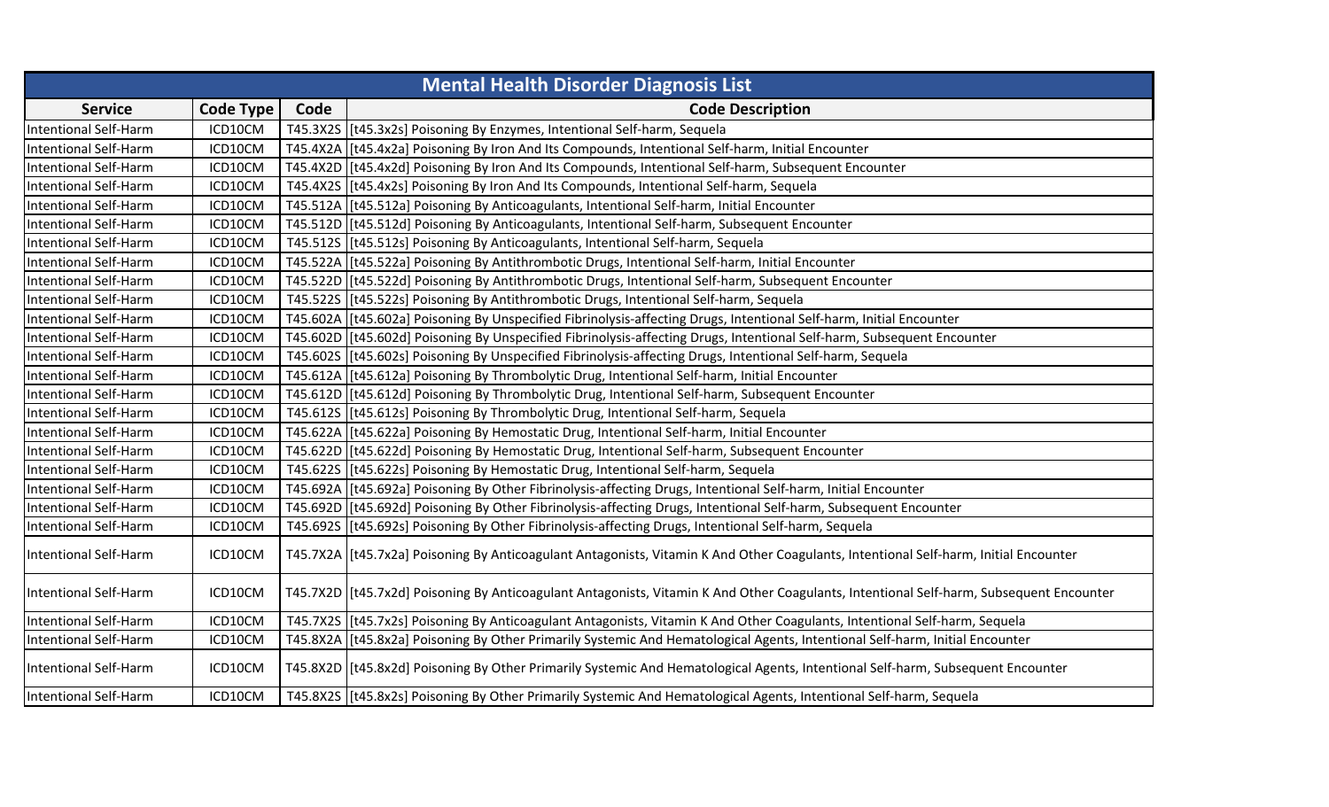| Mental Health Disorder Diagnosis List | | | |
|---|---|---|---|
| **Service** | **Code Type** | **Code** | **Code Description** |
| Intentional Self-Harm | ICD10CM | T45.3X2S | [t45.3x2s] Poisoning By Enzymes, Intentional Self-harm, Sequela |
| Intentional Self-Harm | ICD10CM | T45.4X2A | [t45.4x2a] Poisoning By Iron And Its Compounds, Intentional Self-harm, Initial Encounter |
| Intentional Self-Harm | ICD10CM | T45.4X2D | [t45.4x2d] Poisoning By Iron And Its Compounds, Intentional Self-harm, Subsequent Encounter |
| Intentional Self-Harm | ICD10CM | T45.4X2S | [t45.4x2s] Poisoning By Iron And Its Compounds, Intentional Self-harm, Sequela |
| Intentional Self-Harm | ICD10CM | T45.512A | [t45.512a] Poisoning By Anticoagulants, Intentional Self-harm, Initial Encounter |
| Intentional Self-Harm | ICD10CM | T45.512D | [t45.512d] Poisoning By Anticoagulants, Intentional Self-harm, Subsequent Encounter |
| Intentional Self-Harm | ICD10CM | T45.512S | [t45.512s] Poisoning By Anticoagulants, Intentional Self-harm, Sequela |
| Intentional Self-Harm | ICD10CM | T45.522A | [t45.522a] Poisoning By Antithrombotic Drugs, Intentional Self-harm, Initial Encounter |
| Intentional Self-Harm | ICD10CM | T45.522D | [t45.522d] Poisoning By Antithrombotic Drugs, Intentional Self-harm, Subsequent Encounter |
| Intentional Self-Harm | ICD10CM | T45.522S | [t45.522s] Poisoning By Antithrombotic Drugs, Intentional Self-harm, Sequela |
| Intentional Self-Harm | ICD10CM | T45.602A | [t45.602a] Poisoning By Unspecified Fibrinolysis-affecting Drugs, Intentional Self-harm, Initial Encounter |
| Intentional Self-Harm | ICD10CM | T45.602D | [t45.602d] Poisoning By Unspecified Fibrinolysis-affecting Drugs, Intentional Self-harm, Subsequent Encounter |
| Intentional Self-Harm | ICD10CM | T45.602S | [t45.602s] Poisoning By Unspecified Fibrinolysis-affecting Drugs, Intentional Self-harm, Sequela |
| Intentional Self-Harm | ICD10CM | T45.612A | [t45.612a] Poisoning By Thrombolytic Drug, Intentional Self-harm, Initial Encounter |
| Intentional Self-Harm | ICD10CM | T45.612D | [t45.612d] Poisoning By Thrombolytic Drug, Intentional Self-harm, Subsequent Encounter |
| Intentional Self-Harm | ICD10CM | T45.612S | [t45.612s] Poisoning By Thrombolytic Drug, Intentional Self-harm, Sequela |
| Intentional Self-Harm | ICD10CM | T45.622A | [t45.622a] Poisoning By Hemostatic Drug, Intentional Self-harm, Initial Encounter |
| Intentional Self-Harm | ICD10CM | T45.622D | [t45.622d] Poisoning By Hemostatic Drug, Intentional Self-harm, Subsequent Encounter |
| Intentional Self-Harm | ICD10CM | T45.622S | [t45.622s] Poisoning By Hemostatic Drug, Intentional Self-harm, Sequela |
| Intentional Self-Harm | ICD10CM | T45.692A | [t45.692a] Poisoning By Other Fibrinolysis-affecting Drugs, Intentional Self-harm, Initial Encounter |
| Intentional Self-Harm | ICD10CM | T45.692D | [t45.692d] Poisoning By Other Fibrinolysis-affecting Drugs, Intentional Self-harm, Subsequent Encounter |
| Intentional Self-Harm | ICD10CM | T45.692S | [t45.692s] Poisoning By Other Fibrinolysis-affecting Drugs, Intentional Self-harm, Sequela |
| Intentional Self-Harm | ICD10CM | T45.7X2A | [t45.7x2a] Poisoning By Anticoagulant Antagonists, Vitamin K And Other Coagulants, Intentional Self-harm, Initial Encounter |
| Intentional Self-Harm | ICD10CM | T45.7X2D | [t45.7x2d] Poisoning By Anticoagulant Antagonists, Vitamin K And Other Coagulants, Intentional Self-harm, Subsequent Encounter |
| Intentional Self-Harm | ICD10CM | T45.7X2S | [t45.7x2s] Poisoning By Anticoagulant Antagonists, Vitamin K And Other Coagulants, Intentional Self-harm, Sequela |
| Intentional Self-Harm | ICD10CM | T45.8X2A | [t45.8x2a] Poisoning By Other Primarily Systemic And Hematological Agents, Intentional Self-harm, Initial Encounter |
| Intentional Self-Harm | ICD10CM | T45.8X2D | [t45.8x2d] Poisoning By Other Primarily Systemic And Hematological Agents, Intentional Self-harm, Subsequent Encounter |
| Intentional Self-Harm | ICD10CM | T45.8X2S | [t45.8x2s] Poisoning By Other Primarily Systemic And Hematological Agents, Intentional Self-harm, Sequela |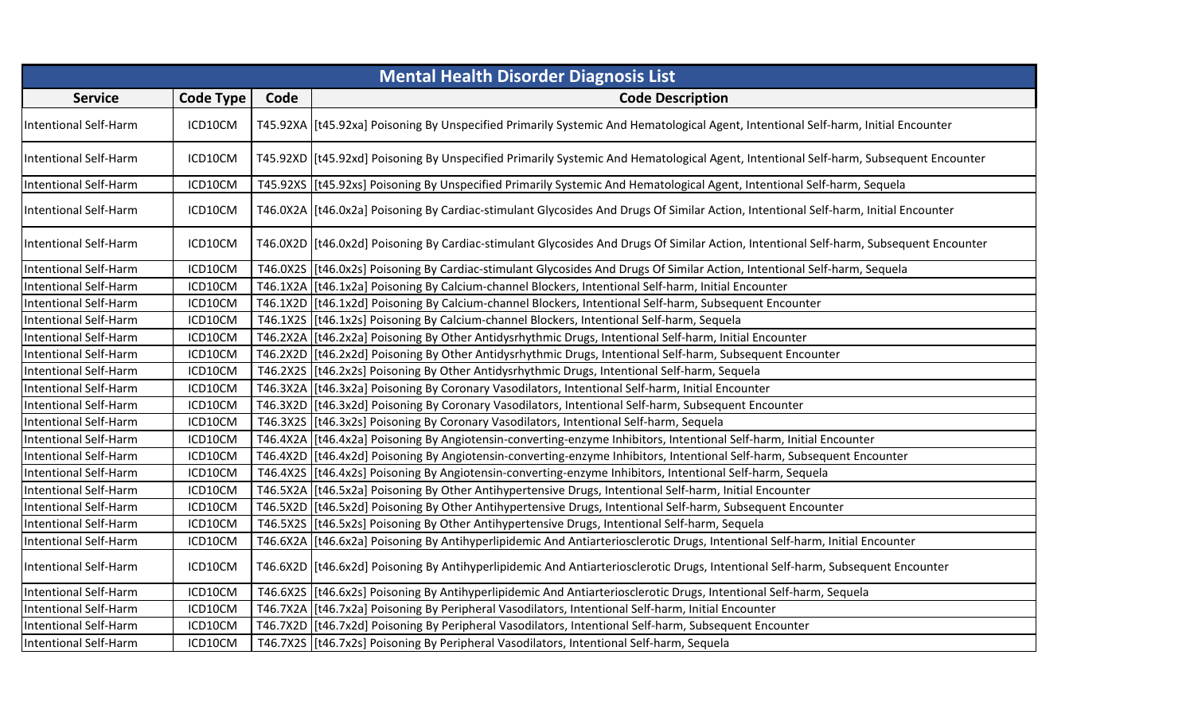| Mental Health Disorder Diagnosis List | | | |
|---|---|---|---|
| **Service** | **Code Type** | **Code** | **Code Description** |
| Intentional Self-Harm | ICD10CM | T45.92XA | [t45.92xa] Poisoning By Unspecified Primarily Systemic And Hematological Agent, Intentional Self-harm, Initial Encounter |
| Intentional Self-Harm | ICD10CM | T45.92XD | [t45.92xd] Poisoning By Unspecified Primarily Systemic And Hematological Agent, Intentional Self-harm, Subsequent Encounter |
| Intentional Self-Harm | ICD10CM | T45.92XS | [t45.92xs] Poisoning By Unspecified Primarily Systemic And Hematological Agent, Intentional Self-harm, Sequela |
| Intentional Self-Harm | ICD10CM | T46.0X2A | [t46.0x2a] Poisoning By Cardiac-stimulant Glycosides And Drugs Of Similar Action, Intentional Self-harm, Initial Encounter |
| Intentional Self-Harm | ICD10CM | T46.0X2D | [t46.0x2d] Poisoning By Cardiac-stimulant Glycosides And Drugs Of Similar Action, Intentional Self-harm, Subsequent Encounter |
| Intentional Self-Harm | ICD10CM | T46.0X2S | [t46.0x2s] Poisoning By Cardiac-stimulant Glycosides And Drugs Of Similar Action, Intentional Self-harm, Sequela |
| Intentional Self-Harm | ICD10CM | T46.1X2A | [t46.1x2a] Poisoning By Calcium-channel Blockers, Intentional Self-harm, Initial Encounter |
| Intentional Self-Harm | ICD10CM | T46.1X2D | [t46.1x2d] Poisoning By Calcium-channel Blockers, Intentional Self-harm, Subsequent Encounter |
| Intentional Self-Harm | ICD10CM | T46.1X2S | [t46.1x2s] Poisoning By Calcium-channel Blockers, Intentional Self-harm, Sequela |
| Intentional Self-Harm | ICD10CM | T46.2X2A | [t46.2x2a] Poisoning By Other Antidysrhythmic Drugs, Intentional Self-harm, Initial Encounter |
| Intentional Self-Harm | ICD10CM | T46.2X2D | [t46.2x2d] Poisoning By Other Antidysrhythmic Drugs, Intentional Self-harm, Subsequent Encounter |
| Intentional Self-Harm | ICD10CM | T46.2X2S | [t46.2x2s] Poisoning By Other Antidysrhythmic Drugs, Intentional Self-harm, Sequela |
| Intentional Self-Harm | ICD10CM | T46.3X2A | [t46.3x2a] Poisoning By Coronary Vasodilators, Intentional Self-harm, Initial Encounter |
| Intentional Self-Harm | ICD10CM | T46.3X2D | [t46.3x2d] Poisoning By Coronary Vasodilators, Intentional Self-harm, Subsequent Encounter |
| Intentional Self-Harm | ICD10CM | T46.3X2S | [t46.3x2s] Poisoning By Coronary Vasodilators, Intentional Self-harm, Sequela |
| Intentional Self-Harm | ICD10CM | T46.4X2A | [t46.4x2a] Poisoning By Angiotensin-converting-enzyme Inhibitors, Intentional Self-harm, Initial Encounter |
| Intentional Self-Harm | ICD10CM | T46.4X2D | [t46.4x2d] Poisoning By Angiotensin-converting-enzyme Inhibitors, Intentional Self-harm, Subsequent Encounter |
| Intentional Self-Harm | ICD10CM | T46.4X2S | [t46.4x2s] Poisoning By Angiotensin-converting-enzyme Inhibitors, Intentional Self-harm, Sequela |
| Intentional Self-Harm | ICD10CM | T46.5X2A | [t46.5x2a] Poisoning By Other Antihypertensive Drugs, Intentional Self-harm, Initial Encounter |
| Intentional Self-Harm | ICD10CM | T46.5X2D | [t46.5x2d] Poisoning By Other Antihypertensive Drugs, Intentional Self-harm, Subsequent Encounter |
| Intentional Self-Harm | ICD10CM | T46.5X2S | [t46.5x2s] Poisoning By Other Antihypertensive Drugs, Intentional Self-harm, Sequela |
| Intentional Self-Harm | ICD10CM | T46.6X2A | [t46.6x2a] Poisoning By Antihyperlipidemic And Antiarteriosclerotic Drugs, Intentional Self-harm, Initial Encounter |
| Intentional Self-Harm | ICD10CM | T46.6X2D | [t46.6x2d] Poisoning By Antihyperlipidemic And Antiarteriosclerotic Drugs, Intentional Self-harm, Subsequent Encounter |
| Intentional Self-Harm | ICD10CM | T46.6X2S | [t46.6x2s] Poisoning By Antihyperlipidemic And Antiarteriosclerotic Drugs, Intentional Self-harm, Sequela |
| Intentional Self-Harm | ICD10CM | T46.7X2A | [t46.7x2a] Poisoning By Peripheral Vasodilators, Intentional Self-harm, Initial Encounter |
| Intentional Self-Harm | ICD10CM | T46.7X2D | [t46.7x2d] Poisoning By Peripheral Vasodilators, Intentional Self-harm, Subsequent Encounter |
| Intentional Self-Harm | ICD10CM | T46.7X2S | [t46.7x2s] Poisoning By Peripheral Vasodilators, Intentional Self-harm, Sequela |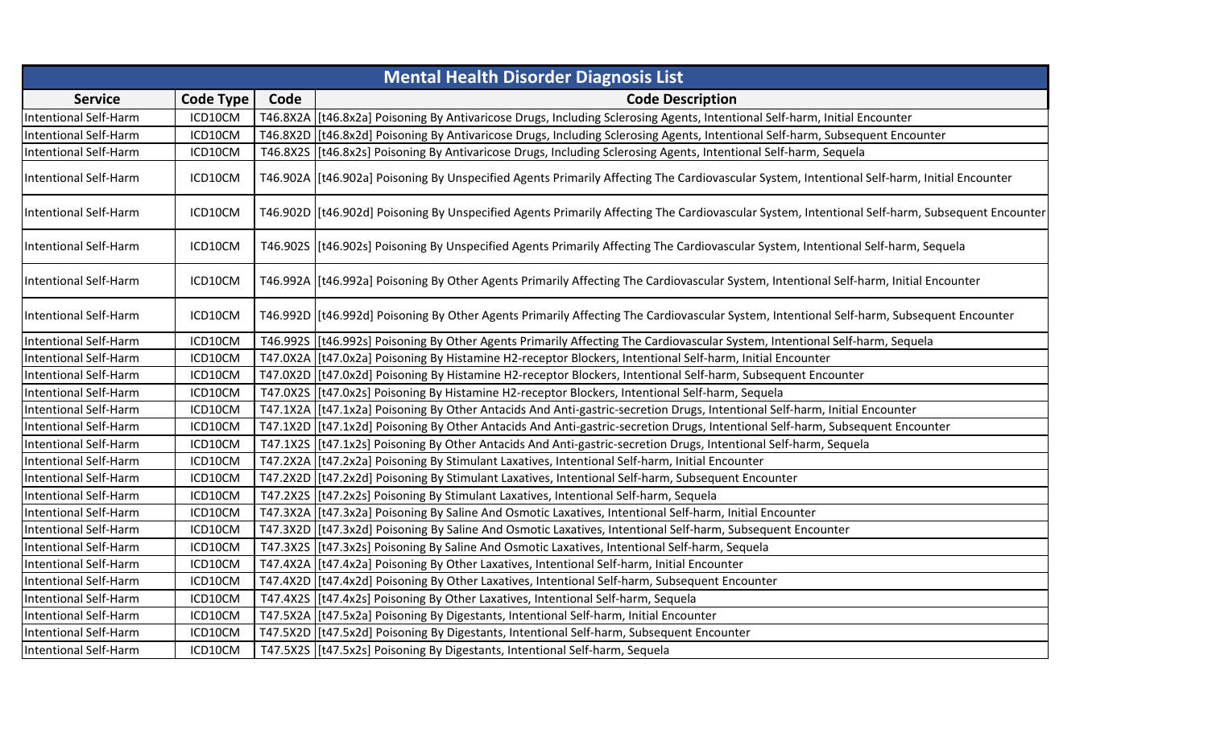| Mental Health Disorder Diagnosis List | | | |
|---|---|---|---|
| **Service** | **Code Type** | **Code** | **Code Description** |
| Intentional Self-Harm | ICD10CM | T46.8X2A | [t46.8x2a] Poisoning By Antivaricose Drugs, Including Sclerosing Agents, Intentional Self-harm, Initial Encounter |
| Intentional Self-Harm | ICD10CM | T46.8X2D | [t46.8x2d] Poisoning By Antivaricose Drugs, Including Sclerosing Agents, Intentional Self-harm, Subsequent Encounter |
| Intentional Self-Harm | ICD10CM | T46.8X2S | [t46.8x2s] Poisoning By Antivaricose Drugs, Including Sclerosing Agents, Intentional Self-harm, Sequela |
| Intentional Self-Harm | ICD10CM | T46.902A | [t46.902a] Poisoning By Unspecified Agents Primarily Affecting The Cardiovascular System, Intentional Self-harm, Initial Encounter |
| Intentional Self-Harm | ICD10CM | T46.902D | [t46.902d] Poisoning By Unspecified Agents Primarily Affecting The Cardiovascular System, Intentional Self-harm, Subsequent Encounter |
| Intentional Self-Harm | ICD10CM | T46.902S | [t46.902s] Poisoning By Unspecified Agents Primarily Affecting The Cardiovascular System, Intentional Self-harm, Sequela |
| Intentional Self-Harm | ICD10CM | T46.992A | [t46.992a] Poisoning By Other Agents Primarily Affecting The Cardiovascular System, Intentional Self-harm, Initial Encounter |
| Intentional Self-Harm | ICD10CM | T46.992D | [t46.992d] Poisoning By Other Agents Primarily Affecting The Cardiovascular System, Intentional Self-harm, Subsequent Encounter |
| Intentional Self-Harm | ICD10CM | T46.992S | [t46.992s] Poisoning By Other Agents Primarily Affecting The Cardiovascular System, Intentional Self-harm, Sequela |
| Intentional Self-Harm | ICD10CM | T47.0X2A | [t47.0x2a] Poisoning By Histamine H2-receptor Blockers, Intentional Self-harm, Initial Encounter |
| Intentional Self-Harm | ICD10CM | T47.0X2D | [t47.0x2d] Poisoning By Histamine H2-receptor Blockers, Intentional Self-harm, Subsequent Encounter |
| Intentional Self-Harm | ICD10CM | T47.0X2S | [t47.0x2s] Poisoning By Histamine H2-receptor Blockers, Intentional Self-harm, Sequela |
| Intentional Self-Harm | ICD10CM | T47.1X2A | [t47.1x2a] Poisoning By Other Antacids And Anti-gastric-secretion Drugs, Intentional Self-harm, Initial Encounter |
| Intentional Self-Harm | ICD10CM | T47.1X2D | [t47.1x2d] Poisoning By Other Antacids And Anti-gastric-secretion Drugs, Intentional Self-harm, Subsequent Encounter |
| Intentional Self-Harm | ICD10CM | T47.1X2S | [t47.1x2s] Poisoning By Other Antacids And Anti-gastric-secretion Drugs, Intentional Self-harm, Sequela |
| Intentional Self-Harm | ICD10CM | T47.2X2A | [t47.2x2a] Poisoning By Stimulant Laxatives, Intentional Self-harm, Initial Encounter |
| Intentional Self-Harm | ICD10CM | T47.2X2D | [t47.2x2d] Poisoning By Stimulant Laxatives, Intentional Self-harm, Subsequent Encounter |
| Intentional Self-Harm | ICD10CM | T47.2X2S | [t47.2x2s] Poisoning By Stimulant Laxatives, Intentional Self-harm, Sequela |
| Intentional Self-Harm | ICD10CM | T47.3X2A | [t47.3x2a] Poisoning By Saline And Osmotic Laxatives, Intentional Self-harm, Initial Encounter |
| Intentional Self-Harm | ICD10CM | T47.3X2D | [t47.3x2d] Poisoning By Saline And Osmotic Laxatives, Intentional Self-harm, Subsequent Encounter |
| Intentional Self-Harm | ICD10CM | T47.3X2S | [t47.3x2s] Poisoning By Saline And Osmotic Laxatives, Intentional Self-harm, Sequela |
| Intentional Self-Harm | ICD10CM | T47.4X2A | [t47.4x2a] Poisoning By Other Laxatives, Intentional Self-harm, Initial Encounter |
| Intentional Self-Harm | ICD10CM | T47.4X2D | [t47.4x2d] Poisoning By Other Laxatives, Intentional Self-harm, Subsequent Encounter |
| Intentional Self-Harm | ICD10CM | T47.4X2S | [t47.4x2s] Poisoning By Other Laxatives, Intentional Self-harm, Sequela |
| Intentional Self-Harm | ICD10CM | T47.5X2A | [t47.5x2a] Poisoning By Digestants, Intentional Self-harm, Initial Encounter |
| Intentional Self-Harm | ICD10CM | T47.5X2D | [t47.5x2d] Poisoning By Digestants, Intentional Self-harm, Subsequent Encounter |
| Intentional Self-Harm | ICD10CM | T47.5X2S | [t47.5x2s] Poisoning By Digestants, Intentional Self-harm, Sequela |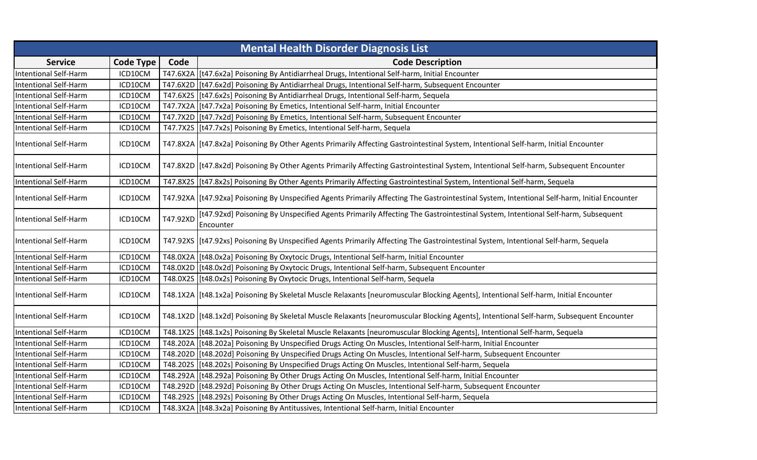| Mental Health Disorder Diagnosis List | | | |
|---|---|---|---|
| **Service** | **Code Type** | **Code** | **Code Description** |
| Intentional Self-Harm | ICD10CM | T47.6X2A | [t47.6x2a] Poisoning By Antidiarrheal Drugs, Intentional Self-harm, Initial Encounter |
| Intentional Self-Harm | ICD10CM | T47.6X2D | [t47.6x2d] Poisoning By Antidiarrheal Drugs, Intentional Self-harm, Subsequent Encounter |
| Intentional Self-Harm | ICD10CM | T47.6X2S | [t47.6x2s] Poisoning By Antidiarrheal Drugs, Intentional Self-harm, Sequela |
| Intentional Self-Harm | ICD10CM | T47.7X2A | [t47.7x2a] Poisoning By Emetics, Intentional Self-harm, Initial Encounter |
| Intentional Self-Harm | ICD10CM | T47.7X2D | [t47.7x2d] Poisoning By Emetics, Intentional Self-harm, Subsequent Encounter |
| Intentional Self-Harm | ICD10CM | T47.7X2S | [t47.7x2s] Poisoning By Emetics, Intentional Self-harm, Sequela |
| Intentional Self-Harm | ICD10CM | T47.8X2A | [t47.8x2a] Poisoning By Other Agents Primarily Affecting Gastrointestinal System, Intentional Self-harm, Initial Encounter |
| Intentional Self-Harm | ICD10CM | T47.8X2D | [t47.8x2d] Poisoning By Other Agents Primarily Affecting Gastrointestinal System, Intentional Self-harm, Subsequent Encounter |
| Intentional Self-Harm | ICD10CM | T47.8X2S | [t47.8x2s] Poisoning By Other Agents Primarily Affecting Gastrointestinal System, Intentional Self-harm, Sequela |
| Intentional Self-Harm | ICD10CM | T47.92XA | [t47.92xa] Poisoning By Unspecified Agents Primarily Affecting The Gastrointestinal System, Intentional Self-harm, Initial Encounter |
| Intentional Self-Harm | ICD10CM | T47.92XD | [t47.92xd] Poisoning By Unspecified Agents Primarily Affecting The Gastrointestinal System, Intentional Self-harm, Subsequent Encounter |
| Intentional Self-Harm | ICD10CM | T47.92XS | [t47.92xs] Poisoning By Unspecified Agents Primarily Affecting The Gastrointestinal System, Intentional Self-harm, Sequela |
| Intentional Self-Harm | ICD10CM | T48.0X2A | [t48.0x2a] Poisoning By Oxytocic Drugs, Intentional Self-harm, Initial Encounter |
| Intentional Self-Harm | ICD10CM | T48.0X2D | [t48.0x2d] Poisoning By Oxytocic Drugs, Intentional Self-harm, Subsequent Encounter |
| Intentional Self-Harm | ICD10CM | T48.0X2S | [t48.0x2s] Poisoning By Oxytocic Drugs, Intentional Self-harm, Sequela |
| Intentional Self-Harm | ICD10CM | T48.1X2A | [t48.1x2a] Poisoning By Skeletal Muscle Relaxants [neuromuscular Blocking Agents], Intentional Self-harm, Initial Encounter |
| Intentional Self-Harm | ICD10CM | T48.1X2D | [t48.1x2d] Poisoning By Skeletal Muscle Relaxants [neuromuscular Blocking Agents], Intentional Self-harm, Subsequent Encounter |
| Intentional Self-Harm | ICD10CM | T48.1X2S | [t48.1x2s] Poisoning By Skeletal Muscle Relaxants [neuromuscular Blocking Agents], Intentional Self-harm, Sequela |
| Intentional Self-Harm | ICD10CM | T48.202A | [t48.202a] Poisoning By Unspecified Drugs Acting On Muscles, Intentional Self-harm, Initial Encounter |
| Intentional Self-Harm | ICD10CM | T48.202D | [t48.202d] Poisoning By Unspecified Drugs Acting On Muscles, Intentional Self-harm, Subsequent Encounter |
| Intentional Self-Harm | ICD10CM | T48.202S | [t48.202s] Poisoning By Unspecified Drugs Acting On Muscles, Intentional Self-harm, Sequela |
| Intentional Self-Harm | ICD10CM | T48.292A | [t48.292a] Poisoning By Other Drugs Acting On Muscles, Intentional Self-harm, Initial Encounter |
| Intentional Self-Harm | ICD10CM | T48.292D | [t48.292d] Poisoning By Other Drugs Acting On Muscles, Intentional Self-harm, Subsequent Encounter |
| Intentional Self-Harm | ICD10CM | T48.292S | [t48.292s] Poisoning By Other Drugs Acting On Muscles, Intentional Self-harm, Sequela |
| Intentional Self-Harm | ICD10CM | T48.3X2A | [t48.3x2a] Poisoning By Antitussives, Intentional Self-harm, Initial Encounter |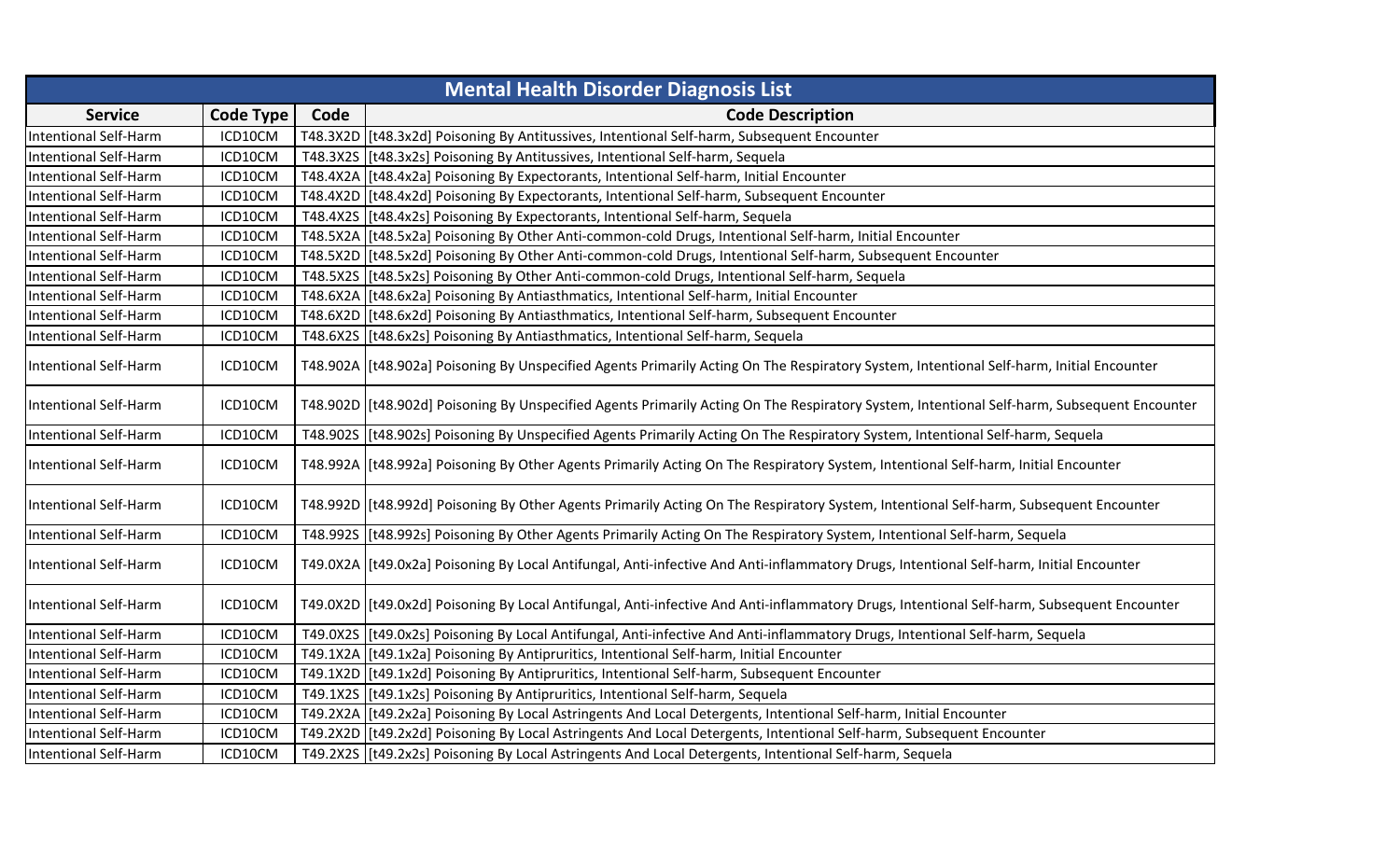| Mental Health Disorder Diagnosis List | | | |
|---|---|---|---|
| **Service** | **Code Type** | **Code** | **Code Description** |
| Intentional Self-Harm | ICD10CM | T48.3X2D | [t48.3x2d] Poisoning By Antitussives, Intentional Self-harm, Subsequent Encounter |
| Intentional Self-Harm | ICD10CM | T48.3X2S | [t48.3x2s] Poisoning By Antitussives, Intentional Self-harm, Sequela |
| Intentional Self-Harm | ICD10CM | T48.4X2A | [t48.4x2a] Poisoning By Expectorants, Intentional Self-harm, Initial Encounter |
| Intentional Self-Harm | ICD10CM | T48.4X2D | [t48.4x2d] Poisoning By Expectorants, Intentional Self-harm, Subsequent Encounter |
| Intentional Self-Harm | ICD10CM | T48.4X2S | [t48.4x2s] Poisoning By Expectorants, Intentional Self-harm, Sequela |
| Intentional Self-Harm | ICD10CM | T48.5X2A | [t48.5x2a] Poisoning By Other Anti-common-cold Drugs, Intentional Self-harm, Initial Encounter |
| Intentional Self-Harm | ICD10CM | T48.5X2D | [t48.5x2d] Poisoning By Other Anti-common-cold Drugs, Intentional Self-harm, Subsequent Encounter |
| Intentional Self-Harm | ICD10CM | T48.5X2S | [t48.5x2s] Poisoning By Other Anti-common-cold Drugs, Intentional Self-harm, Sequela |
| Intentional Self-Harm | ICD10CM | T48.6X2A | [t48.6x2a] Poisoning By Antiasthmatics, Intentional Self-harm, Initial Encounter |
| Intentional Self-Harm | ICD10CM | T48.6X2D | [t48.6x2d] Poisoning By Antiasthmatics, Intentional Self-harm, Subsequent Encounter |
| Intentional Self-Harm | ICD10CM | T48.6X2S | [t48.6x2s] Poisoning By Antiasthmatics, Intentional Self-harm, Sequela |
| Intentional Self-Harm | ICD10CM | T48.902A | [t48.902a] Poisoning By Unspecified Agents Primarily Acting On The Respiratory System, Intentional Self-harm, Initial Encounter |
| Intentional Self-Harm | ICD10CM | T48.902D | [t48.902d] Poisoning By Unspecified Agents Primarily Acting On The Respiratory System, Intentional Self-harm, Subsequent Encounter |
| Intentional Self-Harm | ICD10CM | T48.902S | [t48.902s] Poisoning By Unspecified Agents Primarily Acting On The Respiratory System, Intentional Self-harm, Sequela |
| Intentional Self-Harm | ICD10CM | T48.992A | [t48.992a] Poisoning By Other Agents Primarily Acting On The Respiratory System, Intentional Self-harm, Initial Encounter |
| Intentional Self-Harm | ICD10CM | T48.992D | [t48.992d] Poisoning By Other Agents Primarily Acting On The Respiratory System, Intentional Self-harm, Subsequent Encounter |
| Intentional Self-Harm | ICD10CM | T48.992S | [t48.992s] Poisoning By Other Agents Primarily Acting On The Respiratory System, Intentional Self-harm, Sequela |
| Intentional Self-Harm | ICD10CM | T49.0X2A | [t49.0x2a] Poisoning By Local Antifungal, Anti-infective And Anti-inflammatory Drugs, Intentional Self-harm, Initial Encounter |
| Intentional Self-Harm | ICD10CM | T49.0X2D | [t49.0x2d] Poisoning By Local Antifungal, Anti-infective And Anti-inflammatory Drugs, Intentional Self-harm, Subsequent Encounter |
| Intentional Self-Harm | ICD10CM | T49.0X2S | [t49.0x2s] Poisoning By Local Antifungal, Anti-infective And Anti-inflammatory Drugs, Intentional Self-harm, Sequela |
| Intentional Self-Harm | ICD10CM | T49.1X2A | [t49.1x2a] Poisoning By Antipruritics, Intentional Self-harm, Initial Encounter |
| Intentional Self-Harm | ICD10CM | T49.1X2D | [t49.1x2d] Poisoning By Antipruritics, Intentional Self-harm, Subsequent Encounter |
| Intentional Self-Harm | ICD10CM | T49.1X2S | [t49.1x2s] Poisoning By Antipruritics, Intentional Self-harm, Sequela |
| Intentional Self-Harm | ICD10CM | T49.2X2A | [t49.2x2a] Poisoning By Local Astringents And Local Detergents, Intentional Self-harm, Initial Encounter |
| Intentional Self-Harm | ICD10CM | T49.2X2D | [t49.2x2d] Poisoning By Local Astringents And Local Detergents, Intentional Self-harm, Subsequent Encounter |
| Intentional Self-Harm | ICD10CM | T49.2X2S | [t49.2x2s] Poisoning By Local Astringents And Local Detergents, Intentional Self-harm, Sequela |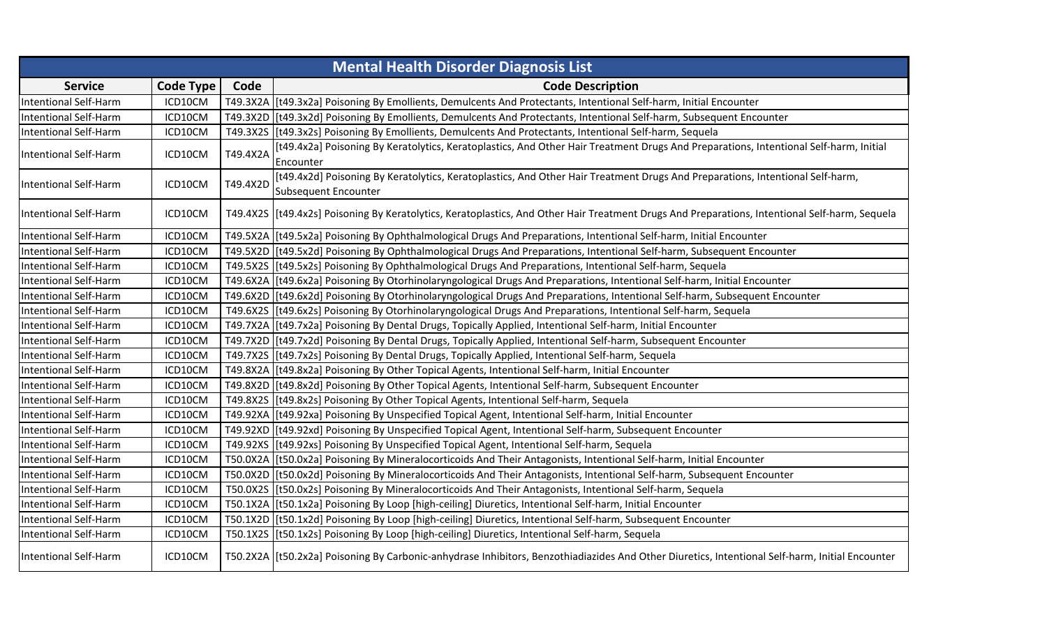| Mental Health Disorder Diagnosis List | | | |
|---|---|---|---|
| **Service** | **Code Type** | **Code** | **Code Description** |
| Intentional Self-Harm | ICD10CM | T49.3X2A | [t49.3x2a] Poisoning By Emollients, Demulcents And Protectants, Intentional Self-harm, Initial Encounter |
| Intentional Self-Harm | ICD10CM | T49.3X2D | [t49.3x2d] Poisoning By Emollients, Demulcents And Protectants, Intentional Self-harm, Subsequent Encounter |
| Intentional Self-Harm | ICD10CM | T49.3X2S | [t49.3x2s] Poisoning By Emollients, Demulcents And Protectants, Intentional Self-harm, Sequela |
| Intentional Self-Harm | ICD10CM | T49.4X2A | [t49.4x2a] Poisoning By Keratolytics, Keratoplastics, And Other Hair Treatment Drugs And Preparations, Intentional Self-harm, Initial Encounter |
| Intentional Self-Harm | ICD10CM | T49.4X2D | [t49.4x2d] Poisoning By Keratolytics, Keratoplastics, And Other Hair Treatment Drugs And Preparations, Intentional Self-harm, Subsequent Encounter |
| Intentional Self-Harm | ICD10CM | T49.4X2S | [t49.4x2s] Poisoning By Keratolytics, Keratoplastics, And Other Hair Treatment Drugs And Preparations, Intentional Self-harm, Sequela |
| Intentional Self-Harm | ICD10CM | T49.5X2A | [t49.5x2a] Poisoning By Ophthalmological Drugs And Preparations, Intentional Self-harm, Initial Encounter |
| Intentional Self-Harm | ICD10CM | T49.5X2D | [t49.5x2d] Poisoning By Ophthalmological Drugs And Preparations, Intentional Self-harm, Subsequent Encounter |
| Intentional Self-Harm | ICD10CM | T49.5X2S | [t49.5x2s] Poisoning By Ophthalmological Drugs And Preparations, Intentional Self-harm, Sequela |
| Intentional Self-Harm | ICD10CM | T49.6X2A | [t49.6x2a] Poisoning By Otorhinolaryngological Drugs And Preparations, Intentional Self-harm, Initial Encounter |
| Intentional Self-Harm | ICD10CM | T49.6X2D | [t49.6x2d] Poisoning By Otorhinolaryngological Drugs And Preparations, Intentional Self-harm, Subsequent Encounter |
| Intentional Self-Harm | ICD10CM | T49.6X2S | [t49.6x2s] Poisoning By Otorhinolaryngological Drugs And Preparations, Intentional Self-harm, Sequela |
| Intentional Self-Harm | ICD10CM | T49.7X2A | [t49.7x2a] Poisoning By Dental Drugs, Topically Applied, Intentional Self-harm, Initial Encounter |
| Intentional Self-Harm | ICD10CM | T49.7X2D | [t49.7x2d] Poisoning By Dental Drugs, Topically Applied, Intentional Self-harm, Subsequent Encounter |
| Intentional Self-Harm | ICD10CM | T49.7X2S | [t49.7x2s] Poisoning By Dental Drugs, Topically Applied, Intentional Self-harm, Sequela |
| Intentional Self-Harm | ICD10CM | T49.8X2A | [t49.8x2a] Poisoning By Other Topical Agents, Intentional Self-harm, Initial Encounter |
| Intentional Self-Harm | ICD10CM | T49.8X2D | [t49.8x2d] Poisoning By Other Topical Agents, Intentional Self-harm, Subsequent Encounter |
| Intentional Self-Harm | ICD10CM | T49.8X2S | [t49.8x2s] Poisoning By Other Topical Agents, Intentional Self-harm, Sequela |
| Intentional Self-Harm | ICD10CM | T49.92XA | [t49.92xa] Poisoning By Unspecified Topical Agent, Intentional Self-harm, Initial Encounter |
| Intentional Self-Harm | ICD10CM | T49.92XD | [t49.92xd] Poisoning By Unspecified Topical Agent, Intentional Self-harm, Subsequent Encounter |
| Intentional Self-Harm | ICD10CM | T49.92XS | [t49.92xs] Poisoning By Unspecified Topical Agent, Intentional Self-harm, Sequela |
| Intentional Self-Harm | ICD10CM | T50.0X2A | [t50.0x2a] Poisoning By Mineralocorticoids And Their Antagonists, Intentional Self-harm, Initial Encounter |
| Intentional Self-Harm | ICD10CM | T50.0X2D | [t50.0x2d] Poisoning By Mineralocorticoids And Their Antagonists, Intentional Self-harm, Subsequent Encounter |
| Intentional Self-Harm | ICD10CM | T50.0X2S | [t50.0x2s] Poisoning By Mineralocorticoids And Their Antagonists, Intentional Self-harm, Sequela |
| Intentional Self-Harm | ICD10CM | T50.1X2A | [t50.1x2a] Poisoning By Loop [high-ceiling] Diuretics, Intentional Self-harm, Initial Encounter |
| Intentional Self-Harm | ICD10CM | T50.1X2D | [t50.1x2d] Poisoning By Loop [high-ceiling] Diuretics, Intentional Self-harm, Subsequent Encounter |
| Intentional Self-Harm | ICD10CM | T50.1X2S | [t50.1x2s] Poisoning By Loop [high-ceiling] Diuretics, Intentional Self-harm, Sequela |
| Intentional Self-Harm | ICD10CM | T50.2X2A | [t50.2x2a] Poisoning By Carbonic-anhydrase Inhibitors, Benzothiadiazides And Other Diuretics, Intentional Self-harm, Initial Encounter |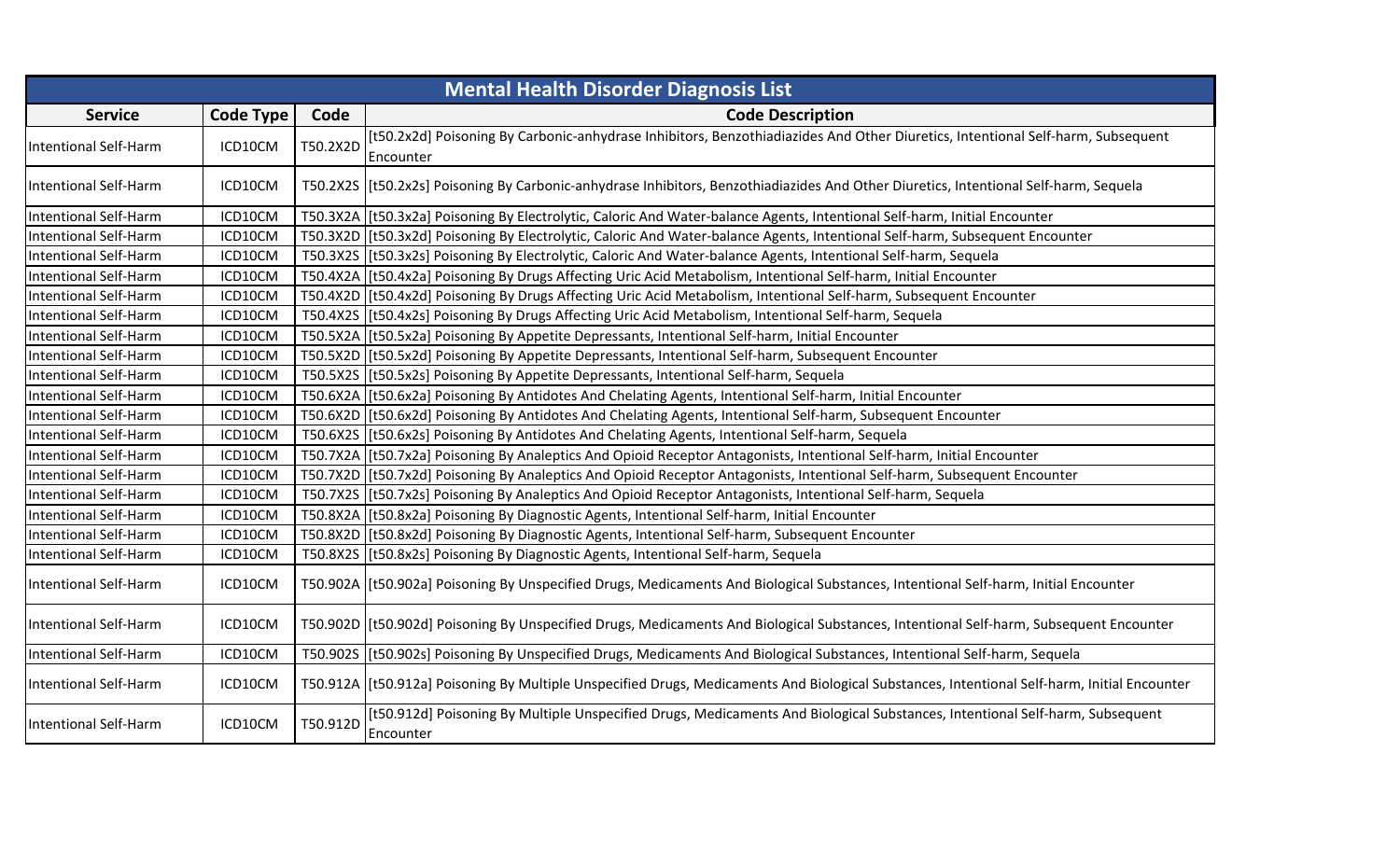| Mental Health Disorder Diagnosis List | | | |
|---|---|---|---|
| **Service** | **Code Type** | **Code** | **Code Description** |
| Intentional Self-Harm | ICD10CM | T50.2X2D | [t50.2x2d] Poisoning By Carbonic-anhydrase Inhibitors, Benzothiadiazides And Other Diuretics, Intentional Self-harm, Subsequent Encounter |
| Intentional Self-Harm | ICD10CM | T50.2X2S | [t50.2x2s] Poisoning By Carbonic-anhydrase Inhibitors, Benzothiadiazides And Other Diuretics, Intentional Self-harm, Sequela |
| Intentional Self-Harm | ICD10CM | T50.3X2A | [t50.3x2a] Poisoning By Electrolytic, Caloric And Water-balance Agents, Intentional Self-harm, Initial Encounter |
| Intentional Self-Harm | ICD10CM | T50.3X2D | [t50.3x2d] Poisoning By Electrolytic, Caloric And Water-balance Agents, Intentional Self-harm, Subsequent Encounter |
| Intentional Self-Harm | ICD10CM | T50.3X2S | [t50.3x2s] Poisoning By Electrolytic, Caloric And Water-balance Agents, Intentional Self-harm, Sequela |
| Intentional Self-Harm | ICD10CM | T50.4X2A | [t50.4x2a] Poisoning By Drugs Affecting Uric Acid Metabolism, Intentional Self-harm, Initial Encounter |
| Intentional Self-Harm | ICD10CM | T50.4X2D | [t50.4x2d] Poisoning By Drugs Affecting Uric Acid Metabolism, Intentional Self-harm, Subsequent Encounter |
| Intentional Self-Harm | ICD10CM | T50.4X2S | [t50.4x2s] Poisoning By Drugs Affecting Uric Acid Metabolism, Intentional Self-harm, Sequela |
| Intentional Self-Harm | ICD10CM | T50.5X2A | [t50.5x2a] Poisoning By Appetite Depressants, Intentional Self-harm, Initial Encounter |
| Intentional Self-Harm | ICD10CM | T50.5X2D | [t50.5x2d] Poisoning By Appetite Depressants, Intentional Self-harm, Subsequent Encounter |
| Intentional Self-Harm | ICD10CM | T50.5X2S | [t50.5x2s] Poisoning By Appetite Depressants, Intentional Self-harm, Sequela |
| Intentional Self-Harm | ICD10CM | T50.6X2A | [t50.6x2a] Poisoning By Antidotes And Chelating Agents, Intentional Self-harm, Initial Encounter |
| Intentional Self-Harm | ICD10CM | T50.6X2D | [t50.6x2d] Poisoning By Antidotes And Chelating Agents, Intentional Self-harm, Subsequent Encounter |
| Intentional Self-Harm | ICD10CM | T50.6X2S | [t50.6x2s] Poisoning By Antidotes And Chelating Agents, Intentional Self-harm, Sequela |
| Intentional Self-Harm | ICD10CM | T50.7X2A | [t50.7x2a] Poisoning By Analeptics And Opioid Receptor Antagonists, Intentional Self-harm, Initial Encounter |
| Intentional Self-Harm | ICD10CM | T50.7X2D | [t50.7x2d] Poisoning By Analeptics And Opioid Receptor Antagonists, Intentional Self-harm, Subsequent Encounter |
| Intentional Self-Harm | ICD10CM | T50.7X2S | [t50.7x2s] Poisoning By Analeptics And Opioid Receptor Antagonists, Intentional Self-harm, Sequela |
| Intentional Self-Harm | ICD10CM | T50.8X2A | [t50.8x2a] Poisoning By Diagnostic Agents, Intentional Self-harm, Initial Encounter |
| Intentional Self-Harm | ICD10CM | T50.8X2D | [t50.8x2d] Poisoning By Diagnostic Agents, Intentional Self-harm, Subsequent Encounter |
| Intentional Self-Harm | ICD10CM | T50.8X2S | [t50.8x2s] Poisoning By Diagnostic Agents, Intentional Self-harm, Sequela |
| Intentional Self-Harm | ICD10CM | T50.902A | [t50.902a] Poisoning By Unspecified Drugs, Medicaments And Biological Substances, Intentional Self-harm, Initial Encounter |
| Intentional Self-Harm | ICD10CM | T50.902D | [t50.902d] Poisoning By Unspecified Drugs, Medicaments And Biological Substances, Intentional Self-harm, Subsequent Encounter |
| Intentional Self-Harm | ICD10CM | T50.902S | [t50.902s] Poisoning By Unspecified Drugs, Medicaments And Biological Substances, Intentional Self-harm, Sequela |
| Intentional Self-Harm | ICD10CM | T50.912A | [t50.912a] Poisoning By Multiple Unspecified Drugs, Medicaments And Biological Substances, Intentional Self-harm, Initial Encounter |
| Intentional Self-Harm | ICD10CM | T50.912D | [t50.912d] Poisoning By Multiple Unspecified Drugs, Medicaments And Biological Substances, Intentional Self-harm, Subsequent Encounter |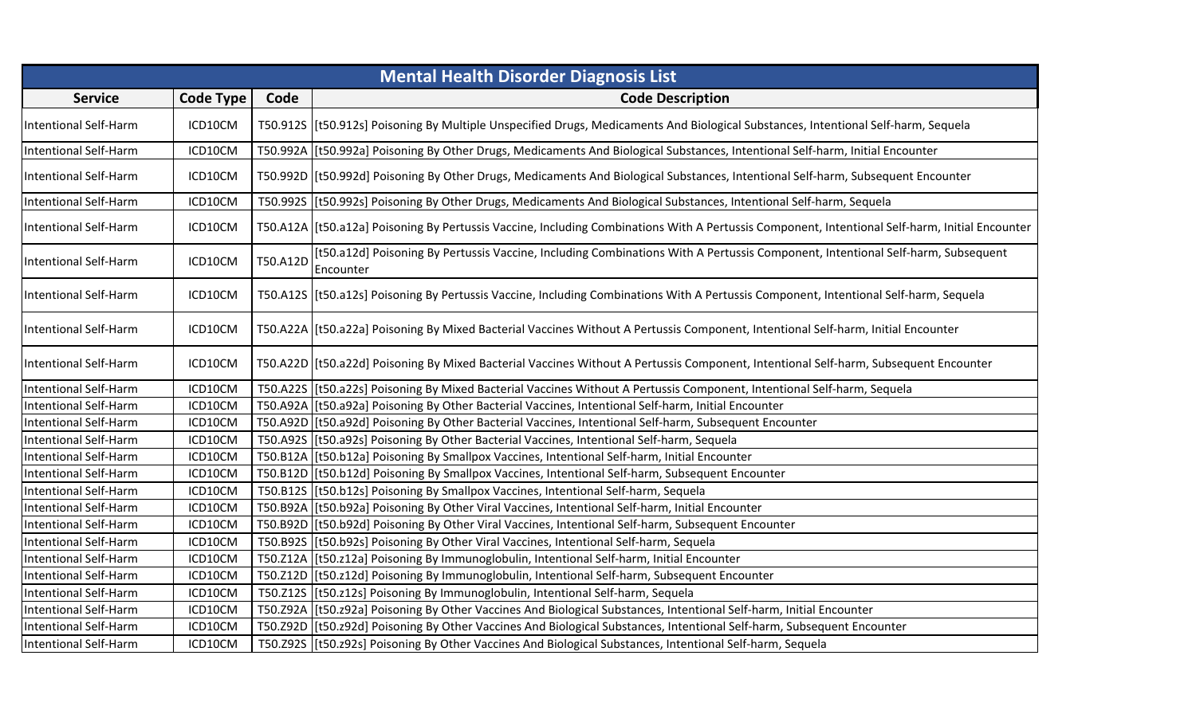| Mental Health Disorder Diagnosis List | | | |
|---|---|---|---|
| **Service** | **Code Type** | **Code** | **Code Description** |
| Intentional Self-Harm | ICD10CM | T50.912S | [t50.912s] Poisoning By Multiple Unspecified Drugs, Medicaments And Biological Substances, Intentional Self-harm, Sequela |
| Intentional Self-Harm | ICD10CM | T50.992A | [t50.992a] Poisoning By Other Drugs, Medicaments And Biological Substances, Intentional Self-harm, Initial Encounter |
| Intentional Self-Harm | ICD10CM | T50.992D | [t50.992d] Poisoning By Other Drugs, Medicaments And Biological Substances, Intentional Self-harm, Subsequent Encounter |
| Intentional Self-Harm | ICD10CM | T50.992S | [t50.992s] Poisoning By Other Drugs, Medicaments And Biological Substances, Intentional Self-harm, Sequela |
| Intentional Self-Harm | ICD10CM | T50.A12A | [t50.a12a] Poisoning By Pertussis Vaccine, Including Combinations With A Pertussis Component, Intentional Self-harm, Initial Encounter |
| Intentional Self-Harm | ICD10CM | T50.A12D | [t50.a12d] Poisoning By Pertussis Vaccine, Including Combinations With A Pertussis Component, Intentional Self-harm, Subsequent Encounter |
| Intentional Self-Harm | ICD10CM | T50.A12S | [t50.a12s] Poisoning By Pertussis Vaccine, Including Combinations With A Pertussis Component, Intentional Self-harm, Sequela |
| Intentional Self-Harm | ICD10CM | T50.A22A | [t50.a22a] Poisoning By Mixed Bacterial Vaccines Without A Pertussis Component, Intentional Self-harm, Initial Encounter |
| Intentional Self-Harm | ICD10CM | T50.A22D | [t50.a22d] Poisoning By Mixed Bacterial Vaccines Without A Pertussis Component, Intentional Self-harm, Subsequent Encounter |
| Intentional Self-Harm | ICD10CM | T50.A22S | [t50.a22s] Poisoning By Mixed Bacterial Vaccines Without A Pertussis Component, Intentional Self-harm, Sequela |
| Intentional Self-Harm | ICD10CM | T50.A92A | [t50.a92a] Poisoning By Other Bacterial Vaccines, Intentional Self-harm, Initial Encounter |
| Intentional Self-Harm | ICD10CM | T50.A92D | [t50.a92d] Poisoning By Other Bacterial Vaccines, Intentional Self-harm, Subsequent Encounter |
| Intentional Self-Harm | ICD10CM | T50.A92S | [t50.a92s] Poisoning By Other Bacterial Vaccines, Intentional Self-harm, Sequela |
| Intentional Self-Harm | ICD10CM | T50.B12A | [t50.b12a] Poisoning By Smallpox Vaccines, Intentional Self-harm, Initial Encounter |
| Intentional Self-Harm | ICD10CM | T50.B12D | [t50.b12d] Poisoning By Smallpox Vaccines, Intentional Self-harm, Subsequent Encounter |
| Intentional Self-Harm | ICD10CM | T50.B12S | [t50.b12s] Poisoning By Smallpox Vaccines, Intentional Self-harm, Sequela |
| Intentional Self-Harm | ICD10CM | T50.B92A | [t50.b92a] Poisoning By Other Viral Vaccines, Intentional Self-harm, Initial Encounter |
| Intentional Self-Harm | ICD10CM | T50.B92D | [t50.b92d] Poisoning By Other Viral Vaccines, Intentional Self-harm, Subsequent Encounter |
| Intentional Self-Harm | ICD10CM | T50.B92S | [t50.b92s] Poisoning By Other Viral Vaccines, Intentional Self-harm, Sequela |
| Intentional Self-Harm | ICD10CM | T50.Z12A | [t50.z12a] Poisoning By Immunoglobulin, Intentional Self-harm, Initial Encounter |
| Intentional Self-Harm | ICD10CM | T50.Z12D | [t50.z12d] Poisoning By Immunoglobulin, Intentional Self-harm, Subsequent Encounter |
| Intentional Self-Harm | ICD10CM | T50.Z12S | [t50.z12s] Poisoning By Immunoglobulin, Intentional Self-harm, Sequela |
| Intentional Self-Harm | ICD10CM | T50.Z92A | [t50.z92a] Poisoning By Other Vaccines And Biological Substances, Intentional Self-harm, Initial Encounter |
| Intentional Self-Harm | ICD10CM | T50.Z92D | [t50.z92d] Poisoning By Other Vaccines And Biological Substances, Intentional Self-harm, Subsequent Encounter |
| Intentional Self-Harm | ICD10CM | T50.Z92S | [t50.z92s] Poisoning By Other Vaccines And Biological Substances, Intentional Self-harm, Sequela |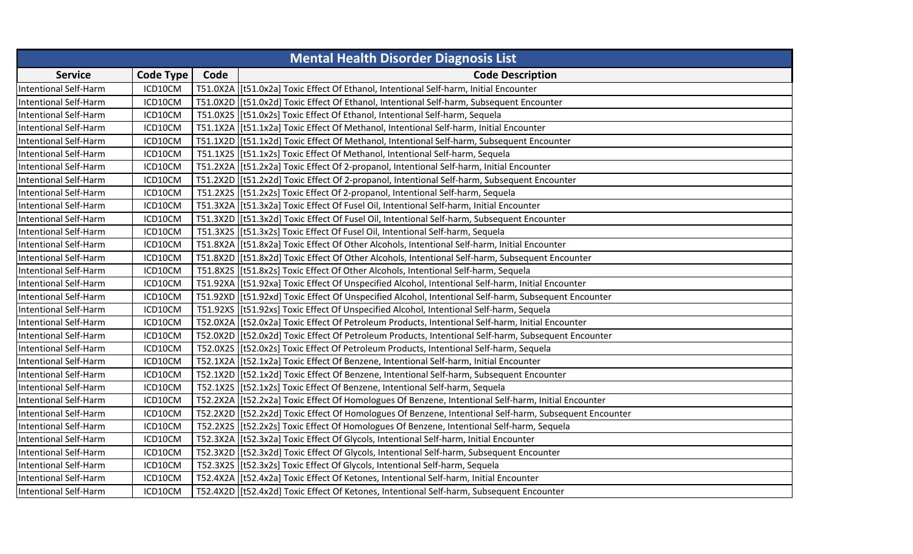| Mental Health Disorder Diagnosis List | | | |
|---|---|---|---|
| **Service** | **Code Type** | **Code** | **Code Description** |
| Intentional Self-Harm | ICD10CM | T51.0X2A | [t51.0x2a] Toxic Effect Of Ethanol, Intentional Self-harm, Initial Encounter |
| Intentional Self-Harm | ICD10CM | T51.0X2D | [t51.0x2d] Toxic Effect Of Ethanol, Intentional Self-harm, Subsequent Encounter |
| Intentional Self-Harm | ICD10CM | T51.0X2S | [t51.0x2s] Toxic Effect Of Ethanol, Intentional Self-harm, Sequela |
| Intentional Self-Harm | ICD10CM | T51.1X2A | [t51.1x2a] Toxic Effect Of Methanol, Intentional Self-harm, Initial Encounter |
| Intentional Self-Harm | ICD10CM | T51.1X2D | [t51.1x2d] Toxic Effect Of Methanol, Intentional Self-harm, Subsequent Encounter |
| Intentional Self-Harm | ICD10CM | T51.1X2S | [t51.1x2s] Toxic Effect Of Methanol, Intentional Self-harm, Sequela |
| Intentional Self-Harm | ICD10CM | T51.2X2A | [t51.2x2a] Toxic Effect Of 2-propanol, Intentional Self-harm, Initial Encounter |
| Intentional Self-Harm | ICD10CM | T51.2X2D | [t51.2x2d] Toxic Effect Of 2-propanol, Intentional Self-harm, Subsequent Encounter |
| Intentional Self-Harm | ICD10CM | T51.2X2S | [t51.2x2s] Toxic Effect Of 2-propanol, Intentional Self-harm, Sequela |
| Intentional Self-Harm | ICD10CM | T51.3X2A | [t51.3x2a] Toxic Effect Of Fusel Oil, Intentional Self-harm, Initial Encounter |
| Intentional Self-Harm | ICD10CM | T51.3X2D | [t51.3x2d] Toxic Effect Of Fusel Oil, Intentional Self-harm, Subsequent Encounter |
| Intentional Self-Harm | ICD10CM | T51.3X2S | [t51.3x2s] Toxic Effect Of Fusel Oil, Intentional Self-harm, Sequela |
| Intentional Self-Harm | ICD10CM | T51.8X2A | [t51.8x2a] Toxic Effect Of Other Alcohols, Intentional Self-harm, Initial Encounter |
| Intentional Self-Harm | ICD10CM | T51.8X2D | [t51.8x2d] Toxic Effect Of Other Alcohols, Intentional Self-harm, Subsequent Encounter |
| Intentional Self-Harm | ICD10CM | T51.8X2S | [t51.8x2s] Toxic Effect Of Other Alcohols, Intentional Self-harm, Sequela |
| Intentional Self-Harm | ICD10CM | T51.92XA | [t51.92xa] Toxic Effect Of Unspecified Alcohol, Intentional Self-harm, Initial Encounter |
| Intentional Self-Harm | ICD10CM | T51.92XD | [t51.92xd] Toxic Effect Of Unspecified Alcohol, Intentional Self-harm, Subsequent Encounter |
| Intentional Self-Harm | ICD10CM | T51.92XS | [t51.92xs] Toxic Effect Of Unspecified Alcohol, Intentional Self-harm, Sequela |
| Intentional Self-Harm | ICD10CM | T52.0X2A | [t52.0x2a] Toxic Effect Of Petroleum Products, Intentional Self-harm, Initial Encounter |
| Intentional Self-Harm | ICD10CM | T52.0X2D | [t52.0x2d] Toxic Effect Of Petroleum Products, Intentional Self-harm, Subsequent Encounter |
| Intentional Self-Harm | ICD10CM | T52.0X2S | [t52.0x2s] Toxic Effect Of Petroleum Products, Intentional Self-harm, Sequela |
| Intentional Self-Harm | ICD10CM | T52.1X2A | [t52.1x2a] Toxic Effect Of Benzene, Intentional Self-harm, Initial Encounter |
| Intentional Self-Harm | ICD10CM | T52.1X2D | [t52.1x2d] Toxic Effect Of Benzene, Intentional Self-harm, Subsequent Encounter |
| Intentional Self-Harm | ICD10CM | T52.1X2S | [t52.1x2s] Toxic Effect Of Benzene, Intentional Self-harm, Sequela |
| Intentional Self-Harm | ICD10CM | T52.2X2A | [t52.2x2a] Toxic Effect Of Homologues Of Benzene, Intentional Self-harm, Initial Encounter |
| Intentional Self-Harm | ICD10CM | T52.2X2D | [t52.2x2d] Toxic Effect Of Homologues Of Benzene, Intentional Self-harm, Subsequent Encounter |
| Intentional Self-Harm | ICD10CM | T52.2X2S | [t52.2x2s] Toxic Effect Of Homologues Of Benzene, Intentional Self-harm, Sequela |
| Intentional Self-Harm | ICD10CM | T52.3X2A | [t52.3x2a] Toxic Effect Of Glycols, Intentional Self-harm, Initial Encounter |
| Intentional Self-Harm | ICD10CM | T52.3X2D | [t52.3x2d] Toxic Effect Of Glycols, Intentional Self-harm, Subsequent Encounter |
| Intentional Self-Harm | ICD10CM | T52.3X2S | [t52.3x2s] Toxic Effect Of Glycols, Intentional Self-harm, Sequela |
| Intentional Self-Harm | ICD10CM | T52.4X2A | [t52.4x2a] Toxic Effect Of Ketones, Intentional Self-harm, Initial Encounter |
| Intentional Self-Harm | ICD10CM | T52.4X2D | [t52.4x2d] Toxic Effect Of Ketones, Intentional Self-harm, Subsequent Encounter |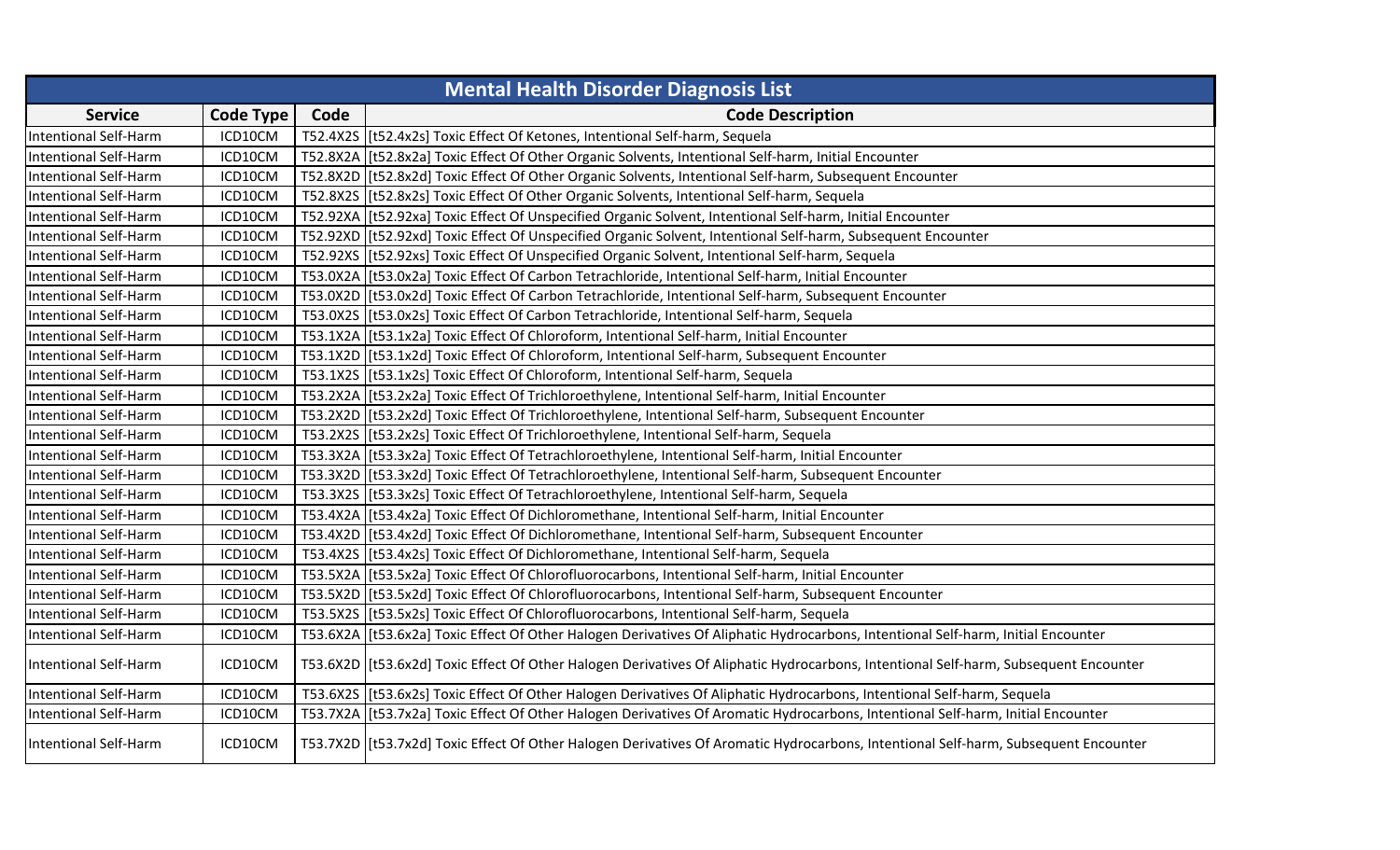| Mental Health Disorder Diagnosis List | | | |
|---|---|---|---|
| **Service** | **Code Type** | **Code** | **Code Description** |
| Intentional Self-Harm | ICD10CM | T52.4X2S | [t52.4x2s] Toxic Effect Of Ketones, Intentional Self-harm, Sequela |
| Intentional Self-Harm | ICD10CM | T52.8X2A | [t52.8x2a] Toxic Effect Of Other Organic Solvents, Intentional Self-harm, Initial Encounter |
| Intentional Self-Harm | ICD10CM | T52.8X2D | [t52.8x2d] Toxic Effect Of Other Organic Solvents, Intentional Self-harm, Subsequent Encounter |
| Intentional Self-Harm | ICD10CM | T52.8X2S | [t52.8x2s] Toxic Effect Of Other Organic Solvents, Intentional Self-harm, Sequela |
| Intentional Self-Harm | ICD10CM | T52.92XA | [t52.92xa] Toxic Effect Of Unspecified Organic Solvent, Intentional Self-harm, Initial Encounter |
| Intentional Self-Harm | ICD10CM | T52.92XD | [t52.92xd] Toxic Effect Of Unspecified Organic Solvent, Intentional Self-harm, Subsequent Encounter |
| Intentional Self-Harm | ICD10CM | T52.92XS | [t52.92xs] Toxic Effect Of Unspecified Organic Solvent, Intentional Self-harm, Sequela |
| Intentional Self-Harm | ICD10CM | T53.0X2A | [t53.0x2a] Toxic Effect Of Carbon Tetrachloride, Intentional Self-harm, Initial Encounter |
| Intentional Self-Harm | ICD10CM | T53.0X2D | [t53.0x2d] Toxic Effect Of Carbon Tetrachloride, Intentional Self-harm, Subsequent Encounter |
| Intentional Self-Harm | ICD10CM | T53.0X2S | [t53.0x2s] Toxic Effect Of Carbon Tetrachloride, Intentional Self-harm, Sequela |
| Intentional Self-Harm | ICD10CM | T53.1X2A | [t53.1x2a] Toxic Effect Of Chloroform, Intentional Self-harm, Initial Encounter |
| Intentional Self-Harm | ICD10CM | T53.1X2D | [t53.1x2d] Toxic Effect Of Chloroform, Intentional Self-harm, Subsequent Encounter |
| Intentional Self-Harm | ICD10CM | T53.1X2S | [t53.1x2s] Toxic Effect Of Chloroform, Intentional Self-harm, Sequela |
| Intentional Self-Harm | ICD10CM | T53.2X2A | [t53.2x2a] Toxic Effect Of Trichloroethylene, Intentional Self-harm, Initial Encounter |
| Intentional Self-Harm | ICD10CM | T53.2X2D | [t53.2x2d] Toxic Effect Of Trichloroethylene, Intentional Self-harm, Subsequent Encounter |
| Intentional Self-Harm | ICD10CM | T53.2X2S | [t53.2x2s] Toxic Effect Of Trichloroethylene, Intentional Self-harm, Sequela |
| Intentional Self-Harm | ICD10CM | T53.3X2A | [t53.3x2a] Toxic Effect Of Tetrachloroethylene, Intentional Self-harm, Initial Encounter |
| Intentional Self-Harm | ICD10CM | T53.3X2D | [t53.3x2d] Toxic Effect Of Tetrachloroethylene, Intentional Self-harm, Subsequent Encounter |
| Intentional Self-Harm | ICD10CM | T53.3X2S | [t53.3x2s] Toxic Effect Of Tetrachloroethylene, Intentional Self-harm, Sequela |
| Intentional Self-Harm | ICD10CM | T53.4X2A | [t53.4x2a] Toxic Effect Of Dichloromethane, Intentional Self-harm, Initial Encounter |
| Intentional Self-Harm | ICD10CM | T53.4X2D | [t53.4x2d] Toxic Effect Of Dichloromethane, Intentional Self-harm, Subsequent Encounter |
| Intentional Self-Harm | ICD10CM | T53.4X2S | [t53.4x2s] Toxic Effect Of Dichloromethane, Intentional Self-harm, Sequela |
| Intentional Self-Harm | ICD10CM | T53.5X2A | [t53.5x2a] Toxic Effect Of Chlorofluorocarbons, Intentional Self-harm, Initial Encounter |
| Intentional Self-Harm | ICD10CM | T53.5X2D | [t53.5x2d] Toxic Effect Of Chlorofluorocarbons, Intentional Self-harm, Subsequent Encounter |
| Intentional Self-Harm | ICD10CM | T53.5X2S | [t53.5x2s] Toxic Effect Of Chlorofluorocarbons, Intentional Self-harm, Sequela |
| Intentional Self-Harm | ICD10CM | T53.6X2A | [t53.6x2a] Toxic Effect Of Other Halogen Derivatives Of Aliphatic Hydrocarbons, Intentional Self-harm, Initial Encounter |
| Intentional Self-Harm | ICD10CM | T53.6X2D | [t53.6x2d] Toxic Effect Of Other Halogen Derivatives Of Aliphatic Hydrocarbons, Intentional Self-harm, Subsequent Encounter |
| Intentional Self-Harm | ICD10CM | T53.6X2S | [t53.6x2s] Toxic Effect Of Other Halogen Derivatives Of Aliphatic Hydrocarbons, Intentional Self-harm, Sequela |
| Intentional Self-Harm | ICD10CM | T53.7X2A | [t53.7x2a] Toxic Effect Of Other Halogen Derivatives Of Aromatic Hydrocarbons, Intentional Self-harm, Initial Encounter |
| Intentional Self-Harm | ICD10CM | T53.7X2D | [t53.7x2d] Toxic Effect Of Other Halogen Derivatives Of Aromatic Hydrocarbons, Intentional Self-harm, Subsequent Encounter |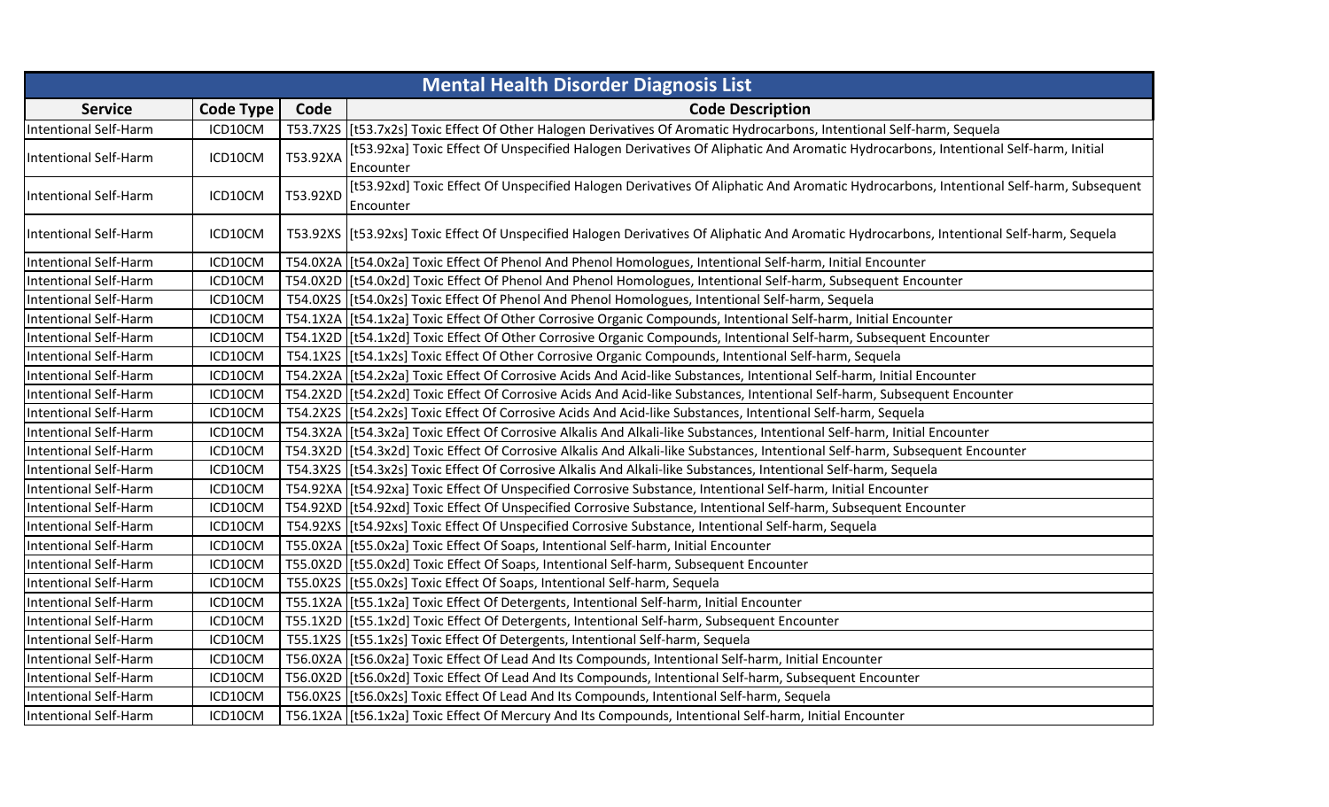| Mental Health Disorder Diagnosis List | | | |
|---|---|---|---|
| **Service** | **Code Type** | **Code** | **Code Description** |
| Intentional Self-Harm | ICD10CM | T53.7X2S | [t53.7x2s] Toxic Effect Of Other Halogen Derivatives Of Aromatic Hydrocarbons, Intentional Self-harm, Sequela |
| Intentional Self-Harm | ICD10CM | T53.92XA | [t53.92xa] Toxic Effect Of Unspecified Halogen Derivatives Of Aliphatic And Aromatic Hydrocarbons, Intentional Self-harm, Initial Encounter |
| Intentional Self-Harm | ICD10CM | T53.92XD | [t53.92xd] Toxic Effect Of Unspecified Halogen Derivatives Of Aliphatic And Aromatic Hydrocarbons, Intentional Self-harm, Subsequent Encounter |
| Intentional Self-Harm | ICD10CM | T53.92XS | [t53.92xs] Toxic Effect Of Unspecified Halogen Derivatives Of Aliphatic And Aromatic Hydrocarbons, Intentional Self-harm, Sequela |
| Intentional Self-Harm | ICD10CM | T54.0X2A | [t54.0x2a] Toxic Effect Of Phenol And Phenol Homologues, Intentional Self-harm, Initial Encounter |
| Intentional Self-Harm | ICD10CM | T54.0X2D | [t54.0x2d] Toxic Effect Of Phenol And Phenol Homologues, Intentional Self-harm, Subsequent Encounter |
| Intentional Self-Harm | ICD10CM | T54.0X2S | [t54.0x2s] Toxic Effect Of Phenol And Phenol Homologues, Intentional Self-harm, Sequela |
| Intentional Self-Harm | ICD10CM | T54.1X2A | [t54.1x2a] Toxic Effect Of Other Corrosive Organic Compounds, Intentional Self-harm, Initial Encounter |
| Intentional Self-Harm | ICD10CM | T54.1X2D | [t54.1x2d] Toxic Effect Of Other Corrosive Organic Compounds, Intentional Self-harm, Subsequent Encounter |
| Intentional Self-Harm | ICD10CM | T54.1X2S | [t54.1x2s] Toxic Effect Of Other Corrosive Organic Compounds, Intentional Self-harm, Sequela |
| Intentional Self-Harm | ICD10CM | T54.2X2A | [t54.2x2a] Toxic Effect Of Corrosive Acids And Acid-like Substances, Intentional Self-harm, Initial Encounter |
| Intentional Self-Harm | ICD10CM | T54.2X2D | [t54.2x2d] Toxic Effect Of Corrosive Acids And Acid-like Substances, Intentional Self-harm, Subsequent Encounter |
| Intentional Self-Harm | ICD10CM | T54.2X2S | [t54.2x2s] Toxic Effect Of Corrosive Acids And Acid-like Substances, Intentional Self-harm, Sequela |
| Intentional Self-Harm | ICD10CM | T54.3X2A | [t54.3x2a] Toxic Effect Of Corrosive Alkalis And Alkali-like Substances, Intentional Self-harm, Initial Encounter |
| Intentional Self-Harm | ICD10CM | T54.3X2D | [t54.3x2d] Toxic Effect Of Corrosive Alkalis And Alkali-like Substances, Intentional Self-harm, Subsequent Encounter |
| Intentional Self-Harm | ICD10CM | T54.3X2S | [t54.3x2s] Toxic Effect Of Corrosive Alkalis And Alkali-like Substances, Intentional Self-harm, Sequela |
| Intentional Self-Harm | ICD10CM | T54.92XA | [t54.92xa] Toxic Effect Of Unspecified Corrosive Substance, Intentional Self-harm, Initial Encounter |
| Intentional Self-Harm | ICD10CM | T54.92XD | [t54.92xd] Toxic Effect Of Unspecified Corrosive Substance, Intentional Self-harm, Subsequent Encounter |
| Intentional Self-Harm | ICD10CM | T54.92XS | [t54.92xs] Toxic Effect Of Unspecified Corrosive Substance, Intentional Self-harm, Sequela |
| Intentional Self-Harm | ICD10CM | T55.0X2A | [t55.0x2a] Toxic Effect Of Soaps, Intentional Self-harm, Initial Encounter |
| Intentional Self-Harm | ICD10CM | T55.0X2D | [t55.0x2d] Toxic Effect Of Soaps, Intentional Self-harm, Subsequent Encounter |
| Intentional Self-Harm | ICD10CM | T55.0X2S | [t55.0x2s] Toxic Effect Of Soaps, Intentional Self-harm, Sequela |
| Intentional Self-Harm | ICD10CM | T55.1X2A | [t55.1x2a] Toxic Effect Of Detergents, Intentional Self-harm, Initial Encounter |
| Intentional Self-Harm | ICD10CM | T55.1X2D | [t55.1x2d] Toxic Effect Of Detergents, Intentional Self-harm, Subsequent Encounter |
| Intentional Self-Harm | ICD10CM | T55.1X2S | [t55.1x2s] Toxic Effect Of Detergents, Intentional Self-harm, Sequela |
| Intentional Self-Harm | ICD10CM | T56.0X2A | [t56.0x2a] Toxic Effect Of Lead And Its Compounds, Intentional Self-harm, Initial Encounter |
| Intentional Self-Harm | ICD10CM | T56.0X2D | [t56.0x2d] Toxic Effect Of Lead And Its Compounds, Intentional Self-harm, Subsequent Encounter |
| Intentional Self-Harm | ICD10CM | T56.0X2S | [t56.0x2s] Toxic Effect Of Lead And Its Compounds, Intentional Self-harm, Sequela |
| Intentional Self-Harm | ICD10CM | T56.1X2A | [t56.1x2a] Toxic Effect Of Mercury And Its Compounds, Intentional Self-harm, Initial Encounter |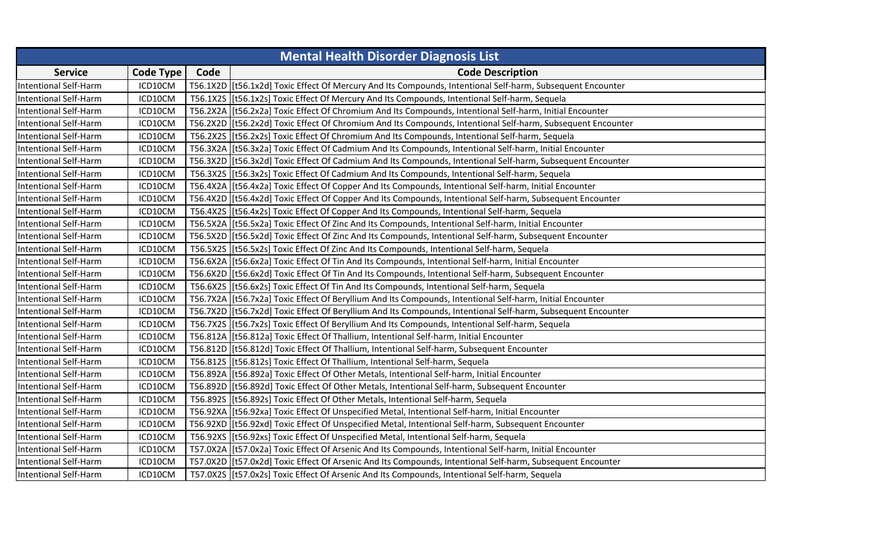| Mental Health Disorder Diagnosis List | | | |
|---|---|---|---|
| **Service** | **Code Type** | **Code** | **Code Description** |
| Intentional Self-Harm | ICD10CM | T56.1X2D | [t56.1x2d] Toxic Effect Of Mercury And Its Compounds, Intentional Self-harm, Subsequent Encounter |
| Intentional Self-Harm | ICD10CM | T56.1X2S | [t56.1x2s] Toxic Effect Of Mercury And Its Compounds, Intentional Self-harm, Sequela |
| Intentional Self-Harm | ICD10CM | T56.2X2A | [t56.2x2a] Toxic Effect Of Chromium And Its Compounds, Intentional Self-harm, Initial Encounter |
| Intentional Self-Harm | ICD10CM | T56.2X2D | [t56.2x2d] Toxic Effect Of Chromium And Its Compounds, Intentional Self-harm, Subsequent Encounter |
| Intentional Self-Harm | ICD10CM | T56.2X2S | [t56.2x2s] Toxic Effect Of Chromium And Its Compounds, Intentional Self-harm, Sequela |
| Intentional Self-Harm | ICD10CM | T56.3X2A | [t56.3x2a] Toxic Effect Of Cadmium And Its Compounds, Intentional Self-harm, Initial Encounter |
| Intentional Self-Harm | ICD10CM | T56.3X2D | [t56.3x2d] Toxic Effect Of Cadmium And Its Compounds, Intentional Self-harm, Subsequent Encounter |
| Intentional Self-Harm | ICD10CM | T56.3X2S | [t56.3x2s] Toxic Effect Of Cadmium And Its Compounds, Intentional Self-harm, Sequela |
| Intentional Self-Harm | ICD10CM | T56.4X2A | [t56.4x2a] Toxic Effect Of Copper And Its Compounds, Intentional Self-harm, Initial Encounter |
| Intentional Self-Harm | ICD10CM | T56.4X2D | [t56.4x2d] Toxic Effect Of Copper And Its Compounds, Intentional Self-harm, Subsequent Encounter |
| Intentional Self-Harm | ICD10CM | T56.4X2S | [t56.4x2s] Toxic Effect Of Copper And Its Compounds, Intentional Self-harm, Sequela |
| Intentional Self-Harm | ICD10CM | T56.5X2A | [t56.5x2a] Toxic Effect Of Zinc And Its Compounds, Intentional Self-harm, Initial Encounter |
| Intentional Self-Harm | ICD10CM | T56.5X2D | [t56.5x2d] Toxic Effect Of Zinc And Its Compounds, Intentional Self-harm, Subsequent Encounter |
| Intentional Self-Harm | ICD10CM | T56.5X2S | [t56.5x2s] Toxic Effect Of Zinc And Its Compounds, Intentional Self-harm, Sequela |
| Intentional Self-Harm | ICD10CM | T56.6X2A | [t56.6x2a] Toxic Effect Of Tin And Its Compounds, Intentional Self-harm, Initial Encounter |
| Intentional Self-Harm | ICD10CM | T56.6X2D | [t56.6x2d] Toxic Effect Of Tin And Its Compounds, Intentional Self-harm, Subsequent Encounter |
| Intentional Self-Harm | ICD10CM | T56.6X2S | [t56.6x2s] Toxic Effect Of Tin And Its Compounds, Intentional Self-harm, Sequela |
| Intentional Self-Harm | ICD10CM | T56.7X2A | [t56.7x2a] Toxic Effect Of Beryllium And Its Compounds, Intentional Self-harm, Initial Encounter |
| Intentional Self-Harm | ICD10CM | T56.7X2D | [t56.7x2d] Toxic Effect Of Beryllium And Its Compounds, Intentional Self-harm, Subsequent Encounter |
| Intentional Self-Harm | ICD10CM | T56.7X2S | [t56.7x2s] Toxic Effect Of Beryllium And Its Compounds, Intentional Self-harm, Sequela |
| Intentional Self-Harm | ICD10CM | T56.812A | [t56.812a] Toxic Effect Of Thallium, Intentional Self-harm, Initial Encounter |
| Intentional Self-Harm | ICD10CM | T56.812D | [t56.812d] Toxic Effect Of Thallium, Intentional Self-harm, Subsequent Encounter |
| Intentional Self-Harm | ICD10CM | T56.812S | [t56.812s] Toxic Effect Of Thallium, Intentional Self-harm, Sequela |
| Intentional Self-Harm | ICD10CM | T56.892A | [t56.892a] Toxic Effect Of Other Metals, Intentional Self-harm, Initial Encounter |
| Intentional Self-Harm | ICD10CM | T56.892D | [t56.892d] Toxic Effect Of Other Metals, Intentional Self-harm, Subsequent Encounter |
| Intentional Self-Harm | ICD10CM | T56.892S | [t56.892s] Toxic Effect Of Other Metals, Intentional Self-harm, Sequela |
| Intentional Self-Harm | ICD10CM | T56.92XA | [t56.92xa] Toxic Effect Of Unspecified Metal, Intentional Self-harm, Initial Encounter |
| Intentional Self-Harm | ICD10CM | T56.92XD | [t56.92xd] Toxic Effect Of Unspecified Metal, Intentional Self-harm, Subsequent Encounter |
| Intentional Self-Harm | ICD10CM | T56.92XS | [t56.92xs] Toxic Effect Of Unspecified Metal, Intentional Self-harm, Sequela |
| Intentional Self-Harm | ICD10CM | T57.0X2A | [t57.0x2a] Toxic Effect Of Arsenic And Its Compounds, Intentional Self-harm, Initial Encounter |
| Intentional Self-Harm | ICD10CM | T57.0X2D | [t57.0x2d] Toxic Effect Of Arsenic And Its Compounds, Intentional Self-harm, Subsequent Encounter |
| Intentional Self-Harm | ICD10CM | T57.0X2S | [t57.0x2s] Toxic Effect Of Arsenic And Its Compounds, Intentional Self-harm, Sequela |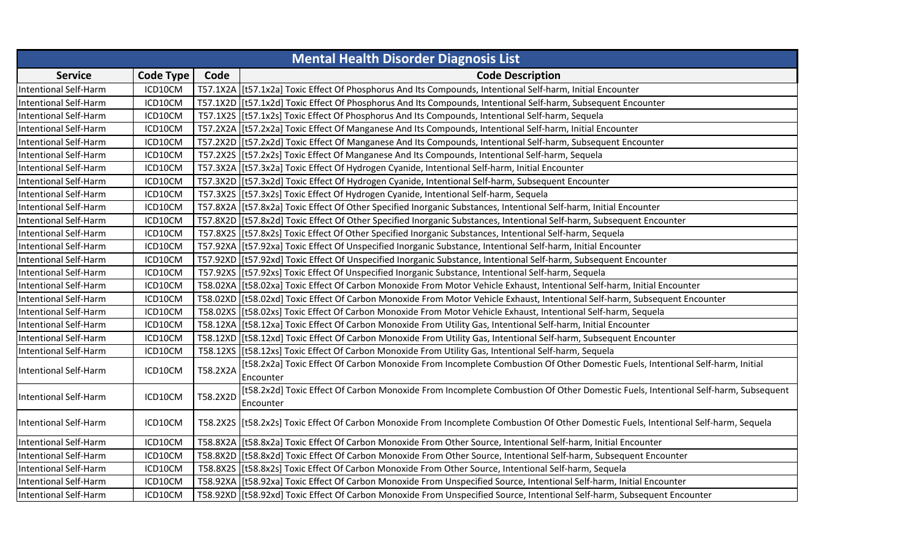| Mental Health Disorder Diagnosis List | | | |
|---|---|---|---|
| **Service** | **Code Type** | **Code** | **Code Description** |
| Intentional Self-Harm | ICD10CM | T57.1X2A | [t57.1x2a] Toxic Effect Of Phosphorus And Its Compounds, Intentional Self-harm, Initial Encounter |
| Intentional Self-Harm | ICD10CM | T57.1X2D | [t57.1x2d] Toxic Effect Of Phosphorus And Its Compounds, Intentional Self-harm, Subsequent Encounter |
| Intentional Self-Harm | ICD10CM | T57.1X2S | [t57.1x2s] Toxic Effect Of Phosphorus And Its Compounds, Intentional Self-harm, Sequela |
| Intentional Self-Harm | ICD10CM | T57.2X2A | [t57.2x2a] Toxic Effect Of Manganese And Its Compounds, Intentional Self-harm, Initial Encounter |
| Intentional Self-Harm | ICD10CM | T57.2X2D | [t57.2x2d] Toxic Effect Of Manganese And Its Compounds, Intentional Self-harm, Subsequent Encounter |
| Intentional Self-Harm | ICD10CM | T57.2X2S | [t57.2x2s] Toxic Effect Of Manganese And Its Compounds, Intentional Self-harm, Sequela |
| Intentional Self-Harm | ICD10CM | T57.3X2A | [t57.3x2a] Toxic Effect Of Hydrogen Cyanide, Intentional Self-harm, Initial Encounter |
| Intentional Self-Harm | ICD10CM | T57.3X2D | [t57.3x2d] Toxic Effect Of Hydrogen Cyanide, Intentional Self-harm, Subsequent Encounter |
| Intentional Self-Harm | ICD10CM | T57.3X2S | [t57.3x2s] Toxic Effect Of Hydrogen Cyanide, Intentional Self-harm, Sequela |
| Intentional Self-Harm | ICD10CM | T57.8X2A | [t57.8x2a] Toxic Effect Of Other Specified Inorganic Substances, Intentional Self-harm, Initial Encounter |
| Intentional Self-Harm | ICD10CM | T57.8X2D | [t57.8x2d] Toxic Effect Of Other Specified Inorganic Substances, Intentional Self-harm, Subsequent Encounter |
| Intentional Self-Harm | ICD10CM | T57.8X2S | [t57.8x2s] Toxic Effect Of Other Specified Inorganic Substances, Intentional Self-harm, Sequela |
| Intentional Self-Harm | ICD10CM | T57.92XA | [t57.92xa] Toxic Effect Of Unspecified Inorganic Substance, Intentional Self-harm, Initial Encounter |
| Intentional Self-Harm | ICD10CM | T57.92XD | [t57.92xd] Toxic Effect Of Unspecified Inorganic Substance, Intentional Self-harm, Subsequent Encounter |
| Intentional Self-Harm | ICD10CM | T57.92XS | [t57.92xs] Toxic Effect Of Unspecified Inorganic Substance, Intentional Self-harm, Sequela |
| Intentional Self-Harm | ICD10CM | T58.02XA | [t58.02xa] Toxic Effect Of Carbon Monoxide From Motor Vehicle Exhaust, Intentional Self-harm, Initial Encounter |
| Intentional Self-Harm | ICD10CM | T58.02XD | [t58.02xd] Toxic Effect Of Carbon Monoxide From Motor Vehicle Exhaust, Intentional Self-harm, Subsequent Encounter |
| Intentional Self-Harm | ICD10CM | T58.02XS | [t58.02xs] Toxic Effect Of Carbon Monoxide From Motor Vehicle Exhaust, Intentional Self-harm, Sequela |
| Intentional Self-Harm | ICD10CM | T58.12XA | [t58.12xa] Toxic Effect Of Carbon Monoxide From Utility Gas, Intentional Self-harm, Initial Encounter |
| Intentional Self-Harm | ICD10CM | T58.12XD | [t58.12xd] Toxic Effect Of Carbon Monoxide From Utility Gas, Intentional Self-harm, Subsequent Encounter |
| Intentional Self-Harm | ICD10CM | T58.12XS | [t58.12xs] Toxic Effect Of Carbon Monoxide From Utility Gas, Intentional Self-harm, Sequela |
| Intentional Self-Harm | ICD10CM | T58.2X2A | [t58.2x2a] Toxic Effect Of Carbon Monoxide From Incomplete Combustion Of Other Domestic Fuels, Intentional Self-harm, Initial Encounter |
| Intentional Self-Harm | ICD10CM | T58.2X2D | [t58.2x2d] Toxic Effect Of Carbon Monoxide From Incomplete Combustion Of Other Domestic Fuels, Intentional Self-harm, Subsequent Encounter |
| Intentional Self-Harm | ICD10CM | T58.2X2S | [t58.2x2s] Toxic Effect Of Carbon Monoxide From Incomplete Combustion Of Other Domestic Fuels, Intentional Self-harm, Sequela |
| Intentional Self-Harm | ICD10CM | T58.8X2A | [t58.8x2a] Toxic Effect Of Carbon Monoxide From Other Source, Intentional Self-harm, Initial Encounter |
| Intentional Self-Harm | ICD10CM | T58.8X2D | [t58.8x2d] Toxic Effect Of Carbon Monoxide From Other Source, Intentional Self-harm, Subsequent Encounter |
| Intentional Self-Harm | ICD10CM | T58.8X2S | [t58.8x2s] Toxic Effect Of Carbon Monoxide From Other Source, Intentional Self-harm, Sequela |
| Intentional Self-Harm | ICD10CM | T58.92XA | [t58.92xa] Toxic Effect Of Carbon Monoxide From Unspecified Source, Intentional Self-harm, Initial Encounter |
| Intentional Self-Harm | ICD10CM | T58.92XD | [t58.92xd] Toxic Effect Of Carbon Monoxide From Unspecified Source, Intentional Self-harm, Subsequent Encounter |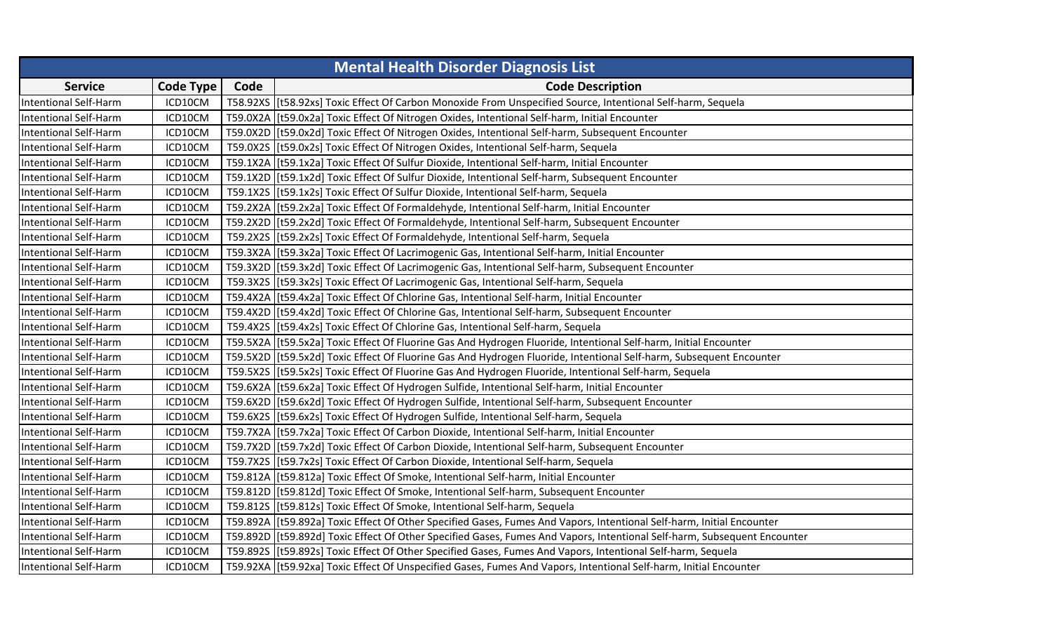| Mental Health Disorder Diagnosis List | | | |
|---|---|---|---|
| **Service** | **Code Type** | **Code** | **Code Description** |
| Intentional Self-Harm | ICD10CM | T58.92XS | [t58.92xs] Toxic Effect Of Carbon Monoxide From Unspecified Source, Intentional Self-harm, Sequela |
| Intentional Self-Harm | ICD10CM | T59.0X2A | [t59.0x2a] Toxic Effect Of Nitrogen Oxides, Intentional Self-harm, Initial Encounter |
| Intentional Self-Harm | ICD10CM | T59.0X2D | [t59.0x2d] Toxic Effect Of Nitrogen Oxides, Intentional Self-harm, Subsequent Encounter |
| Intentional Self-Harm | ICD10CM | T59.0X2S | [t59.0x2s] Toxic Effect Of Nitrogen Oxides, Intentional Self-harm, Sequela |
| Intentional Self-Harm | ICD10CM | T59.1X2A | [t59.1x2a] Toxic Effect Of Sulfur Dioxide, Intentional Self-harm, Initial Encounter |
| Intentional Self-Harm | ICD10CM | T59.1X2D | [t59.1x2d] Toxic Effect Of Sulfur Dioxide, Intentional Self-harm, Subsequent Encounter |
| Intentional Self-Harm | ICD10CM | T59.1X2S | [t59.1x2s] Toxic Effect Of Sulfur Dioxide, Intentional Self-harm, Sequela |
| Intentional Self-Harm | ICD10CM | T59.2X2A | [t59.2x2a] Toxic Effect Of Formaldehyde, Intentional Self-harm, Initial Encounter |
| Intentional Self-Harm | ICD10CM | T59.2X2D | [t59.2x2d] Toxic Effect Of Formaldehyde, Intentional Self-harm, Subsequent Encounter |
| Intentional Self-Harm | ICD10CM | T59.2X2S | [t59.2x2s] Toxic Effect Of Formaldehyde, Intentional Self-harm, Sequela |
| Intentional Self-Harm | ICD10CM | T59.3X2A | [t59.3x2a] Toxic Effect Of Lacrimogenic Gas, Intentional Self-harm, Initial Encounter |
| Intentional Self-Harm | ICD10CM | T59.3X2D | [t59.3x2d] Toxic Effect Of Lacrimogenic Gas, Intentional Self-harm, Subsequent Encounter |
| Intentional Self-Harm | ICD10CM | T59.3X2S | [t59.3x2s] Toxic Effect Of Lacrimogenic Gas, Intentional Self-harm, Sequela |
| Intentional Self-Harm | ICD10CM | T59.4X2A | [t59.4x2a] Toxic Effect Of Chlorine Gas, Intentional Self-harm, Initial Encounter |
| Intentional Self-Harm | ICD10CM | T59.4X2D | [t59.4x2d] Toxic Effect Of Chlorine Gas, Intentional Self-harm, Subsequent Encounter |
| Intentional Self-Harm | ICD10CM | T59.4X2S | [t59.4x2s] Toxic Effect Of Chlorine Gas, Intentional Self-harm, Sequela |
| Intentional Self-Harm | ICD10CM | T59.5X2A | [t59.5x2a] Toxic Effect Of Fluorine Gas And Hydrogen Fluoride, Intentional Self-harm, Initial Encounter |
| Intentional Self-Harm | ICD10CM | T59.5X2D | [t59.5x2d] Toxic Effect Of Fluorine Gas And Hydrogen Fluoride, Intentional Self-harm, Subsequent Encounter |
| Intentional Self-Harm | ICD10CM | T59.5X2S | [t59.5x2s] Toxic Effect Of Fluorine Gas And Hydrogen Fluoride, Intentional Self-harm, Sequela |
| Intentional Self-Harm | ICD10CM | T59.6X2A | [t59.6x2a] Toxic Effect Of Hydrogen Sulfide, Intentional Self-harm, Initial Encounter |
| Intentional Self-Harm | ICD10CM | T59.6X2D | [t59.6x2d] Toxic Effect Of Hydrogen Sulfide, Intentional Self-harm, Subsequent Encounter |
| Intentional Self-Harm | ICD10CM | T59.6X2S | [t59.6x2s] Toxic Effect Of Hydrogen Sulfide, Intentional Self-harm, Sequela |
| Intentional Self-Harm | ICD10CM | T59.7X2A | [t59.7x2a] Toxic Effect Of Carbon Dioxide, Intentional Self-harm, Initial Encounter |
| Intentional Self-Harm | ICD10CM | T59.7X2D | [t59.7x2d] Toxic Effect Of Carbon Dioxide, Intentional Self-harm, Subsequent Encounter |
| Intentional Self-Harm | ICD10CM | T59.7X2S | [t59.7x2s] Toxic Effect Of Carbon Dioxide, Intentional Self-harm, Sequela |
| Intentional Self-Harm | ICD10CM | T59.812A | [t59.812a] Toxic Effect Of Smoke, Intentional Self-harm, Initial Encounter |
| Intentional Self-Harm | ICD10CM | T59.812D | [t59.812d] Toxic Effect Of Smoke, Intentional Self-harm, Subsequent Encounter |
| Intentional Self-Harm | ICD10CM | T59.812S | [t59.812s] Toxic Effect Of Smoke, Intentional Self-harm, Sequela |
| Intentional Self-Harm | ICD10CM | T59.892A | [t59.892a] Toxic Effect Of Other Specified Gases, Fumes And Vapors, Intentional Self-harm, Initial Encounter |
| Intentional Self-Harm | ICD10CM | T59.892D | [t59.892d] Toxic Effect Of Other Specified Gases, Fumes And Vapors, Intentional Self-harm, Subsequent Encounter |
| Intentional Self-Harm | ICD10CM | T59.892S | [t59.892s] Toxic Effect Of Other Specified Gases, Fumes And Vapors, Intentional Self-harm, Sequela |
| Intentional Self-Harm | ICD10CM | T59.92XA | [t59.92xa] Toxic Effect Of Unspecified Gases, Fumes And Vapors, Intentional Self-harm, Initial Encounter |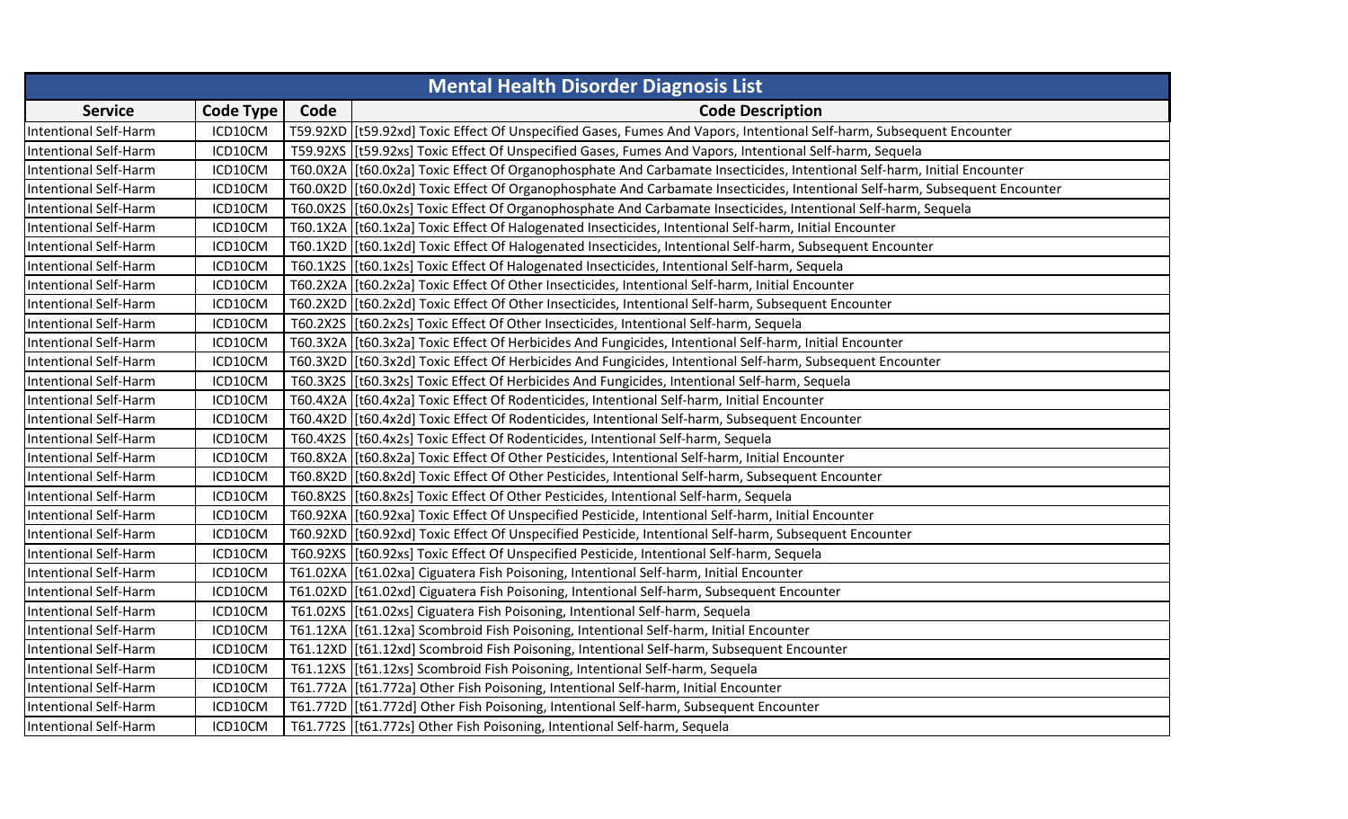| Mental Health Disorder Diagnosis List | | | |
|---|---|---|---|
| **Service** | **Code Type** | **Code** | **Code Description** |
| Intentional Self-Harm | ICD10CM | T59.92XD | [t59.92xd] Toxic Effect Of Unspecified Gases, Fumes And Vapors, Intentional Self-harm, Subsequent Encounter |
| Intentional Self-Harm | ICD10CM | T59.92XS | [t59.92xs] Toxic Effect Of Unspecified Gases, Fumes And Vapors, Intentional Self-harm, Sequela |
| Intentional Self-Harm | ICD10CM | T60.0X2A | [t60.0x2a] Toxic Effect Of Organophosphate And Carbamate Insecticides, Intentional Self-harm, Initial Encounter |
| Intentional Self-Harm | ICD10CM | T60.0X2D | [t60.0x2d] Toxic Effect Of Organophosphate And Carbamate Insecticides, Intentional Self-harm, Subsequent Encounter |
| Intentional Self-Harm | ICD10CM | T60.0X2S | [t60.0x2s] Toxic Effect Of Organophosphate And Carbamate Insecticides, Intentional Self-harm, Sequela |
| Intentional Self-Harm | ICD10CM | T60.1X2A | [t60.1x2a] Toxic Effect Of Halogenated Insecticides, Intentional Self-harm, Initial Encounter |
| Intentional Self-Harm | ICD10CM | T60.1X2D | [t60.1x2d] Toxic Effect Of Halogenated Insecticides, Intentional Self-harm, Subsequent Encounter |
| Intentional Self-Harm | ICD10CM | T60.1X2S | [t60.1x2s] Toxic Effect Of Halogenated Insecticides, Intentional Self-harm, Sequela |
| Intentional Self-Harm | ICD10CM | T60.2X2A | [t60.2x2a] Toxic Effect Of Other Insecticides, Intentional Self-harm, Initial Encounter |
| Intentional Self-Harm | ICD10CM | T60.2X2D | [t60.2x2d] Toxic Effect Of Other Insecticides, Intentional Self-harm, Subsequent Encounter |
| Intentional Self-Harm | ICD10CM | T60.2X2S | [t60.2x2s] Toxic Effect Of Other Insecticides, Intentional Self-harm, Sequela |
| Intentional Self-Harm | ICD10CM | T60.3X2A | [t60.3x2a] Toxic Effect Of Herbicides And Fungicides, Intentional Self-harm, Initial Encounter |
| Intentional Self-Harm | ICD10CM | T60.3X2D | [t60.3x2d] Toxic Effect Of Herbicides And Fungicides, Intentional Self-harm, Subsequent Encounter |
| Intentional Self-Harm | ICD10CM | T60.3X2S | [t60.3x2s] Toxic Effect Of Herbicides And Fungicides, Intentional Self-harm, Sequela |
| Intentional Self-Harm | ICD10CM | T60.4X2A | [t60.4x2a] Toxic Effect Of Rodenticides, Intentional Self-harm, Initial Encounter |
| Intentional Self-Harm | ICD10CM | T60.4X2D | [t60.4x2d] Toxic Effect Of Rodenticides, Intentional Self-harm, Subsequent Encounter |
| Intentional Self-Harm | ICD10CM | T60.4X2S | [t60.4x2s] Toxic Effect Of Rodenticides, Intentional Self-harm, Sequela |
| Intentional Self-Harm | ICD10CM | T60.8X2A | [t60.8x2a] Toxic Effect Of Other Pesticides, Intentional Self-harm, Initial Encounter |
| Intentional Self-Harm | ICD10CM | T60.8X2D | [t60.8x2d] Toxic Effect Of Other Pesticides, Intentional Self-harm, Subsequent Encounter |
| Intentional Self-Harm | ICD10CM | T60.8X2S | [t60.8x2s] Toxic Effect Of Other Pesticides, Intentional Self-harm, Sequela |
| Intentional Self-Harm | ICD10CM | T60.92XA | [t60.92xa] Toxic Effect Of Unspecified Pesticide, Intentional Self-harm, Initial Encounter |
| Intentional Self-Harm | ICD10CM | T60.92XD | [t60.92xd] Toxic Effect Of Unspecified Pesticide, Intentional Self-harm, Subsequent Encounter |
| Intentional Self-Harm | ICD10CM | T60.92XS | [t60.92xs] Toxic Effect Of Unspecified Pesticide, Intentional Self-harm, Sequela |
| Intentional Self-Harm | ICD10CM | T61.02XA | [t61.02xa] Ciguatera Fish Poisoning, Intentional Self-harm, Initial Encounter |
| Intentional Self-Harm | ICD10CM | T61.02XD | [t61.02xd] Ciguatera Fish Poisoning, Intentional Self-harm, Subsequent Encounter |
| Intentional Self-Harm | ICD10CM | T61.02XS | [t61.02xs] Ciguatera Fish Poisoning, Intentional Self-harm, Sequela |
| Intentional Self-Harm | ICD10CM | T61.12XA | [t61.12xa] Scombroid Fish Poisoning, Intentional Self-harm, Initial Encounter |
| Intentional Self-Harm | ICD10CM | T61.12XD | [t61.12xd] Scombroid Fish Poisoning, Intentional Self-harm, Subsequent Encounter |
| Intentional Self-Harm | ICD10CM | T61.12XS | [t61.12xs] Scombroid Fish Poisoning, Intentional Self-harm, Sequela |
| Intentional Self-Harm | ICD10CM | T61.772A | [t61.772a] Other Fish Poisoning, Intentional Self-harm, Initial Encounter |
| Intentional Self-Harm | ICD10CM | T61.772D | [t61.772d] Other Fish Poisoning, Intentional Self-harm, Subsequent Encounter |
| Intentional Self-Harm | ICD10CM | T61.772S | [t61.772s] Other Fish Poisoning, Intentional Self-harm, Sequela |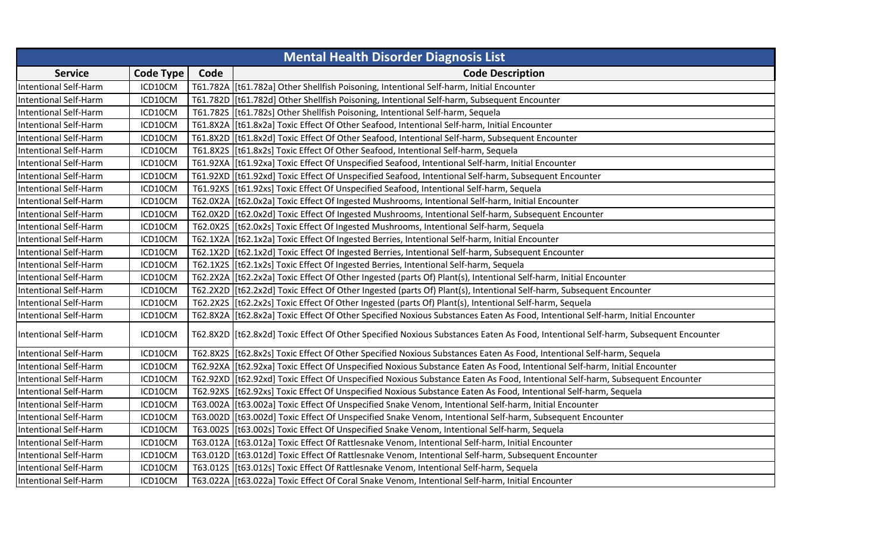| Mental Health Disorder Diagnosis List | | | |
|---|---|---|---|
| **Service** | **Code Type** | **Code** | **Code Description** |
| Intentional Self-Harm | ICD10CM | T61.782A | [t61.782a] Other Shellfish Poisoning, Intentional Self-harm, Initial Encounter |
| Intentional Self-Harm | ICD10CM | T61.782D | [t61.782d] Other Shellfish Poisoning, Intentional Self-harm, Subsequent Encounter |
| Intentional Self-Harm | ICD10CM | T61.782S | [t61.782s] Other Shellfish Poisoning, Intentional Self-harm, Sequela |
| Intentional Self-Harm | ICD10CM | T61.8X2A | [t61.8x2a] Toxic Effect Of Other Seafood, Intentional Self-harm, Initial Encounter |
| Intentional Self-Harm | ICD10CM | T61.8X2D | [t61.8x2d] Toxic Effect Of Other Seafood, Intentional Self-harm, Subsequent Encounter |
| Intentional Self-Harm | ICD10CM | T61.8X2S | [t61.8x2s] Toxic Effect Of Other Seafood, Intentional Self-harm, Sequela |
| Intentional Self-Harm | ICD10CM | T61.92XA | [t61.92xa] Toxic Effect Of Unspecified Seafood, Intentional Self-harm, Initial Encounter |
| Intentional Self-Harm | ICD10CM | T61.92XD | [t61.92xd] Toxic Effect Of Unspecified Seafood, Intentional Self-harm, Subsequent Encounter |
| Intentional Self-Harm | ICD10CM | T61.92XS | [t61.92xs] Toxic Effect Of Unspecified Seafood, Intentional Self-harm, Sequela |
| Intentional Self-Harm | ICD10CM | T62.0X2A | [t62.0x2a] Toxic Effect Of Ingested Mushrooms, Intentional Self-harm, Initial Encounter |
| Intentional Self-Harm | ICD10CM | T62.0X2D | [t62.0x2d] Toxic Effect Of Ingested Mushrooms, Intentional Self-harm, Subsequent Encounter |
| Intentional Self-Harm | ICD10CM | T62.0X2S | [t62.0x2s] Toxic Effect Of Ingested Mushrooms, Intentional Self-harm, Sequela |
| Intentional Self-Harm | ICD10CM | T62.1X2A | [t62.1x2a] Toxic Effect Of Ingested Berries, Intentional Self-harm, Initial Encounter |
| Intentional Self-Harm | ICD10CM | T62.1X2D | [t62.1x2d] Toxic Effect Of Ingested Berries, Intentional Self-harm, Subsequent Encounter |
| Intentional Self-Harm | ICD10CM | T62.1X2S | [t62.1x2s] Toxic Effect Of Ingested Berries, Intentional Self-harm, Sequela |
| Intentional Self-Harm | ICD10CM | T62.2X2A | [t62.2x2a] Toxic Effect Of Other Ingested (parts Of) Plant(s), Intentional Self-harm, Initial Encounter |
| Intentional Self-Harm | ICD10CM | T62.2X2D | [t62.2x2d] Toxic Effect Of Other Ingested (parts Of) Plant(s), Intentional Self-harm, Subsequent Encounter |
| Intentional Self-Harm | ICD10CM | T62.2X2S | [t62.2x2s] Toxic Effect Of Other Ingested (parts Of) Plant(s), Intentional Self-harm, Sequela |
| Intentional Self-Harm | ICD10CM | T62.8X2A | [t62.8x2a] Toxic Effect Of Other Specified Noxious Substances Eaten As Food, Intentional Self-harm, Initial Encounter |
| Intentional Self-Harm | ICD10CM | T62.8X2D | [t62.8x2d] Toxic Effect Of Other Specified Noxious Substances Eaten As Food, Intentional Self-harm, Subsequent Encounter |
| Intentional Self-Harm | ICD10CM | T62.8X2S | [t62.8x2s] Toxic Effect Of Other Specified Noxious Substances Eaten As Food, Intentional Self-harm, Sequela |
| Intentional Self-Harm | ICD10CM | T62.92XA | [t62.92xa] Toxic Effect Of Unspecified Noxious Substance Eaten As Food, Intentional Self-harm, Initial Encounter |
| Intentional Self-Harm | ICD10CM | T62.92XD | [t62.92xd] Toxic Effect Of Unspecified Noxious Substance Eaten As Food, Intentional Self-harm, Subsequent Encounter |
| Intentional Self-Harm | ICD10CM | T62.92XS | [t62.92xs] Toxic Effect Of Unspecified Noxious Substance Eaten As Food, Intentional Self-harm, Sequela |
| Intentional Self-Harm | ICD10CM | T63.002A | [t63.002a] Toxic Effect Of Unspecified Snake Venom, Intentional Self-harm, Initial Encounter |
| Intentional Self-Harm | ICD10CM | T63.002D | [t63.002d] Toxic Effect Of Unspecified Snake Venom, Intentional Self-harm, Subsequent Encounter |
| Intentional Self-Harm | ICD10CM | T63.002S | [t63.002s] Toxic Effect Of Unspecified Snake Venom, Intentional Self-harm, Sequela |
| Intentional Self-Harm | ICD10CM | T63.012A | [t63.012a] Toxic Effect Of Rattlesnake Venom, Intentional Self-harm, Initial Encounter |
| Intentional Self-Harm | ICD10CM | T63.012D | [t63.012d] Toxic Effect Of Rattlesnake Venom, Intentional Self-harm, Subsequent Encounter |
| Intentional Self-Harm | ICD10CM | T63.012S | [t63.012s] Toxic Effect Of Rattlesnake Venom, Intentional Self-harm, Sequela |
| Intentional Self-Harm | ICD10CM | T63.022A | [t63.022a] Toxic Effect Of Coral Snake Venom, Intentional Self-harm, Initial Encounter |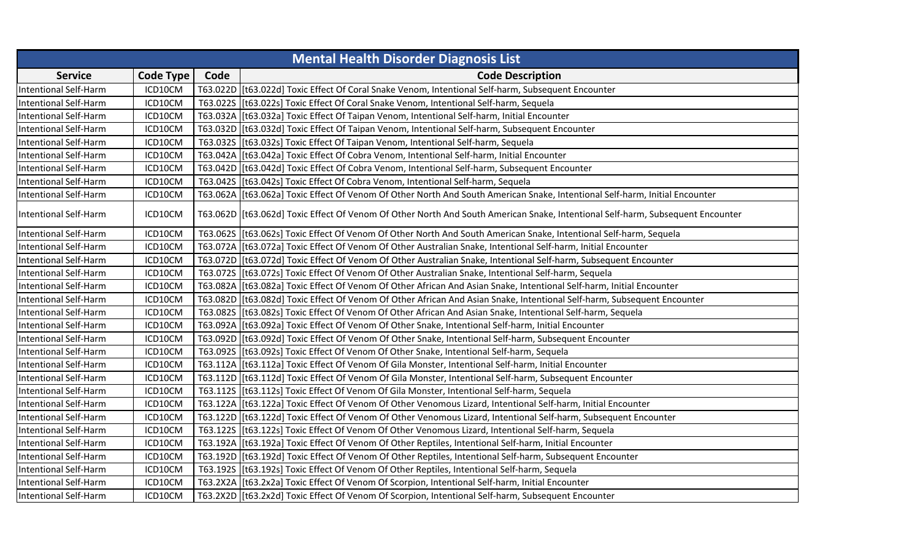| Mental Health Disorder Diagnosis List | | | |
|---|---|---|---|
| **Service** | **Code Type** | **Code** | **Code Description** |
| Intentional Self-Harm | ICD10CM | T63.022D | [t63.022d] Toxic Effect Of Coral Snake Venom, Intentional Self-harm, Subsequent Encounter |
| Intentional Self-Harm | ICD10CM | T63.022S | [t63.022s] Toxic Effect Of Coral Snake Venom, Intentional Self-harm, Sequela |
| Intentional Self-Harm | ICD10CM | T63.032A | [t63.032a] Toxic Effect Of Taipan Venom, Intentional Self-harm, Initial Encounter |
| Intentional Self-Harm | ICD10CM | T63.032D | [t63.032d] Toxic Effect Of Taipan Venom, Intentional Self-harm, Subsequent Encounter |
| Intentional Self-Harm | ICD10CM | T63.032S | [t63.032s] Toxic Effect Of Taipan Venom, Intentional Self-harm, Sequela |
| Intentional Self-Harm | ICD10CM | T63.042A | [t63.042a] Toxic Effect Of Cobra Venom, Intentional Self-harm, Initial Encounter |
| Intentional Self-Harm | ICD10CM | T63.042D | [t63.042d] Toxic Effect Of Cobra Venom, Intentional Self-harm, Subsequent Encounter |
| Intentional Self-Harm | ICD10CM | T63.042S | [t63.042s] Toxic Effect Of Cobra Venom, Intentional Self-harm, Sequela |
| Intentional Self-Harm | ICD10CM | T63.062A | [t63.062a] Toxic Effect Of Venom Of Other North And South American Snake, Intentional Self-harm, Initial Encounter |
| Intentional Self-Harm | ICD10CM | T63.062D | [t63.062d] Toxic Effect Of Venom Of Other North And South American Snake, Intentional Self-harm, Subsequent Encounter |
| Intentional Self-Harm | ICD10CM | T63.062S | [t63.062s] Toxic Effect Of Venom Of Other North And South American Snake, Intentional Self-harm, Sequela |
| Intentional Self-Harm | ICD10CM | T63.072A | [t63.072a] Toxic Effect Of Venom Of Other Australian Snake, Intentional Self-harm, Initial Encounter |
| Intentional Self-Harm | ICD10CM | T63.072D | [t63.072d] Toxic Effect Of Venom Of Other Australian Snake, Intentional Self-harm, Subsequent Encounter |
| Intentional Self-Harm | ICD10CM | T63.072S | [t63.072s] Toxic Effect Of Venom Of Other Australian Snake, Intentional Self-harm, Sequela |
| Intentional Self-Harm | ICD10CM | T63.082A | [t63.082a] Toxic Effect Of Venom Of Other African And Asian Snake, Intentional Self-harm, Initial Encounter |
| Intentional Self-Harm | ICD10CM | T63.082D | [t63.082d] Toxic Effect Of Venom Of Other African And Asian Snake, Intentional Self-harm, Subsequent Encounter |
| Intentional Self-Harm | ICD10CM | T63.082S | [t63.082s] Toxic Effect Of Venom Of Other African And Asian Snake, Intentional Self-harm, Sequela |
| Intentional Self-Harm | ICD10CM | T63.092A | [t63.092a] Toxic Effect Of Venom Of Other Snake, Intentional Self-harm, Initial Encounter |
| Intentional Self-Harm | ICD10CM | T63.092D | [t63.092d] Toxic Effect Of Venom Of Other Snake, Intentional Self-harm, Subsequent Encounter |
| Intentional Self-Harm | ICD10CM | T63.092S | [t63.092s] Toxic Effect Of Venom Of Other Snake, Intentional Self-harm, Sequela |
| Intentional Self-Harm | ICD10CM | T63.112A | [t63.112a] Toxic Effect Of Venom Of Gila Monster, Intentional Self-harm, Initial Encounter |
| Intentional Self-Harm | ICD10CM | T63.112D | [t63.112d] Toxic Effect Of Venom Of Gila Monster, Intentional Self-harm, Subsequent Encounter |
| Intentional Self-Harm | ICD10CM | T63.112S | [t63.112s] Toxic Effect Of Venom Of Gila Monster, Intentional Self-harm, Sequela |
| Intentional Self-Harm | ICD10CM | T63.122A | [t63.122a] Toxic Effect Of Venom Of Other Venomous Lizard, Intentional Self-harm, Initial Encounter |
| Intentional Self-Harm | ICD10CM | T63.122D | [t63.122d] Toxic Effect Of Venom Of Other Venomous Lizard, Intentional Self-harm, Subsequent Encounter |
| Intentional Self-Harm | ICD10CM | T63.122S | [t63.122s] Toxic Effect Of Venom Of Other Venomous Lizard, Intentional Self-harm, Sequela |
| Intentional Self-Harm | ICD10CM | T63.192A | [t63.192a] Toxic Effect Of Venom Of Other Reptiles, Intentional Self-harm, Initial Encounter |
| Intentional Self-Harm | ICD10CM | T63.192D | [t63.192d] Toxic Effect Of Venom Of Other Reptiles, Intentional Self-harm, Subsequent Encounter |
| Intentional Self-Harm | ICD10CM | T63.192S | [t63.192s] Toxic Effect Of Venom Of Other Reptiles, Intentional Self-harm, Sequela |
| Intentional Self-Harm | ICD10CM | T63.2X2A | [t63.2x2a] Toxic Effect Of Venom Of Scorpion, Intentional Self-harm, Initial Encounter |
| Intentional Self-Harm | ICD10CM | T63.2X2D | [t63.2x2d] Toxic Effect Of Venom Of Scorpion, Intentional Self-harm, Subsequent Encounter |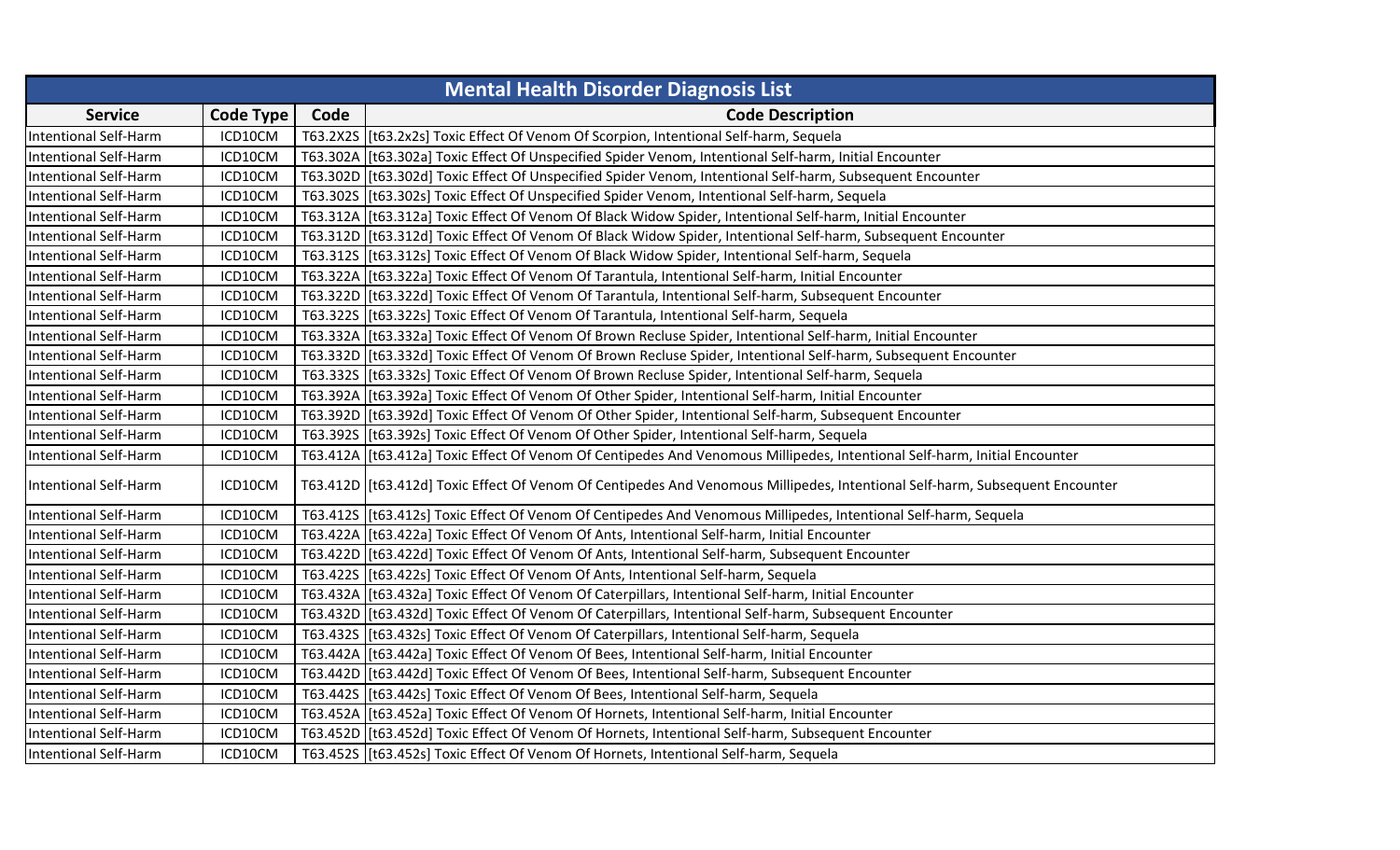| Mental Health Disorder Diagnosis List | | | |
|---|---|---|---|
| **Service** | **Code Type** | **Code** | **Code Description** |
| Intentional Self-Harm | ICD10CM | T63.2X2S | [t63.2x2s] Toxic Effect Of Venom Of Scorpion, Intentional Self-harm, Sequela |
| Intentional Self-Harm | ICD10CM | T63.302A | [t63.302a] Toxic Effect Of Unspecified Spider Venom, Intentional Self-harm, Initial Encounter |
| Intentional Self-Harm | ICD10CM | T63.302D | [t63.302d] Toxic Effect Of Unspecified Spider Venom, Intentional Self-harm, Subsequent Encounter |
| Intentional Self-Harm | ICD10CM | T63.302S | [t63.302s] Toxic Effect Of Unspecified Spider Venom, Intentional Self-harm, Sequela |
| Intentional Self-Harm | ICD10CM | T63.312A | [t63.312a] Toxic Effect Of Venom Of Black Widow Spider, Intentional Self-harm, Initial Encounter |
| Intentional Self-Harm | ICD10CM | T63.312D | [t63.312d] Toxic Effect Of Venom Of Black Widow Spider, Intentional Self-harm, Subsequent Encounter |
| Intentional Self-Harm | ICD10CM | T63.312S | [t63.312s] Toxic Effect Of Venom Of Black Widow Spider, Intentional Self-harm, Sequela |
| Intentional Self-Harm | ICD10CM | T63.322A | [t63.322a] Toxic Effect Of Venom Of Tarantula, Intentional Self-harm, Initial Encounter |
| Intentional Self-Harm | ICD10CM | T63.322D | [t63.322d] Toxic Effect Of Venom Of Tarantula, Intentional Self-harm, Subsequent Encounter |
| Intentional Self-Harm | ICD10CM | T63.322S | [t63.322s] Toxic Effect Of Venom Of Tarantula, Intentional Self-harm, Sequela |
| Intentional Self-Harm | ICD10CM | T63.332A | [t63.332a] Toxic Effect Of Venom Of Brown Recluse Spider, Intentional Self-harm, Initial Encounter |
| Intentional Self-Harm | ICD10CM | T63.332D | [t63.332d] Toxic Effect Of Venom Of Brown Recluse Spider, Intentional Self-harm, Subsequent Encounter |
| Intentional Self-Harm | ICD10CM | T63.332S | [t63.332s] Toxic Effect Of Venom Of Brown Recluse Spider, Intentional Self-harm, Sequela |
| Intentional Self-Harm | ICD10CM | T63.392A | [t63.392a] Toxic Effect Of Venom Of Other Spider, Intentional Self-harm, Initial Encounter |
| Intentional Self-Harm | ICD10CM | T63.392D | [t63.392d] Toxic Effect Of Venom Of Other Spider, Intentional Self-harm, Subsequent Encounter |
| Intentional Self-Harm | ICD10CM | T63.392S | [t63.392s] Toxic Effect Of Venom Of Other Spider, Intentional Self-harm, Sequela |
| Intentional Self-Harm | ICD10CM | T63.412A | [t63.412a] Toxic Effect Of Venom Of Centipedes And Venomous Millipedes, Intentional Self-harm, Initial Encounter |
| Intentional Self-Harm | ICD10CM | T63.412D | [t63.412d] Toxic Effect Of Venom Of Centipedes And Venomous Millipedes, Intentional Self-harm, Subsequent Encounter |
| Intentional Self-Harm | ICD10CM | T63.412S | [t63.412s] Toxic Effect Of Venom Of Centipedes And Venomous Millipedes, Intentional Self-harm, Sequela |
| Intentional Self-Harm | ICD10CM | T63.422A | [t63.422a] Toxic Effect Of Venom Of Ants, Intentional Self-harm, Initial Encounter |
| Intentional Self-Harm | ICD10CM | T63.422D | [t63.422d] Toxic Effect Of Venom Of Ants, Intentional Self-harm, Subsequent Encounter |
| Intentional Self-Harm | ICD10CM | T63.422S | [t63.422s] Toxic Effect Of Venom Of Ants, Intentional Self-harm, Sequela |
| Intentional Self-Harm | ICD10CM | T63.432A | [t63.432a] Toxic Effect Of Venom Of Caterpillars, Intentional Self-harm, Initial Encounter |
| Intentional Self-Harm | ICD10CM | T63.432D | [t63.432d] Toxic Effect Of Venom Of Caterpillars, Intentional Self-harm, Subsequent Encounter |
| Intentional Self-Harm | ICD10CM | T63.432S | [t63.432s] Toxic Effect Of Venom Of Caterpillars, Intentional Self-harm, Sequela |
| Intentional Self-Harm | ICD10CM | T63.442A | [t63.442a] Toxic Effect Of Venom Of Bees, Intentional Self-harm, Initial Encounter |
| Intentional Self-Harm | ICD10CM | T63.442D | [t63.442d] Toxic Effect Of Venom Of Bees, Intentional Self-harm, Subsequent Encounter |
| Intentional Self-Harm | ICD10CM | T63.442S | [t63.442s] Toxic Effect Of Venom Of Bees, Intentional Self-harm, Sequela |
| Intentional Self-Harm | ICD10CM | T63.452A | [t63.452a] Toxic Effect Of Venom Of Hornets, Intentional Self-harm, Initial Encounter |
| Intentional Self-Harm | ICD10CM | T63.452D | [t63.452d] Toxic Effect Of Venom Of Hornets, Intentional Self-harm, Subsequent Encounter |
| Intentional Self-Harm | ICD10CM | T63.452S | [t63.452s] Toxic Effect Of Venom Of Hornets, Intentional Self-harm, Sequela |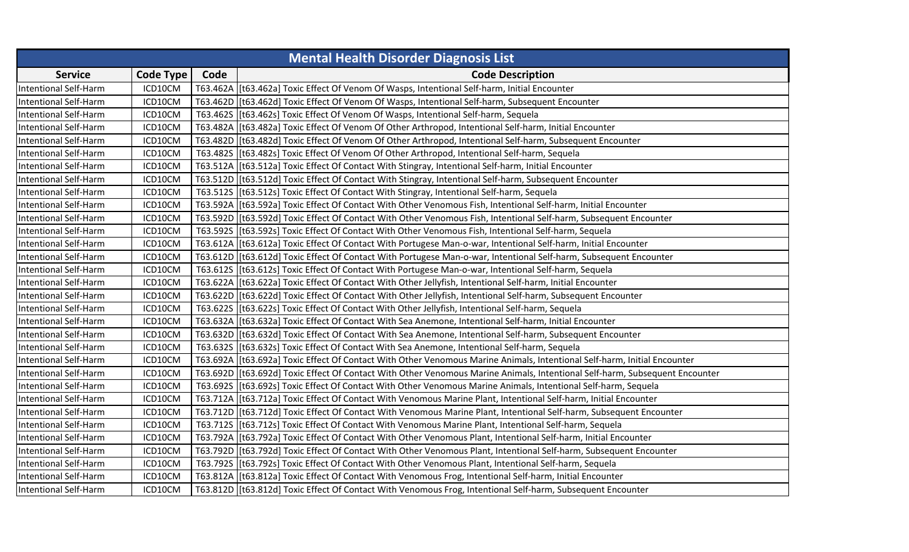| Mental Health Disorder Diagnosis List | | | |
|---|---|---|---|
| **Service** | **Code Type** | **Code** | **Code Description** |
| Intentional Self-Harm | ICD10CM | T63.462A | [t63.462a] Toxic Effect Of Venom Of Wasps, Intentional Self-harm, Initial Encounter |
| Intentional Self-Harm | ICD10CM | T63.462D | [t63.462d] Toxic Effect Of Venom Of Wasps, Intentional Self-harm, Subsequent Encounter |
| Intentional Self-Harm | ICD10CM | T63.462S | [t63.462s] Toxic Effect Of Venom Of Wasps, Intentional Self-harm, Sequela |
| Intentional Self-Harm | ICD10CM | T63.482A | [t63.482a] Toxic Effect Of Venom Of Other Arthropod, Intentional Self-harm, Initial Encounter |
| Intentional Self-Harm | ICD10CM | T63.482D | [t63.482d] Toxic Effect Of Venom Of Other Arthropod, Intentional Self-harm, Subsequent Encounter |
| Intentional Self-Harm | ICD10CM | T63.482S | [t63.482s] Toxic Effect Of Venom Of Other Arthropod, Intentional Self-harm, Sequela |
| Intentional Self-Harm | ICD10CM | T63.512A | [t63.512a] Toxic Effect Of Contact With Stingray, Intentional Self-harm, Initial Encounter |
| Intentional Self-Harm | ICD10CM | T63.512D | [t63.512d] Toxic Effect Of Contact With Stingray, Intentional Self-harm, Subsequent Encounter |
| Intentional Self-Harm | ICD10CM | T63.512S | [t63.512s] Toxic Effect Of Contact With Stingray, Intentional Self-harm, Sequela |
| Intentional Self-Harm | ICD10CM | T63.592A | [t63.592a] Toxic Effect Of Contact With Other Venomous Fish, Intentional Self-harm, Initial Encounter |
| Intentional Self-Harm | ICD10CM | T63.592D | [t63.592d] Toxic Effect Of Contact With Other Venomous Fish, Intentional Self-harm, Subsequent Encounter |
| Intentional Self-Harm | ICD10CM | T63.592S | [t63.592s] Toxic Effect Of Contact With Other Venomous Fish, Intentional Self-harm, Sequela |
| Intentional Self-Harm | ICD10CM | T63.612A | [t63.612a] Toxic Effect Of Contact With Portugese Man-o-war, Intentional Self-harm, Initial Encounter |
| Intentional Self-Harm | ICD10CM | T63.612D | [t63.612d] Toxic Effect Of Contact With Portugese Man-o-war, Intentional Self-harm, Subsequent Encounter |
| Intentional Self-Harm | ICD10CM | T63.612S | [t63.612s] Toxic Effect Of Contact With Portugese Man-o-war, Intentional Self-harm, Sequela |
| Intentional Self-Harm | ICD10CM | T63.622A | [t63.622a] Toxic Effect Of Contact With Other Jellyfish, Intentional Self-harm, Initial Encounter |
| Intentional Self-Harm | ICD10CM | T63.622D | [t63.622d] Toxic Effect Of Contact With Other Jellyfish, Intentional Self-harm, Subsequent Encounter |
| Intentional Self-Harm | ICD10CM | T63.622S | [t63.622s] Toxic Effect Of Contact With Other Jellyfish, Intentional Self-harm, Sequela |
| Intentional Self-Harm | ICD10CM | T63.632A | [t63.632a] Toxic Effect Of Contact With Sea Anemone, Intentional Self-harm, Initial Encounter |
| Intentional Self-Harm | ICD10CM | T63.632D | [t63.632d] Toxic Effect Of Contact With Sea Anemone, Intentional Self-harm, Subsequent Encounter |
| Intentional Self-Harm | ICD10CM | T63.632S | [t63.632s] Toxic Effect Of Contact With Sea Anemone, Intentional Self-harm, Sequela |
| Intentional Self-Harm | ICD10CM | T63.692A | [t63.692a] Toxic Effect Of Contact With Other Venomous Marine Animals, Intentional Self-harm, Initial Encounter |
| Intentional Self-Harm | ICD10CM | T63.692D | [t63.692d] Toxic Effect Of Contact With Other Venomous Marine Animals, Intentional Self-harm, Subsequent Encounter |
| Intentional Self-Harm | ICD10CM | T63.692S | [t63.692s] Toxic Effect Of Contact With Other Venomous Marine Animals, Intentional Self-harm, Sequela |
| Intentional Self-Harm | ICD10CM | T63.712A | [t63.712a] Toxic Effect Of Contact With Venomous Marine Plant, Intentional Self-harm, Initial Encounter |
| Intentional Self-Harm | ICD10CM | T63.712D | [t63.712d] Toxic Effect Of Contact With Venomous Marine Plant, Intentional Self-harm, Subsequent Encounter |
| Intentional Self-Harm | ICD10CM | T63.712S | [t63.712s] Toxic Effect Of Contact With Venomous Marine Plant, Intentional Self-harm, Sequela |
| Intentional Self-Harm | ICD10CM | T63.792A | [t63.792a] Toxic Effect Of Contact With Other Venomous Plant, Intentional Self-harm, Initial Encounter |
| Intentional Self-Harm | ICD10CM | T63.792D | [t63.792d] Toxic Effect Of Contact With Other Venomous Plant, Intentional Self-harm, Subsequent Encounter |
| Intentional Self-Harm | ICD10CM | T63.792S | [t63.792s] Toxic Effect Of Contact With Other Venomous Plant, Intentional Self-harm, Sequela |
| Intentional Self-Harm | ICD10CM | T63.812A | [t63.812a] Toxic Effect Of Contact With Venomous Frog, Intentional Self-harm, Initial Encounter |
| Intentional Self-Harm | ICD10CM | T63.812D | [t63.812d] Toxic Effect Of Contact With Venomous Frog, Intentional Self-harm, Subsequent Encounter |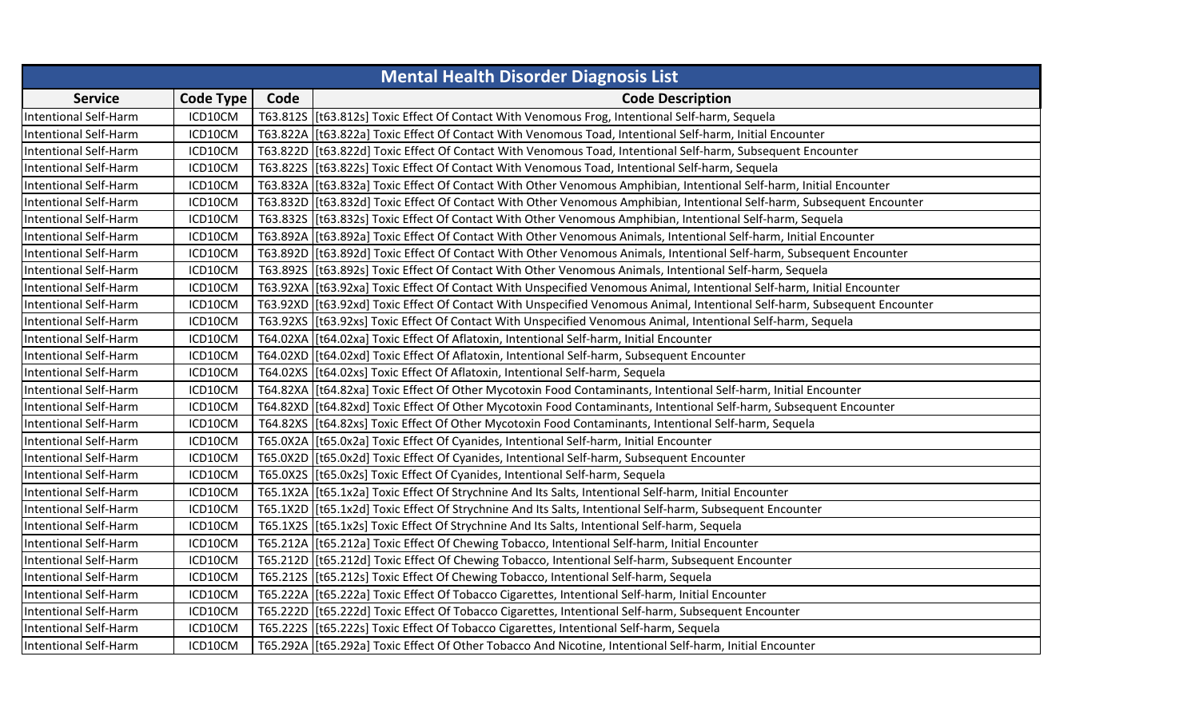| Mental Health Disorder Diagnosis List | | | |
|---|---|---|---|
| **Service** | **Code Type** | **Code** | **Code Description** |
| Intentional Self-Harm | ICD10CM | T63.812S | [t63.812s] Toxic Effect Of Contact With Venomous Frog, Intentional Self-harm, Sequela |
| Intentional Self-Harm | ICD10CM | T63.822A | [t63.822a] Toxic Effect Of Contact With Venomous Toad, Intentional Self-harm, Initial Encounter |
| Intentional Self-Harm | ICD10CM | T63.822D | [t63.822d] Toxic Effect Of Contact With Venomous Toad, Intentional Self-harm, Subsequent Encounter |
| Intentional Self-Harm | ICD10CM | T63.822S | [t63.822s] Toxic Effect Of Contact With Venomous Toad, Intentional Self-harm, Sequela |
| Intentional Self-Harm | ICD10CM | T63.832A | [t63.832a] Toxic Effect Of Contact With Other Venomous Amphibian, Intentional Self-harm, Initial Encounter |
| Intentional Self-Harm | ICD10CM | T63.832D | [t63.832d] Toxic Effect Of Contact With Other Venomous Amphibian, Intentional Self-harm, Subsequent Encounter |
| Intentional Self-Harm | ICD10CM | T63.832S | [t63.832s] Toxic Effect Of Contact With Other Venomous Amphibian, Intentional Self-harm, Sequela |
| Intentional Self-Harm | ICD10CM | T63.892A | [t63.892a] Toxic Effect Of Contact With Other Venomous Animals, Intentional Self-harm, Initial Encounter |
| Intentional Self-Harm | ICD10CM | T63.892D | [t63.892d] Toxic Effect Of Contact With Other Venomous Animals, Intentional Self-harm, Subsequent Encounter |
| Intentional Self-Harm | ICD10CM | T63.892S | [t63.892s] Toxic Effect Of Contact With Other Venomous Animals, Intentional Self-harm, Sequela |
| Intentional Self-Harm | ICD10CM | T63.92XA | [t63.92xa] Toxic Effect Of Contact With Unspecified Venomous Animal, Intentional Self-harm, Initial Encounter |
| Intentional Self-Harm | ICD10CM | T63.92XD | [t63.92xd] Toxic Effect Of Contact With Unspecified Venomous Animal, Intentional Self-harm, Subsequent Encounter |
| Intentional Self-Harm | ICD10CM | T63.92XS | [t63.92xs] Toxic Effect Of Contact With Unspecified Venomous Animal, Intentional Self-harm, Sequela |
| Intentional Self-Harm | ICD10CM | T64.02XA | [t64.02xa] Toxic Effect Of Aflatoxin, Intentional Self-harm, Initial Encounter |
| Intentional Self-Harm | ICD10CM | T64.02XD | [t64.02xd] Toxic Effect Of Aflatoxin, Intentional Self-harm, Subsequent Encounter |
| Intentional Self-Harm | ICD10CM | T64.02XS | [t64.02xs] Toxic Effect Of Aflatoxin, Intentional Self-harm, Sequela |
| Intentional Self-Harm | ICD10CM | T64.82XA | [t64.82xa] Toxic Effect Of Other Mycotoxin Food Contaminants, Intentional Self-harm, Initial Encounter |
| Intentional Self-Harm | ICD10CM | T64.82XD | [t64.82xd] Toxic Effect Of Other Mycotoxin Food Contaminants, Intentional Self-harm, Subsequent Encounter |
| Intentional Self-Harm | ICD10CM | T64.82XS | [t64.82xs] Toxic Effect Of Other Mycotoxin Food Contaminants, Intentional Self-harm, Sequela |
| Intentional Self-Harm | ICD10CM | T65.0X2A | [t65.0x2a] Toxic Effect Of Cyanides, Intentional Self-harm, Initial Encounter |
| Intentional Self-Harm | ICD10CM | T65.0X2D | [t65.0x2d] Toxic Effect Of Cyanides, Intentional Self-harm, Subsequent Encounter |
| Intentional Self-Harm | ICD10CM | T65.0X2S | [t65.0x2s] Toxic Effect Of Cyanides, Intentional Self-harm, Sequela |
| Intentional Self-Harm | ICD10CM | T65.1X2A | [t65.1x2a] Toxic Effect Of Strychnine And Its Salts, Intentional Self-harm, Initial Encounter |
| Intentional Self-Harm | ICD10CM | T65.1X2D | [t65.1x2d] Toxic Effect Of Strychnine And Its Salts, Intentional Self-harm, Subsequent Encounter |
| Intentional Self-Harm | ICD10CM | T65.1X2S | [t65.1x2s] Toxic Effect Of Strychnine And Its Salts, Intentional Self-harm, Sequela |
| Intentional Self-Harm | ICD10CM | T65.212A | [t65.212a] Toxic Effect Of Chewing Tobacco, Intentional Self-harm, Initial Encounter |
| Intentional Self-Harm | ICD10CM | T65.212D | [t65.212d] Toxic Effect Of Chewing Tobacco, Intentional Self-harm, Subsequent Encounter |
| Intentional Self-Harm | ICD10CM | T65.212S | [t65.212s] Toxic Effect Of Chewing Tobacco, Intentional Self-harm, Sequela |
| Intentional Self-Harm | ICD10CM | T65.222A | [t65.222a] Toxic Effect Of Tobacco Cigarettes, Intentional Self-harm, Initial Encounter |
| Intentional Self-Harm | ICD10CM | T65.222D | [t65.222d] Toxic Effect Of Tobacco Cigarettes, Intentional Self-harm, Subsequent Encounter |
| Intentional Self-Harm | ICD10CM | T65.222S | [t65.222s] Toxic Effect Of Tobacco Cigarettes, Intentional Self-harm, Sequela |
| Intentional Self-Harm | ICD10CM | T65.292A | [t65.292a] Toxic Effect Of Other Tobacco And Nicotine, Intentional Self-harm, Initial Encounter |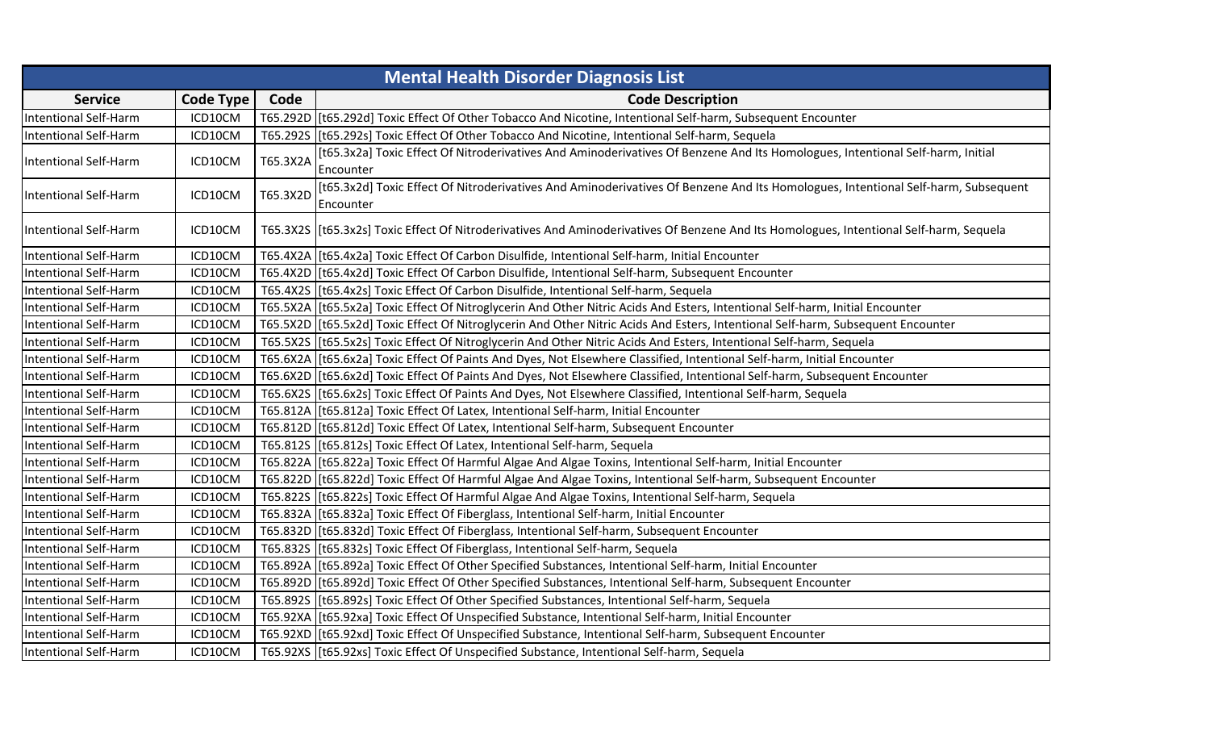| Mental Health Disorder Diagnosis List | | | |
|---|---|---|---|
| **Service** | **Code Type** | **Code** | **Code Description** |
| Intentional Self-Harm | ICD10CM | T65.292D | [t65.292d] Toxic Effect Of Other Tobacco And Nicotine, Intentional Self-harm, Subsequent Encounter |
| Intentional Self-Harm | ICD10CM | T65.292S | [t65.292s] Toxic Effect Of Other Tobacco And Nicotine, Intentional Self-harm, Sequela |
| Intentional Self-Harm | ICD10CM | T65.3X2A | [t65.3x2a] Toxic Effect Of Nitroderivatives And Aminoderivatives Of Benzene And Its Homologues, Intentional Self-harm, Initial Encounter |
| Intentional Self-Harm | ICD10CM | T65.3X2D | [t65.3x2d] Toxic Effect Of Nitroderivatives And Aminoderivatives Of Benzene And Its Homologues, Intentional Self-harm, Subsequent Encounter |
| Intentional Self-Harm | ICD10CM | T65.3X2S | [t65.3x2s] Toxic Effect Of Nitroderivatives And Aminoderivatives Of Benzene And Its Homologues, Intentional Self-harm, Sequela |
| Intentional Self-Harm | ICD10CM | T65.4X2A | [t65.4x2a] Toxic Effect Of Carbon Disulfide, Intentional Self-harm, Initial Encounter |
| Intentional Self-Harm | ICD10CM | T65.4X2D | [t65.4x2d] Toxic Effect Of Carbon Disulfide, Intentional Self-harm, Subsequent Encounter |
| Intentional Self-Harm | ICD10CM | T65.4X2S | [t65.4x2s] Toxic Effect Of Carbon Disulfide, Intentional Self-harm, Sequela |
| Intentional Self-Harm | ICD10CM | T65.5X2A | [t65.5x2a] Toxic Effect Of Nitroglycerin And Other Nitric Acids And Esters, Intentional Self-harm, Initial Encounter |
| Intentional Self-Harm | ICD10CM | T65.5X2D | [t65.5x2d] Toxic Effect Of Nitroglycerin And Other Nitric Acids And Esters, Intentional Self-harm, Subsequent Encounter |
| Intentional Self-Harm | ICD10CM | T65.5X2S | [t65.5x2s] Toxic Effect Of Nitroglycerin And Other Nitric Acids And Esters, Intentional Self-harm, Sequela |
| Intentional Self-Harm | ICD10CM | T65.6X2A | [t65.6x2a] Toxic Effect Of Paints And Dyes, Not Elsewhere Classified, Intentional Self-harm, Initial Encounter |
| Intentional Self-Harm | ICD10CM | T65.6X2D | [t65.6x2d] Toxic Effect Of Paints And Dyes, Not Elsewhere Classified, Intentional Self-harm, Subsequent Encounter |
| Intentional Self-Harm | ICD10CM | T65.6X2S | [t65.6x2s] Toxic Effect Of Paints And Dyes, Not Elsewhere Classified, Intentional Self-harm, Sequela |
| Intentional Self-Harm | ICD10CM | T65.812A | [t65.812a] Toxic Effect Of Latex, Intentional Self-harm, Initial Encounter |
| Intentional Self-Harm | ICD10CM | T65.812D | [t65.812d] Toxic Effect Of Latex, Intentional Self-harm, Subsequent Encounter |
| Intentional Self-Harm | ICD10CM | T65.812S | [t65.812s] Toxic Effect Of Latex, Intentional Self-harm, Sequela |
| Intentional Self-Harm | ICD10CM | T65.822A | [t65.822a] Toxic Effect Of Harmful Algae And Algae Toxins, Intentional Self-harm, Initial Encounter |
| Intentional Self-Harm | ICD10CM | T65.822D | [t65.822d] Toxic Effect Of Harmful Algae And Algae Toxins, Intentional Self-harm, Subsequent Encounter |
| Intentional Self-Harm | ICD10CM | T65.822S | [t65.822s] Toxic Effect Of Harmful Algae And Algae Toxins, Intentional Self-harm, Sequela |
| Intentional Self-Harm | ICD10CM | T65.832A | [t65.832a] Toxic Effect Of Fiberglass, Intentional Self-harm, Initial Encounter |
| Intentional Self-Harm | ICD10CM | T65.832D | [t65.832d] Toxic Effect Of Fiberglass, Intentional Self-harm, Subsequent Encounter |
| Intentional Self-Harm | ICD10CM | T65.832S | [t65.832s] Toxic Effect Of Fiberglass, Intentional Self-harm, Sequela |
| Intentional Self-Harm | ICD10CM | T65.892A | [t65.892a] Toxic Effect Of Other Specified Substances, Intentional Self-harm, Initial Encounter |
| Intentional Self-Harm | ICD10CM | T65.892D | [t65.892d] Toxic Effect Of Other Specified Substances, Intentional Self-harm, Subsequent Encounter |
| Intentional Self-Harm | ICD10CM | T65.892S | [t65.892s] Toxic Effect Of Other Specified Substances, Intentional Self-harm, Sequela |
| Intentional Self-Harm | ICD10CM | T65.92XA | [t65.92xa] Toxic Effect Of Unspecified Substance, Intentional Self-harm, Initial Encounter |
| Intentional Self-Harm | ICD10CM | T65.92XD | [t65.92xd] Toxic Effect Of Unspecified Substance, Intentional Self-harm, Subsequent Encounter |
| Intentional Self-Harm | ICD10CM | T65.92XS | [t65.92xs] Toxic Effect Of Unspecified Substance, Intentional Self-harm, Sequela |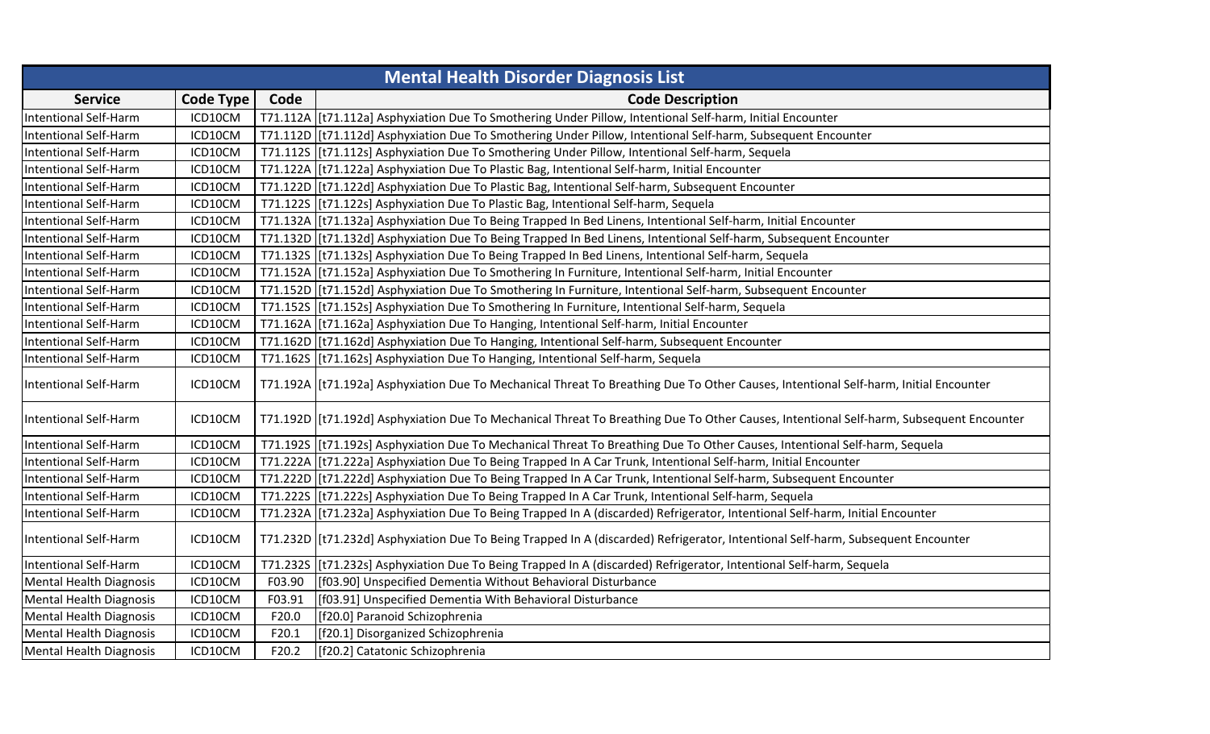| Mental Health Disorder Diagnosis List | | | |
|---|---|---|---|
| **Service** | **Code Type** | **Code** | **Code Description** |
| Intentional Self-Harm | ICD10CM | T71.112A | [t71.112a] Asphyxiation Due To Smothering Under Pillow, Intentional Self-harm, Initial Encounter |
| Intentional Self-Harm | ICD10CM | T71.112D | [t71.112d] Asphyxiation Due To Smothering Under Pillow, Intentional Self-harm, Subsequent Encounter |
| Intentional Self-Harm | ICD10CM | T71.112S | [t71.112s] Asphyxiation Due To Smothering Under Pillow, Intentional Self-harm, Sequela |
| Intentional Self-Harm | ICD10CM | T71.122A | [t71.122a] Asphyxiation Due To Plastic Bag, Intentional Self-harm, Initial Encounter |
| Intentional Self-Harm | ICD10CM | T71.122D | [t71.122d] Asphyxiation Due To Plastic Bag, Intentional Self-harm, Subsequent Encounter |
| Intentional Self-Harm | ICD10CM | T71.122S | [t71.122s] Asphyxiation Due To Plastic Bag, Intentional Self-harm, Sequela |
| Intentional Self-Harm | ICD10CM | T71.132A | [t71.132a] Asphyxiation Due To Being Trapped In Bed Linens, Intentional Self-harm, Initial Encounter |
| Intentional Self-Harm | ICD10CM | T71.132D | [t71.132d] Asphyxiation Due To Being Trapped In Bed Linens, Intentional Self-harm, Subsequent Encounter |
| Intentional Self-Harm | ICD10CM | T71.132S | [t71.132s] Asphyxiation Due To Being Trapped In Bed Linens, Intentional Self-harm, Sequela |
| Intentional Self-Harm | ICD10CM | T71.152A | [t71.152a] Asphyxiation Due To Smothering In Furniture, Intentional Self-harm, Initial Encounter |
| Intentional Self-Harm | ICD10CM | T71.152D | [t71.152d] Asphyxiation Due To Smothering In Furniture, Intentional Self-harm, Subsequent Encounter |
| Intentional Self-Harm | ICD10CM | T71.152S | [t71.152s] Asphyxiation Due To Smothering In Furniture, Intentional Self-harm, Sequela |
| Intentional Self-Harm | ICD10CM | T71.162A | [t71.162a] Asphyxiation Due To Hanging, Intentional Self-harm, Initial Encounter |
| Intentional Self-Harm | ICD10CM | T71.162D | [t71.162d] Asphyxiation Due To Hanging, Intentional Self-harm, Subsequent Encounter |
| Intentional Self-Harm | ICD10CM | T71.162S | [t71.162s] Asphyxiation Due To Hanging, Intentional Self-harm, Sequela |
| Intentional Self-Harm | ICD10CM | T71.192A | [t71.192a] Asphyxiation Due To Mechanical Threat To Breathing Due To Other Causes, Intentional Self-harm, Initial Encounter |
| Intentional Self-Harm | ICD10CM | T71.192D | [t71.192d] Asphyxiation Due To Mechanical Threat To Breathing Due To Other Causes, Intentional Self-harm, Subsequent Encounter |
| Intentional Self-Harm | ICD10CM | T71.192S | [t71.192s] Asphyxiation Due To Mechanical Threat To Breathing Due To Other Causes, Intentional Self-harm, Sequela |
| Intentional Self-Harm | ICD10CM | T71.222A | [t71.222a] Asphyxiation Due To Being Trapped In A Car Trunk, Intentional Self-harm, Initial Encounter |
| Intentional Self-Harm | ICD10CM | T71.222D | [t71.222d] Asphyxiation Due To Being Trapped In A Car Trunk, Intentional Self-harm, Subsequent Encounter |
| Intentional Self-Harm | ICD10CM | T71.222S | [t71.222s] Asphyxiation Due To Being Trapped In A Car Trunk, Intentional Self-harm, Sequela |
| Intentional Self-Harm | ICD10CM | T71.232A | [t71.232a] Asphyxiation Due To Being Trapped In A (discarded) Refrigerator, Intentional Self-harm, Initial Encounter |
| Intentional Self-Harm | ICD10CM | T71.232D | [t71.232d] Asphyxiation Due To Being Trapped In A (discarded) Refrigerator, Intentional Self-harm, Subsequent Encounter |
| Intentional Self-Harm | ICD10CM | T71.232S | [t71.232s] Asphyxiation Due To Being Trapped In A (discarded) Refrigerator, Intentional Self-harm, Sequela |
| Mental Health Diagnosis | ICD10CM | F03.90 | [f03.90] Unspecified Dementia Without Behavioral Disturbance |
| Mental Health Diagnosis | ICD10CM | F03.91 | [f03.91] Unspecified Dementia With Behavioral Disturbance |
| Mental Health Diagnosis | ICD10CM | F20.0 | [f20.0] Paranoid Schizophrenia |
| Mental Health Diagnosis | ICD10CM | F20.1 | [f20.1] Disorganized Schizophrenia |
| Mental Health Diagnosis | ICD10CM | F20.2 | [f20.2] Catatonic Schizophrenia |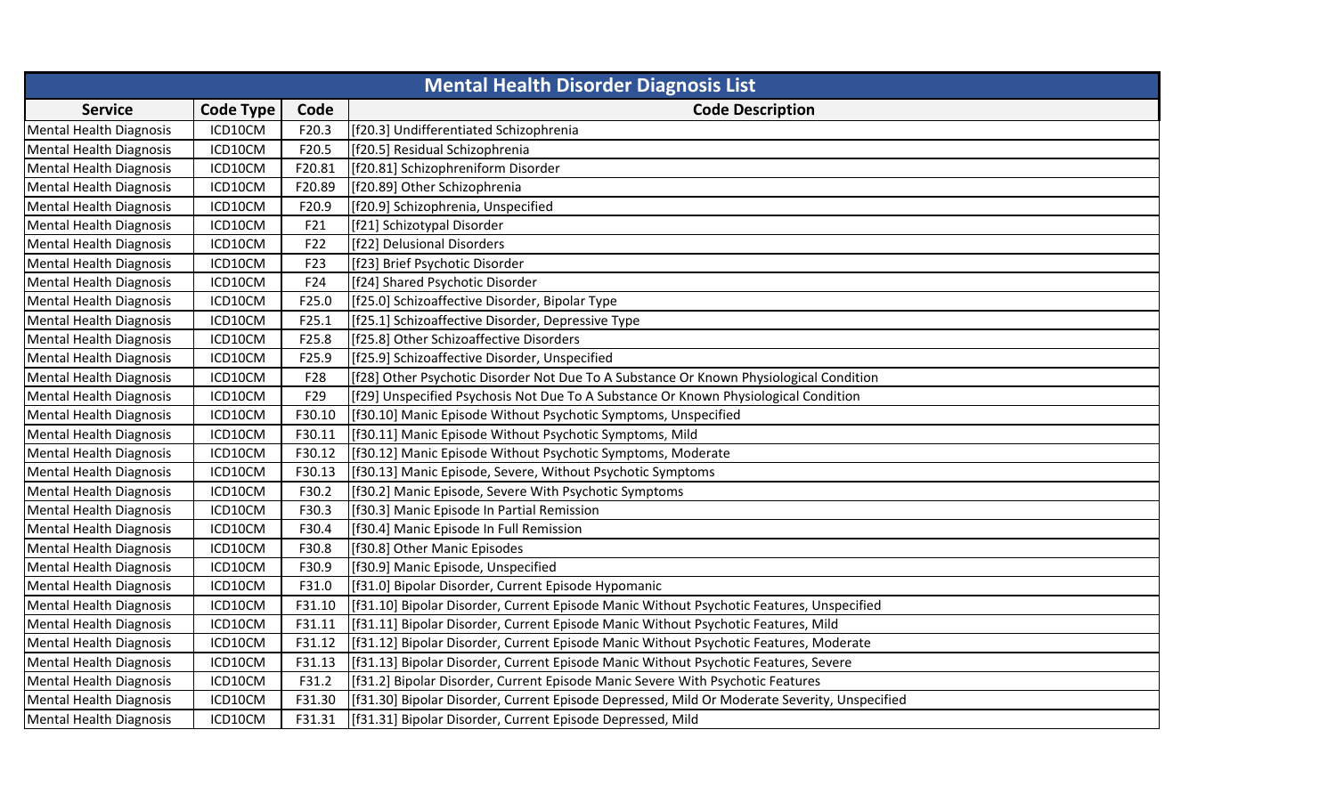| Mental Health Disorder Diagnosis List | | | |
|---|---|---|---|
| **Service** | **Code Type** | **Code** | **Code Description** |
| Mental Health Diagnosis | ICD10CM | F20.3 | [f20.3] Undifferentiated Schizophrenia |
| Mental Health Diagnosis | ICD10CM | F20.5 | [f20.5] Residual Schizophrenia |
| Mental Health Diagnosis | ICD10CM | F20.81 | [f20.81] Schizophreniform Disorder |
| Mental Health Diagnosis | ICD10CM | F20.89 | [f20.89] Other Schizophrenia |
| Mental Health Diagnosis | ICD10CM | F20.9 | [f20.9] Schizophrenia, Unspecified |
| Mental Health Diagnosis | ICD10CM | F21 | [f21] Schizotypal Disorder |
| Mental Health Diagnosis | ICD10CM | F22 | [f22] Delusional Disorders |
| Mental Health Diagnosis | ICD10CM | F23 | [f23] Brief Psychotic Disorder |
| Mental Health Diagnosis | ICD10CM | F24 | [f24] Shared Psychotic Disorder |
| Mental Health Diagnosis | ICD10CM | F25.0 | [f25.0] Schizoaffective Disorder, Bipolar Type |
| Mental Health Diagnosis | ICD10CM | F25.1 | [f25.1] Schizoaffective Disorder, Depressive Type |
| Mental Health Diagnosis | ICD10CM | F25.8 | [f25.8] Other Schizoaffective Disorders |
| Mental Health Diagnosis | ICD10CM | F25.9 | [f25.9] Schizoaffective Disorder, Unspecified |
| Mental Health Diagnosis | ICD10CM | F28 | [f28] Other Psychotic Disorder Not Due To A Substance Or Known Physiological Condition |
| Mental Health Diagnosis | ICD10CM | F29 | [f29] Unspecified Psychosis Not Due To A Substance Or Known Physiological Condition |
| Mental Health Diagnosis | ICD10CM | F30.10 | [f30.10] Manic Episode Without Psychotic Symptoms, Unspecified |
| Mental Health Diagnosis | ICD10CM | F30.11 | [f30.11] Manic Episode Without Psychotic Symptoms, Mild |
| Mental Health Diagnosis | ICD10CM | F30.12 | [f30.12] Manic Episode Without Psychotic Symptoms, Moderate |
| Mental Health Diagnosis | ICD10CM | F30.13 | [f30.13] Manic Episode, Severe, Without Psychotic Symptoms |
| Mental Health Diagnosis | ICD10CM | F30.2 | [f30.2] Manic Episode, Severe With Psychotic Symptoms |
| Mental Health Diagnosis | ICD10CM | F30.3 | [f30.3] Manic Episode In Partial Remission |
| Mental Health Diagnosis | ICD10CM | F30.4 | [f30.4] Manic Episode In Full Remission |
| Mental Health Diagnosis | ICD10CM | F30.8 | [f30.8] Other Manic Episodes |
| Mental Health Diagnosis | ICD10CM | F30.9 | [f30.9] Manic Episode, Unspecified |
| Mental Health Diagnosis | ICD10CM | F31.0 | [f31.0] Bipolar Disorder, Current Episode Hypomanic |
| Mental Health Diagnosis | ICD10CM | F31.10 | [f31.10] Bipolar Disorder, Current Episode Manic Without Psychotic Features, Unspecified |
| Mental Health Diagnosis | ICD10CM | F31.11 | [f31.11] Bipolar Disorder, Current Episode Manic Without Psychotic Features, Mild |
| Mental Health Diagnosis | ICD10CM | F31.12 | [f31.12] Bipolar Disorder, Current Episode Manic Without Psychotic Features, Moderate |
| Mental Health Diagnosis | ICD10CM | F31.13 | [f31.13] Bipolar Disorder, Current Episode Manic Without Psychotic Features, Severe |
| Mental Health Diagnosis | ICD10CM | F31.2 | [f31.2] Bipolar Disorder, Current Episode Manic Severe With Psychotic Features |
| Mental Health Diagnosis | ICD10CM | F31.30 | [f31.30] Bipolar Disorder, Current Episode Depressed, Mild Or Moderate Severity, Unspecified |
| Mental Health Diagnosis | ICD10CM | F31.31 | [f31.31] Bipolar Disorder, Current Episode Depressed, Mild |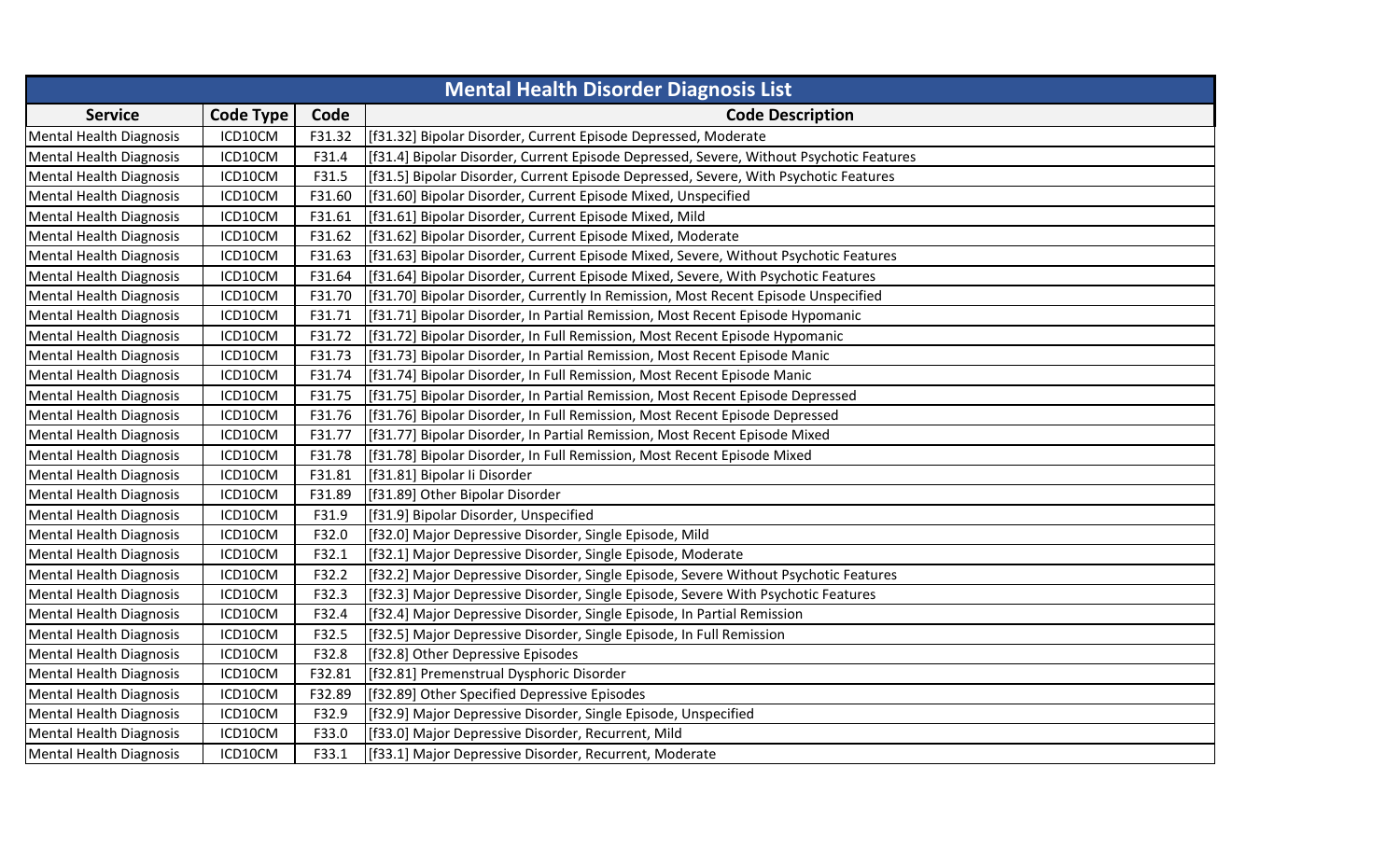| Mental Health Disorder Diagnosis List | | | |
|---|---|---|---|
| **Service** | **Code Type** | **Code** | **Code Description** |
| Mental Health Diagnosis | ICD10CM | F31.32 | [f31.32] Bipolar Disorder, Current Episode Depressed, Moderate |
| Mental Health Diagnosis | ICD10CM | F31.4 | [f31.4] Bipolar Disorder, Current Episode Depressed, Severe, Without Psychotic Features |
| Mental Health Diagnosis | ICD10CM | F31.5 | [f31.5] Bipolar Disorder, Current Episode Depressed, Severe, With Psychotic Features |
| Mental Health Diagnosis | ICD10CM | F31.60 | [f31.60] Bipolar Disorder, Current Episode Mixed, Unspecified |
| Mental Health Diagnosis | ICD10CM | F31.61 | [f31.61] Bipolar Disorder, Current Episode Mixed, Mild |
| Mental Health Diagnosis | ICD10CM | F31.62 | [f31.62] Bipolar Disorder, Current Episode Mixed, Moderate |
| Mental Health Diagnosis | ICD10CM | F31.63 | [f31.63] Bipolar Disorder, Current Episode Mixed, Severe, Without Psychotic Features |
| Mental Health Diagnosis | ICD10CM | F31.64 | [f31.64] Bipolar Disorder, Current Episode Mixed, Severe, With Psychotic Features |
| Mental Health Diagnosis | ICD10CM | F31.70 | [f31.70] Bipolar Disorder, Currently In Remission, Most Recent Episode Unspecified |
| Mental Health Diagnosis | ICD10CM | F31.71 | [f31.71] Bipolar Disorder, In Partial Remission, Most Recent Episode Hypomanic |
| Mental Health Diagnosis | ICD10CM | F31.72 | [f31.72] Bipolar Disorder, In Full Remission, Most Recent Episode Hypomanic |
| Mental Health Diagnosis | ICD10CM | F31.73 | [f31.73] Bipolar Disorder, In Partial Remission, Most Recent Episode Manic |
| Mental Health Diagnosis | ICD10CM | F31.74 | [f31.74] Bipolar Disorder, In Full Remission, Most Recent Episode Manic |
| Mental Health Diagnosis | ICD10CM | F31.75 | [f31.75] Bipolar Disorder, In Partial Remission, Most Recent Episode Depressed |
| Mental Health Diagnosis | ICD10CM | F31.76 | [f31.76] Bipolar Disorder, In Full Remission, Most Recent Episode Depressed |
| Mental Health Diagnosis | ICD10CM | F31.77 | [f31.77] Bipolar Disorder, In Partial Remission, Most Recent Episode Mixed |
| Mental Health Diagnosis | ICD10CM | F31.78 | [f31.78] Bipolar Disorder, In Full Remission, Most Recent Episode Mixed |
| Mental Health Diagnosis | ICD10CM | F31.81 | [f31.81] Bipolar Ii Disorder |
| Mental Health Diagnosis | ICD10CM | F31.89 | [f31.89] Other Bipolar Disorder |
| Mental Health Diagnosis | ICD10CM | F31.9 | [f31.9] Bipolar Disorder, Unspecified |
| Mental Health Diagnosis | ICD10CM | F32.0 | [f32.0] Major Depressive Disorder, Single Episode, Mild |
| Mental Health Diagnosis | ICD10CM | F32.1 | [f32.1] Major Depressive Disorder, Single Episode, Moderate |
| Mental Health Diagnosis | ICD10CM | F32.2 | [f32.2] Major Depressive Disorder, Single Episode, Severe Without Psychotic Features |
| Mental Health Diagnosis | ICD10CM | F32.3 | [f32.3] Major Depressive Disorder, Single Episode, Severe With Psychotic Features |
| Mental Health Diagnosis | ICD10CM | F32.4 | [f32.4] Major Depressive Disorder, Single Episode, In Partial Remission |
| Mental Health Diagnosis | ICD10CM | F32.5 | [f32.5] Major Depressive Disorder, Single Episode, In Full Remission |
| Mental Health Diagnosis | ICD10CM | F32.8 | [f32.8] Other Depressive Episodes |
| Mental Health Diagnosis | ICD10CM | F32.81 | [f32.81] Premenstrual Dysphoric Disorder |
| Mental Health Diagnosis | ICD10CM | F32.89 | [f32.89] Other Specified Depressive Episodes |
| Mental Health Diagnosis | ICD10CM | F32.9 | [f32.9] Major Depressive Disorder, Single Episode, Unspecified |
| Mental Health Diagnosis | ICD10CM | F33.0 | [f33.0] Major Depressive Disorder, Recurrent, Mild |
| Mental Health Diagnosis | ICD10CM | F33.1 | [f33.1] Major Depressive Disorder, Recurrent, Moderate |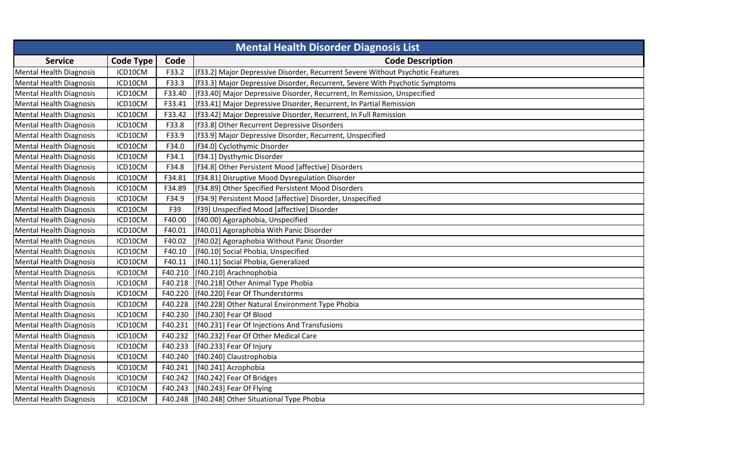| Mental Health Disorder Diagnosis List | | | |
|---|---|---|---|
| **Service** | **Code Type** | **Code** | **Code Description** |
| Mental Health Diagnosis | ICD10CM | F33.2 | [f33.2] Major Depressive Disorder, Recurrent Severe Without Psychotic Features |
| Mental Health Diagnosis | ICD10CM | F33.3 | [f33.3] Major Depressive Disorder, Recurrent, Severe With Psychotic Symptoms |
| Mental Health Diagnosis | ICD10CM | F33.40 | [f33.40] Major Depressive Disorder, Recurrent, In Remission, Unspecified |
| Mental Health Diagnosis | ICD10CM | F33.41 | [f33.41] Major Depressive Disorder, Recurrent, In Partial Remission |
| Mental Health Diagnosis | ICD10CM | F33.42 | [f33.42] Major Depressive Disorder, Recurrent, In Full Remission |
| Mental Health Diagnosis | ICD10CM | F33.8 | [f33.8] Other Recurrent Depressive Disorders |
| Mental Health Diagnosis | ICD10CM | F33.9 | [f33.9] Major Depressive Disorder, Recurrent, Unspecified |
| Mental Health Diagnosis | ICD10CM | F34.0 | [f34.0] Cyclothymic Disorder |
| Mental Health Diagnosis | ICD10CM | F34.1 | [f34.1] Dysthymic Disorder |
| Mental Health Diagnosis | ICD10CM | F34.8 | [f34.8] Other Persistent Mood [affective] Disorders |
| Mental Health Diagnosis | ICD10CM | F34.81 | [f34.81] Disruptive Mood Dysregulation Disorder |
| Mental Health Diagnosis | ICD10CM | F34.89 | [f34.89] Other Specified Persistent Mood Disorders |
| Mental Health Diagnosis | ICD10CM | F34.9 | [f34.9] Persistent Mood [affective] Disorder, Unspecified |
| Mental Health Diagnosis | ICD10CM | F39 | [f39] Unspecified Mood [affective] Disorder |
| Mental Health Diagnosis | ICD10CM | F40.00 | [f40.00] Agoraphobia, Unspecified |
| Mental Health Diagnosis | ICD10CM | F40.01 | [f40.01] Agoraphobia With Panic Disorder |
| Mental Health Diagnosis | ICD10CM | F40.02 | [f40.02] Agoraphobia Without Panic Disorder |
| Mental Health Diagnosis | ICD10CM | F40.10 | [f40.10] Social Phobia, Unspecified |
| Mental Health Diagnosis | ICD10CM | F40.11 | [f40.11] Social Phobia, Generalized |
| Mental Health Diagnosis | ICD10CM | F40.210 | [f40.210] Arachnophobia |
| Mental Health Diagnosis | ICD10CM | F40.218 | [f40.218] Other Animal Type Phobia |
| Mental Health Diagnosis | ICD10CM | F40.220 | [f40.220] Fear Of Thunderstorms |
| Mental Health Diagnosis | ICD10CM | F40.228 | [f40.228] Other Natural Environment Type Phobia |
| Mental Health Diagnosis | ICD10CM | F40.230 | [f40.230] Fear Of Blood |
| Mental Health Diagnosis | ICD10CM | F40.231 | [f40.231] Fear Of Injections And Transfusions |
| Mental Health Diagnosis | ICD10CM | F40.232 | [f40.232] Fear Of Other Medical Care |
| Mental Health Diagnosis | ICD10CM | F40.233 | [f40.233] Fear Of Injury |
| Mental Health Diagnosis | ICD10CM | F40.240 | [f40.240] Claustrophobia |
| Mental Health Diagnosis | ICD10CM | F40.241 | [f40.241] Acrophobia |
| Mental Health Diagnosis | ICD10CM | F40.242 | [f40.242] Fear Of Bridges |
| Mental Health Diagnosis | ICD10CM | F40.243 | [f40.243] Fear Of Flying |
| Mental Health Diagnosis | ICD10CM | F40.248 | [f40.248] Other Situational Type Phobia |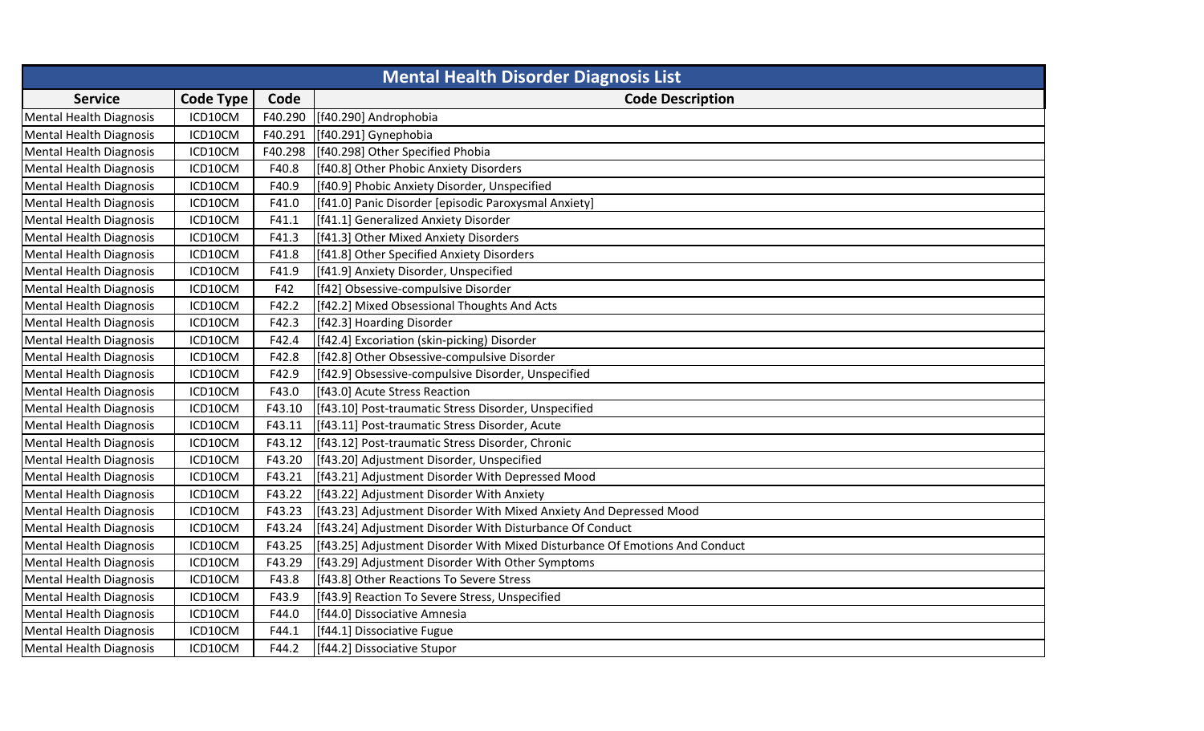| Mental Health Disorder Diagnosis List | | | |
|---|---|---|---|
| **Service** | **Code Type** | **Code** | **Code Description** |
| Mental Health Diagnosis | ICD10CM | F40.290 | [f40.290] Androphobia |
| Mental Health Diagnosis | ICD10CM | F40.291 | [f40.291] Gynephobia |
| Mental Health Diagnosis | ICD10CM | F40.298 | [f40.298] Other Specified Phobia |
| Mental Health Diagnosis | ICD10CM | F40.8 | [f40.8] Other Phobic Anxiety Disorders |
| Mental Health Diagnosis | ICD10CM | F40.9 | [f40.9] Phobic Anxiety Disorder, Unspecified |
| Mental Health Diagnosis | ICD10CM | F41.0 | [f41.0] Panic Disorder [episodic Paroxysmal Anxiety] |
| Mental Health Diagnosis | ICD10CM | F41.1 | [f41.1] Generalized Anxiety Disorder |
| Mental Health Diagnosis | ICD10CM | F41.3 | [f41.3] Other Mixed Anxiety Disorders |
| Mental Health Diagnosis | ICD10CM | F41.8 | [f41.8] Other Specified Anxiety Disorders |
| Mental Health Diagnosis | ICD10CM | F41.9 | [f41.9] Anxiety Disorder, Unspecified |
| Mental Health Diagnosis | ICD10CM | F42 | [f42] Obsessive-compulsive Disorder |
| Mental Health Diagnosis | ICD10CM | F42.2 | [f42.2] Mixed Obsessional Thoughts And Acts |
| Mental Health Diagnosis | ICD10CM | F42.3 | [f42.3] Hoarding Disorder |
| Mental Health Diagnosis | ICD10CM | F42.4 | [f42.4] Excoriation (skin-picking) Disorder |
| Mental Health Diagnosis | ICD10CM | F42.8 | [f42.8] Other Obsessive-compulsive Disorder |
| Mental Health Diagnosis | ICD10CM | F42.9 | [f42.9] Obsessive-compulsive Disorder, Unspecified |
| Mental Health Diagnosis | ICD10CM | F43.0 | [f43.0] Acute Stress Reaction |
| Mental Health Diagnosis | ICD10CM | F43.10 | [f43.10] Post-traumatic Stress Disorder, Unspecified |
| Mental Health Diagnosis | ICD10CM | F43.11 | [f43.11] Post-traumatic Stress Disorder, Acute |
| Mental Health Diagnosis | ICD10CM | F43.12 | [f43.12] Post-traumatic Stress Disorder, Chronic |
| Mental Health Diagnosis | ICD10CM | F43.20 | [f43.20] Adjustment Disorder, Unspecified |
| Mental Health Diagnosis | ICD10CM | F43.21 | [f43.21] Adjustment Disorder With Depressed Mood |
| Mental Health Diagnosis | ICD10CM | F43.22 | [f43.22] Adjustment Disorder With Anxiety |
| Mental Health Diagnosis | ICD10CM | F43.23 | [f43.23] Adjustment Disorder With Mixed Anxiety And Depressed Mood |
| Mental Health Diagnosis | ICD10CM | F43.24 | [f43.24] Adjustment Disorder With Disturbance Of Conduct |
| Mental Health Diagnosis | ICD10CM | F43.25 | [f43.25] Adjustment Disorder With Mixed Disturbance Of Emotions And Conduct |
| Mental Health Diagnosis | ICD10CM | F43.29 | [f43.29] Adjustment Disorder With Other Symptoms |
| Mental Health Diagnosis | ICD10CM | F43.8 | [f43.8] Other Reactions To Severe Stress |
| Mental Health Diagnosis | ICD10CM | F43.9 | [f43.9] Reaction To Severe Stress, Unspecified |
| Mental Health Diagnosis | ICD10CM | F44.0 | [f44.0] Dissociative Amnesia |
| Mental Health Diagnosis | ICD10CM | F44.1 | [f44.1] Dissociative Fugue |
| Mental Health Diagnosis | ICD10CM | F44.2 | [f44.2] Dissociative Stupor |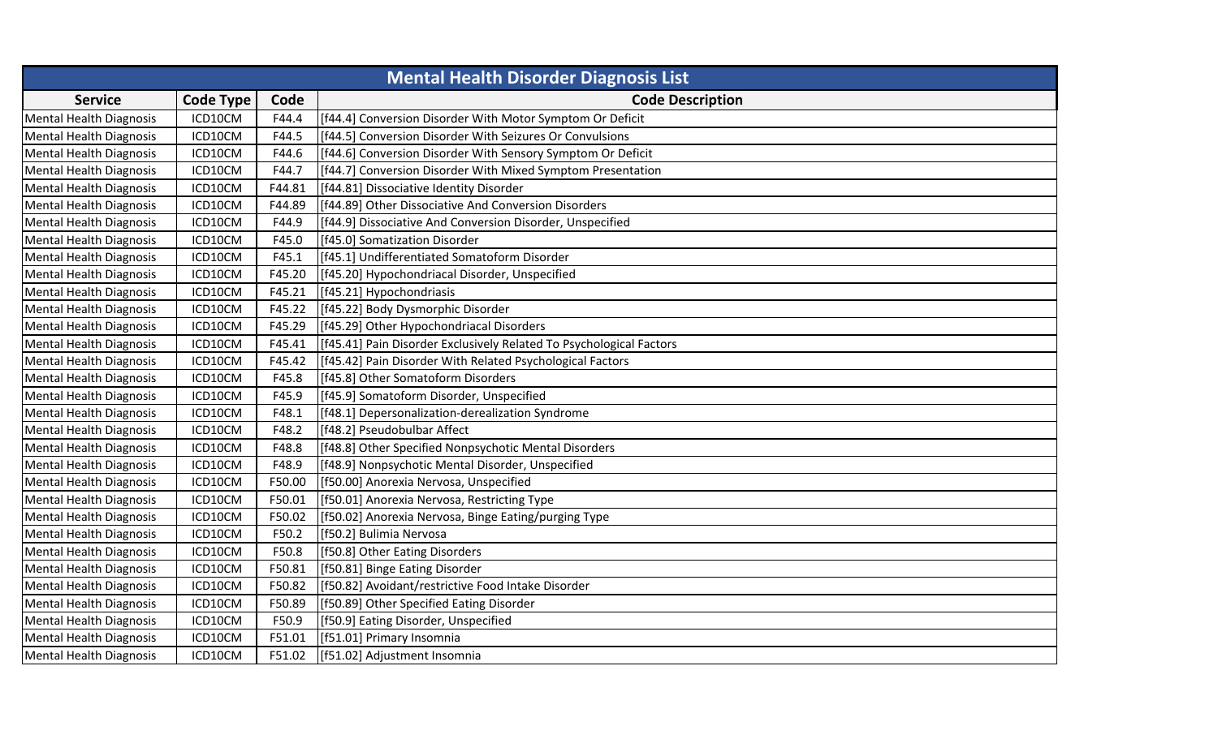| Mental Health Disorder Diagnosis List | | | |
|---|---|---|---|
| **Service** | **Code Type** | **Code** | **Code Description** |
| Mental Health Diagnosis | ICD10CM | F44.4 | [f44.4] Conversion Disorder With Motor Symptom Or Deficit |
| Mental Health Diagnosis | ICD10CM | F44.5 | [f44.5] Conversion Disorder With Seizures Or Convulsions |
| Mental Health Diagnosis | ICD10CM | F44.6 | [f44.6] Conversion Disorder With Sensory Symptom Or Deficit |
| Mental Health Diagnosis | ICD10CM | F44.7 | [f44.7] Conversion Disorder With Mixed Symptom Presentation |
| Mental Health Diagnosis | ICD10CM | F44.81 | [f44.81] Dissociative Identity Disorder |
| Mental Health Diagnosis | ICD10CM | F44.89 | [f44.89] Other Dissociative And Conversion Disorders |
| Mental Health Diagnosis | ICD10CM | F44.9 | [f44.9] Dissociative And Conversion Disorder, Unspecified |
| Mental Health Diagnosis | ICD10CM | F45.0 | [f45.0] Somatization Disorder |
| Mental Health Diagnosis | ICD10CM | F45.1 | [f45.1] Undifferentiated Somatoform Disorder |
| Mental Health Diagnosis | ICD10CM | F45.20 | [f45.20] Hypochondriacal Disorder, Unspecified |
| Mental Health Diagnosis | ICD10CM | F45.21 | [f45.21] Hypochondriasis |
| Mental Health Diagnosis | ICD10CM | F45.22 | [f45.22] Body Dysmorphic Disorder |
| Mental Health Diagnosis | ICD10CM | F45.29 | [f45.29] Other Hypochondriacal Disorders |
| Mental Health Diagnosis | ICD10CM | F45.41 | [f45.41] Pain Disorder Exclusively Related To Psychological Factors |
| Mental Health Diagnosis | ICD10CM | F45.42 | [f45.42] Pain Disorder With Related Psychological Factors |
| Mental Health Diagnosis | ICD10CM | F45.8 | [f45.8] Other Somatoform Disorders |
| Mental Health Diagnosis | ICD10CM | F45.9 | [f45.9] Somatoform Disorder, Unspecified |
| Mental Health Diagnosis | ICD10CM | F48.1 | [f48.1] Depersonalization-derealization Syndrome |
| Mental Health Diagnosis | ICD10CM | F48.2 | [f48.2] Pseudobulbar Affect |
| Mental Health Diagnosis | ICD10CM | F48.8 | [f48.8] Other Specified Nonpsychotic Mental Disorders |
| Mental Health Diagnosis | ICD10CM | F48.9 | [f48.9] Nonpsychotic Mental Disorder, Unspecified |
| Mental Health Diagnosis | ICD10CM | F50.00 | [f50.00] Anorexia Nervosa, Unspecified |
| Mental Health Diagnosis | ICD10CM | F50.01 | [f50.01] Anorexia Nervosa, Restricting Type |
| Mental Health Diagnosis | ICD10CM | F50.02 | [f50.02] Anorexia Nervosa, Binge Eating/purging Type |
| Mental Health Diagnosis | ICD10CM | F50.2 | [f50.2] Bulimia Nervosa |
| Mental Health Diagnosis | ICD10CM | F50.8 | [f50.8] Other Eating Disorders |
| Mental Health Diagnosis | ICD10CM | F50.81 | [f50.81] Binge Eating Disorder |
| Mental Health Diagnosis | ICD10CM | F50.82 | [f50.82] Avoidant/restrictive Food Intake Disorder |
| Mental Health Diagnosis | ICD10CM | F50.89 | [f50.89] Other Specified Eating Disorder |
| Mental Health Diagnosis | ICD10CM | F50.9 | [f50.9] Eating Disorder, Unspecified |
| Mental Health Diagnosis | ICD10CM | F51.01 | [f51.01] Primary Insomnia |
| Mental Health Diagnosis | ICD10CM | F51.02 | [f51.02] Adjustment Insomnia |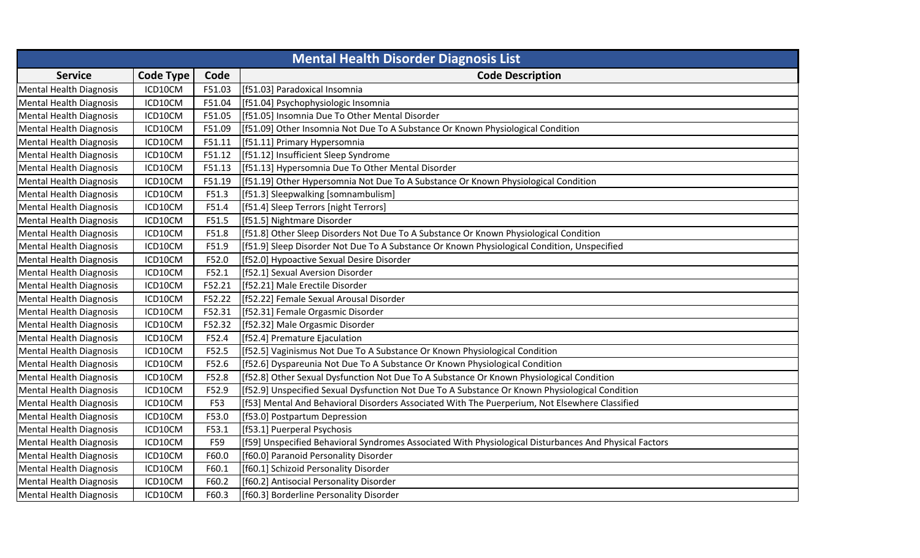| Mental Health Disorder Diagnosis List | | | |
|---|---|---|---|
| **Service** | **Code Type** | **Code** | **Code Description** |
| Mental Health Diagnosis | ICD10CM | F51.03 | [f51.03] Paradoxical Insomnia |
| Mental Health Diagnosis | ICD10CM | F51.04 | [f51.04] Psychophysiologic Insomnia |
| Mental Health Diagnosis | ICD10CM | F51.05 | [f51.05] Insomnia Due To Other Mental Disorder |
| Mental Health Diagnosis | ICD10CM | F51.09 | [f51.09] Other Insomnia Not Due To A Substance Or Known Physiological Condition |
| Mental Health Diagnosis | ICD10CM | F51.11 | [f51.11] Primary Hypersomnia |
| Mental Health Diagnosis | ICD10CM | F51.12 | [f51.12] Insufficient Sleep Syndrome |
| Mental Health Diagnosis | ICD10CM | F51.13 | [f51.13] Hypersomnia Due To Other Mental Disorder |
| Mental Health Diagnosis | ICD10CM | F51.19 | [f51.19] Other Hypersomnia Not Due To A Substance Or Known Physiological Condition |
| Mental Health Diagnosis | ICD10CM | F51.3 | [f51.3] Sleepwalking [somnambulism] |
| Mental Health Diagnosis | ICD10CM | F51.4 | [f51.4] Sleep Terrors [night Terrors] |
| Mental Health Diagnosis | ICD10CM | F51.5 | [f51.5] Nightmare Disorder |
| Mental Health Diagnosis | ICD10CM | F51.8 | [f51.8] Other Sleep Disorders Not Due To A Substance Or Known Physiological Condition |
| Mental Health Diagnosis | ICD10CM | F51.9 | [f51.9] Sleep Disorder Not Due To A Substance Or Known Physiological Condition, Unspecified |
| Mental Health Diagnosis | ICD10CM | F52.0 | [f52.0] Hypoactive Sexual Desire Disorder |
| Mental Health Diagnosis | ICD10CM | F52.1 | [f52.1] Sexual Aversion Disorder |
| Mental Health Diagnosis | ICD10CM | F52.21 | [f52.21] Male Erectile Disorder |
| Mental Health Diagnosis | ICD10CM | F52.22 | [f52.22] Female Sexual Arousal Disorder |
| Mental Health Diagnosis | ICD10CM | F52.31 | [f52.31] Female Orgasmic Disorder |
| Mental Health Diagnosis | ICD10CM | F52.32 | [f52.32] Male Orgasmic Disorder |
| Mental Health Diagnosis | ICD10CM | F52.4 | [f52.4] Premature Ejaculation |
| Mental Health Diagnosis | ICD10CM | F52.5 | [f52.5] Vaginismus Not Due To A Substance Or Known Physiological Condition |
| Mental Health Diagnosis | ICD10CM | F52.6 | [f52.6] Dyspareunia Not Due To A Substance Or Known Physiological Condition |
| Mental Health Diagnosis | ICD10CM | F52.8 | [f52.8] Other Sexual Dysfunction Not Due To A Substance Or Known Physiological Condition |
| Mental Health Diagnosis | ICD10CM | F52.9 | [f52.9] Unspecified Sexual Dysfunction Not Due To A Substance Or Known Physiological Condition |
| Mental Health Diagnosis | ICD10CM | F53 | [f53] Mental And Behavioral Disorders Associated With The Puerperium, Not Elsewhere Classified |
| Mental Health Diagnosis | ICD10CM | F53.0 | [f53.0] Postpartum Depression |
| Mental Health Diagnosis | ICD10CM | F53.1 | [f53.1] Puerperal Psychosis |
| Mental Health Diagnosis | ICD10CM | F59 | [f59] Unspecified Behavioral Syndromes Associated With Physiological Disturbances And Physical Factors |
| Mental Health Diagnosis | ICD10CM | F60.0 | [f60.0] Paranoid Personality Disorder |
| Mental Health Diagnosis | ICD10CM | F60.1 | [f60.1] Schizoid Personality Disorder |
| Mental Health Diagnosis | ICD10CM | F60.2 | [f60.2] Antisocial Personality Disorder |
| Mental Health Diagnosis | ICD10CM | F60.3 | [f60.3] Borderline Personality Disorder |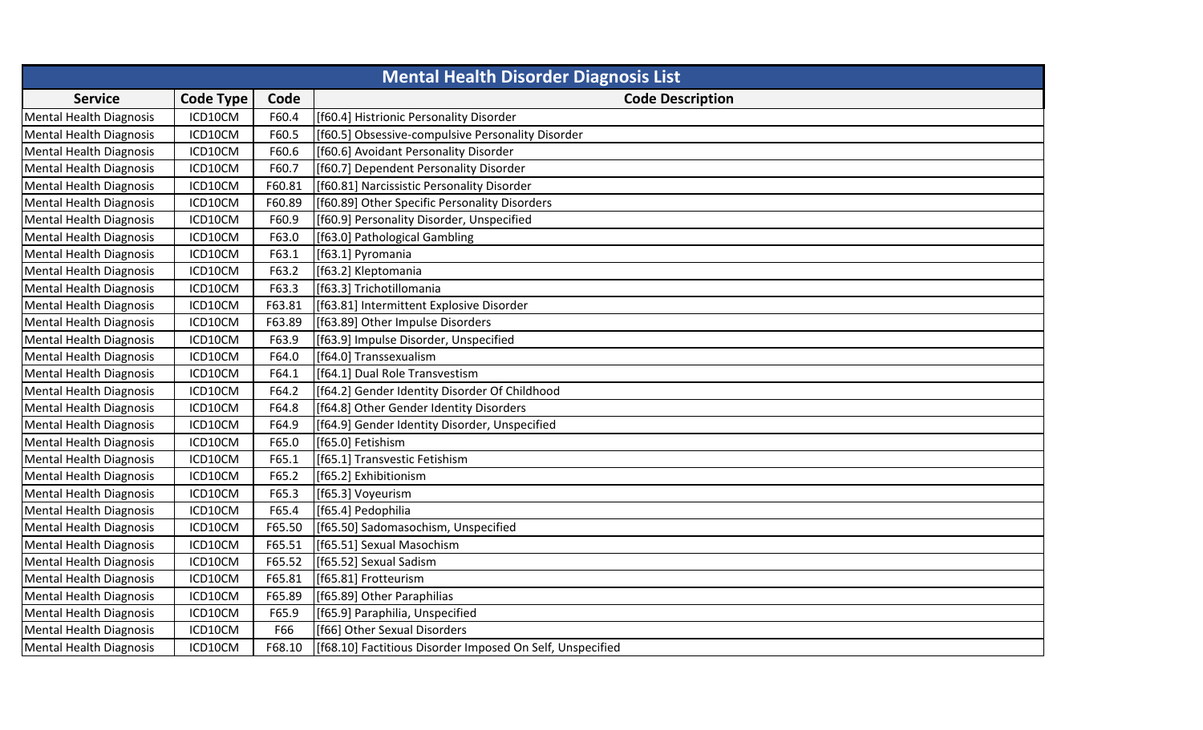| Mental Health Disorder Diagnosis List | | | |
|---|---|---|---|
| **Service** | **Code Type** | **Code** | **Code Description** |
| Mental Health Diagnosis | ICD10CM | F60.4 | [f60.4] Histrionic Personality Disorder |
| Mental Health Diagnosis | ICD10CM | F60.5 | [f60.5] Obsessive-compulsive Personality Disorder |
| Mental Health Diagnosis | ICD10CM | F60.6 | [f60.6] Avoidant Personality Disorder |
| Mental Health Diagnosis | ICD10CM | F60.7 | [f60.7] Dependent Personality Disorder |
| Mental Health Diagnosis | ICD10CM | F60.81 | [f60.81] Narcissistic Personality Disorder |
| Mental Health Diagnosis | ICD10CM | F60.89 | [f60.89] Other Specific Personality Disorders |
| Mental Health Diagnosis | ICD10CM | F60.9 | [f60.9] Personality Disorder, Unspecified |
| Mental Health Diagnosis | ICD10CM | F63.0 | [f63.0] Pathological Gambling |
| Mental Health Diagnosis | ICD10CM | F63.1 | [f63.1] Pyromania |
| Mental Health Diagnosis | ICD10CM | F63.2 | [f63.2] Kleptomania |
| Mental Health Diagnosis | ICD10CM | F63.3 | [f63.3] Trichotillomania |
| Mental Health Diagnosis | ICD10CM | F63.81 | [f63.81] Intermittent Explosive Disorder |
| Mental Health Diagnosis | ICD10CM | F63.89 | [f63.89] Other Impulse Disorders |
| Mental Health Diagnosis | ICD10CM | F63.9 | [f63.9] Impulse Disorder, Unspecified |
| Mental Health Diagnosis | ICD10CM | F64.0 | [f64.0] Transsexualism |
| Mental Health Diagnosis | ICD10CM | F64.1 | [f64.1] Dual Role Transvestism |
| Mental Health Diagnosis | ICD10CM | F64.2 | [f64.2] Gender Identity Disorder Of Childhood |
| Mental Health Diagnosis | ICD10CM | F64.8 | [f64.8] Other Gender Identity Disorders |
| Mental Health Diagnosis | ICD10CM | F64.9 | [f64.9] Gender Identity Disorder, Unspecified |
| Mental Health Diagnosis | ICD10CM | F65.0 | [f65.0] Fetishism |
| Mental Health Diagnosis | ICD10CM | F65.1 | [f65.1] Transvestic Fetishism |
| Mental Health Diagnosis | ICD10CM | F65.2 | [f65.2] Exhibitionism |
| Mental Health Diagnosis | ICD10CM | F65.3 | [f65.3] Voyeurism |
| Mental Health Diagnosis | ICD10CM | F65.4 | [f65.4] Pedophilia |
| Mental Health Diagnosis | ICD10CM | F65.50 | [f65.50] Sadomasochism, Unspecified |
| Mental Health Diagnosis | ICD10CM | F65.51 | [f65.51] Sexual Masochism |
| Mental Health Diagnosis | ICD10CM | F65.52 | [f65.52] Sexual Sadism |
| Mental Health Diagnosis | ICD10CM | F65.81 | [f65.81] Frotteurism |
| Mental Health Diagnosis | ICD10CM | F65.89 | [f65.89] Other Paraphilias |
| Mental Health Diagnosis | ICD10CM | F65.9 | [f65.9] Paraphilia, Unspecified |
| Mental Health Diagnosis | ICD10CM | F66 | [f66] Other Sexual Disorders |
| Mental Health Diagnosis | ICD10CM | F68.10 | [f68.10] Factitious Disorder Imposed On Self, Unspecified |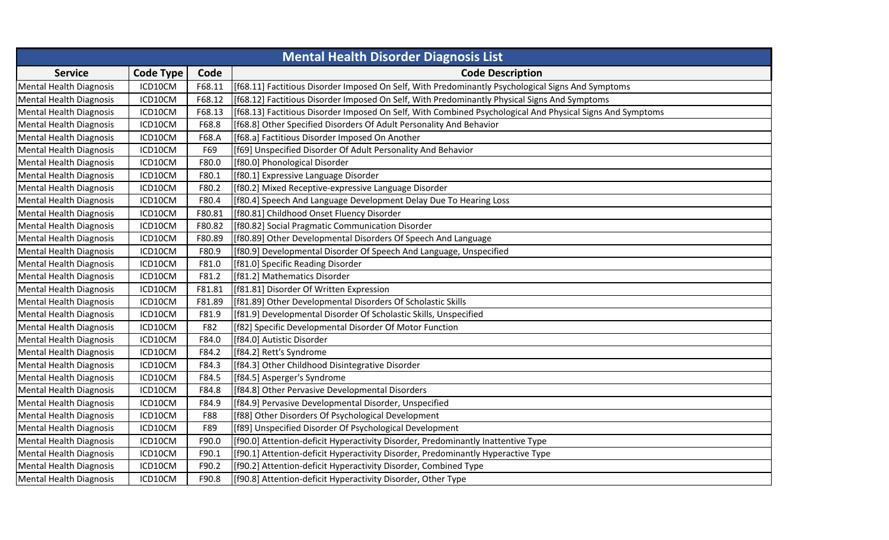| Mental Health Disorder Diagnosis List | | | |
|---|---|---|---|
| **Service** | **Code Type** | **Code** | **Code Description** |
| Mental Health Diagnosis | ICD10CM | F68.11 | [f68.11] Factitious Disorder Imposed On Self, With Predominantly Psychological Signs And Symptoms |
| Mental Health Diagnosis | ICD10CM | F68.12 | [f68.12] Factitious Disorder Imposed On Self, With Predominantly Physical Signs And Symptoms |
| Mental Health Diagnosis | ICD10CM | F68.13 | [f68.13] Factitious Disorder Imposed On Self, With Combined Psychological And Physical Signs And Symptoms |
| Mental Health Diagnosis | ICD10CM | F68.8 | [f68.8] Other Specified Disorders Of Adult Personality And Behavior |
| Mental Health Diagnosis | ICD10CM | F68.A | [f68.a] Factitious Disorder Imposed On Another |
| Mental Health Diagnosis | ICD10CM | F69 | [f69] Unspecified Disorder Of Adult Personality And Behavior |
| Mental Health Diagnosis | ICD10CM | F80.0 | [f80.0] Phonological Disorder |
| Mental Health Diagnosis | ICD10CM | F80.1 | [f80.1] Expressive Language Disorder |
| Mental Health Diagnosis | ICD10CM | F80.2 | [f80.2] Mixed Receptive-expressive Language Disorder |
| Mental Health Diagnosis | ICD10CM | F80.4 | [f80.4] Speech And Language Development Delay Due To Hearing Loss |
| Mental Health Diagnosis | ICD10CM | F80.81 | [f80.81] Childhood Onset Fluency Disorder |
| Mental Health Diagnosis | ICD10CM | F80.82 | [f80.82] Social Pragmatic Communication Disorder |
| Mental Health Diagnosis | ICD10CM | F80.89 | [f80.89] Other Developmental Disorders Of Speech And Language |
| Mental Health Diagnosis | ICD10CM | F80.9 | [f80.9] Developmental Disorder Of Speech And Language, Unspecified |
| Mental Health Diagnosis | ICD10CM | F81.0 | [f81.0] Specific Reading Disorder |
| Mental Health Diagnosis | ICD10CM | F81.2 | [f81.2] Mathematics Disorder |
| Mental Health Diagnosis | ICD10CM | F81.81 | [f81.81] Disorder Of Written Expression |
| Mental Health Diagnosis | ICD10CM | F81.89 | [f81.89] Other Developmental Disorders Of Scholastic Skills |
| Mental Health Diagnosis | ICD10CM | F81.9 | [f81.9] Developmental Disorder Of Scholastic Skills, Unspecified |
| Mental Health Diagnosis | ICD10CM | F82 | [f82] Specific Developmental Disorder Of Motor Function |
| Mental Health Diagnosis | ICD10CM | F84.0 | [f84.0] Autistic Disorder |
| Mental Health Diagnosis | ICD10CM | F84.2 | [f84.2] Rett's Syndrome |
| Mental Health Diagnosis | ICD10CM | F84.3 | [f84.3] Other Childhood Disintegrative Disorder |
| Mental Health Diagnosis | ICD10CM | F84.5 | [f84.5] Asperger's Syndrome |
| Mental Health Diagnosis | ICD10CM | F84.8 | [f84.8] Other Pervasive Developmental Disorders |
| Mental Health Diagnosis | ICD10CM | F84.9 | [f84.9] Pervasive Developmental Disorder, Unspecified |
| Mental Health Diagnosis | ICD10CM | F88 | [f88] Other Disorders Of Psychological Development |
| Mental Health Diagnosis | ICD10CM | F89 | [f89] Unspecified Disorder Of Psychological Development |
| Mental Health Diagnosis | ICD10CM | F90.0 | [f90.0] Attention-deficit Hyperactivity Disorder, Predominantly Inattentive Type |
| Mental Health Diagnosis | ICD10CM | F90.1 | [f90.1] Attention-deficit Hyperactivity Disorder, Predominantly Hyperactive Type |
| Mental Health Diagnosis | ICD10CM | F90.2 | [f90.2] Attention-deficit Hyperactivity Disorder, Combined Type |
| Mental Health Diagnosis | ICD10CM | F90.8 | [f90.8] Attention-deficit Hyperactivity Disorder, Other Type |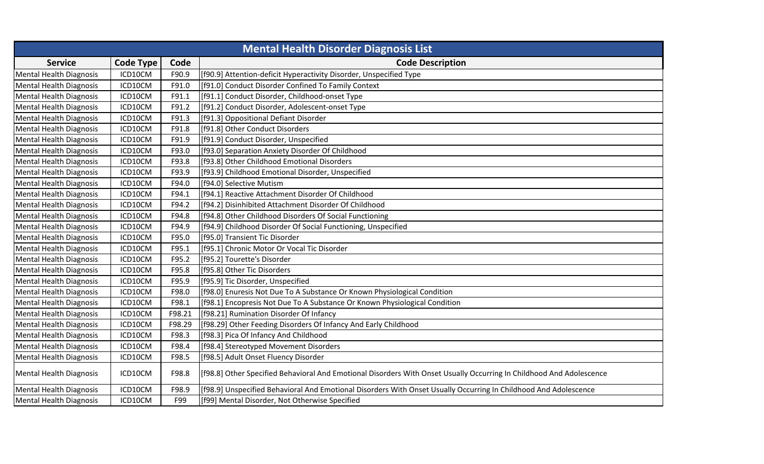| Mental Health Disorder Diagnosis List | | | |
|---|---|---|---|
| **Service** | **Code Type** | **Code** | **Code Description** |
| Mental Health Diagnosis | ICD10CM | F90.9 | [f90.9] Attention-deficit Hyperactivity Disorder, Unspecified Type |
| Mental Health Diagnosis | ICD10CM | F91.0 | [f91.0] Conduct Disorder Confined To Family Context |
| Mental Health Diagnosis | ICD10CM | F91.1 | [f91.1] Conduct Disorder, Childhood-onset Type |
| Mental Health Diagnosis | ICD10CM | F91.2 | [f91.2] Conduct Disorder, Adolescent-onset Type |
| Mental Health Diagnosis | ICD10CM | F91.3 | [f91.3] Oppositional Defiant Disorder |
| Mental Health Diagnosis | ICD10CM | F91.8 | [f91.8] Other Conduct Disorders |
| Mental Health Diagnosis | ICD10CM | F91.9 | [f91.9] Conduct Disorder, Unspecified |
| Mental Health Diagnosis | ICD10CM | F93.0 | [f93.0] Separation Anxiety Disorder Of Childhood |
| Mental Health Diagnosis | ICD10CM | F93.8 | [f93.8] Other Childhood Emotional Disorders |
| Mental Health Diagnosis | ICD10CM | F93.9 | [f93.9] Childhood Emotional Disorder, Unspecified |
| Mental Health Diagnosis | ICD10CM | F94.0 | [f94.0] Selective Mutism |
| Mental Health Diagnosis | ICD10CM | F94.1 | [f94.1] Reactive Attachment Disorder Of Childhood |
| Mental Health Diagnosis | ICD10CM | F94.2 | [f94.2] Disinhibited Attachment Disorder Of Childhood |
| Mental Health Diagnosis | ICD10CM | F94.8 | [f94.8] Other Childhood Disorders Of Social Functioning |
| Mental Health Diagnosis | ICD10CM | F94.9 | [f94.9] Childhood Disorder Of Social Functioning, Unspecified |
| Mental Health Diagnosis | ICD10CM | F95.0 | [f95.0] Transient Tic Disorder |
| Mental Health Diagnosis | ICD10CM | F95.1 | [f95.1] Chronic Motor Or Vocal Tic Disorder |
| Mental Health Diagnosis | ICD10CM | F95.2 | [f95.2] Tourette's Disorder |
| Mental Health Diagnosis | ICD10CM | F95.8 | [f95.8] Other Tic Disorders |
| Mental Health Diagnosis | ICD10CM | F95.9 | [f95.9] Tic Disorder, Unspecified |
| Mental Health Diagnosis | ICD10CM | F98.0 | [f98.0] Enuresis Not Due To A Substance Or Known Physiological Condition |
| Mental Health Diagnosis | ICD10CM | F98.1 | [f98.1] Encopresis Not Due To A Substance Or Known Physiological Condition |
| Mental Health Diagnosis | ICD10CM | F98.21 | [f98.21] Rumination Disorder Of Infancy |
| Mental Health Diagnosis | ICD10CM | F98.29 | [f98.29] Other Feeding Disorders Of Infancy And Early Childhood |
| Mental Health Diagnosis | ICD10CM | F98.3 | [f98.3] Pica Of Infancy And Childhood |
| Mental Health Diagnosis | ICD10CM | F98.4 | [f98.4] Stereotyped Movement Disorders |
| Mental Health Diagnosis | ICD10CM | F98.5 | [f98.5] Adult Onset Fluency Disorder |
| Mental Health Diagnosis | ICD10CM | F98.8 | [f98.8] Other Specified Behavioral And Emotional Disorders With Onset Usually Occurring In Childhood And Adolescence |
| Mental Health Diagnosis | ICD10CM | F98.9 | [f98.9] Unspecified Behavioral And Emotional Disorders With Onset Usually Occurring In Childhood And Adolescence |
| Mental Health Diagnosis | ICD10CM | F99 | [f99] Mental Disorder, Not Otherwise Specified |